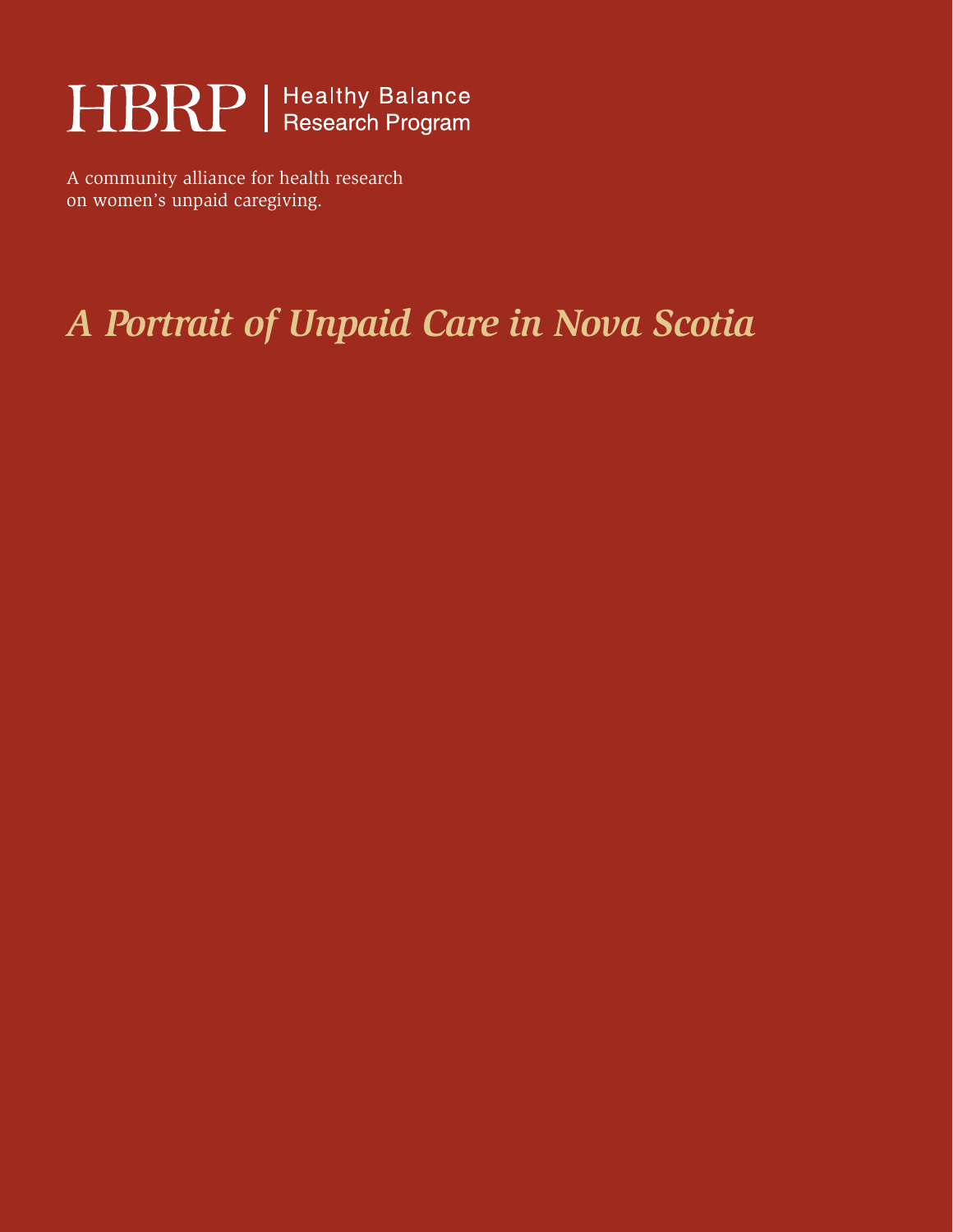HBRP | Healthy Balance Research Program

A community alliance for health research on women's unpaid caregiving.

# *A Portrait of Unpaid Care in Nova Scotia*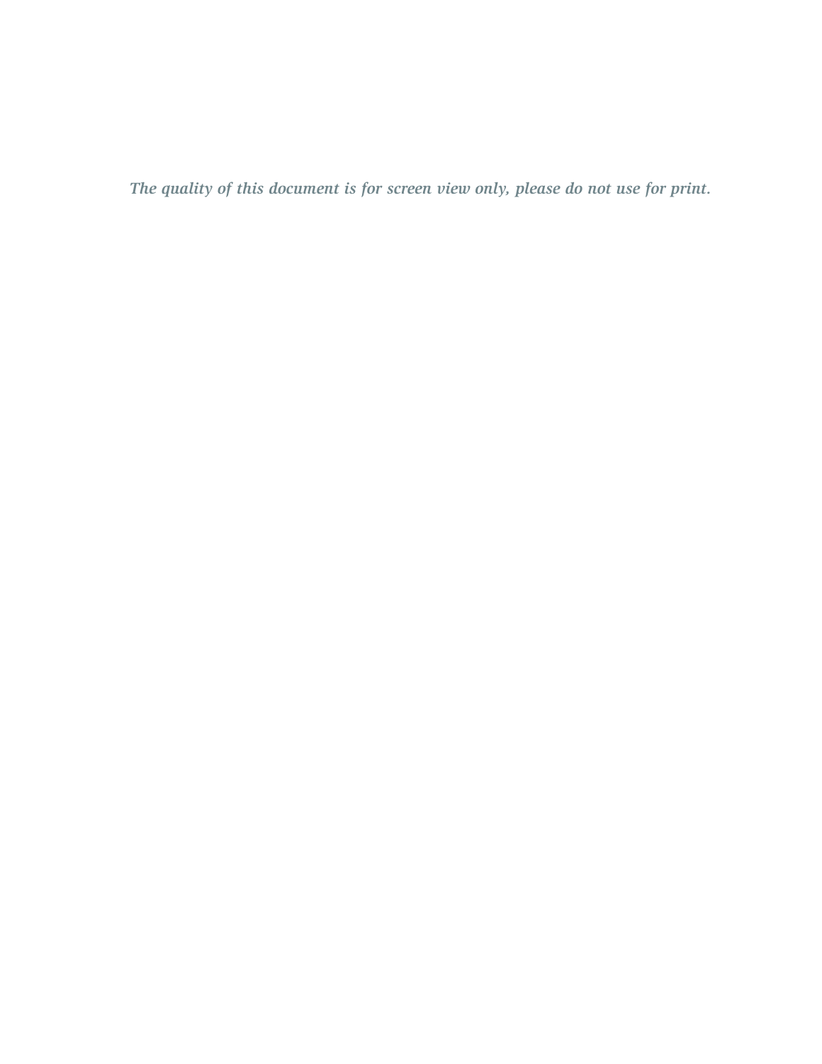*The quality of this document is for screen view only, please do not use for print.*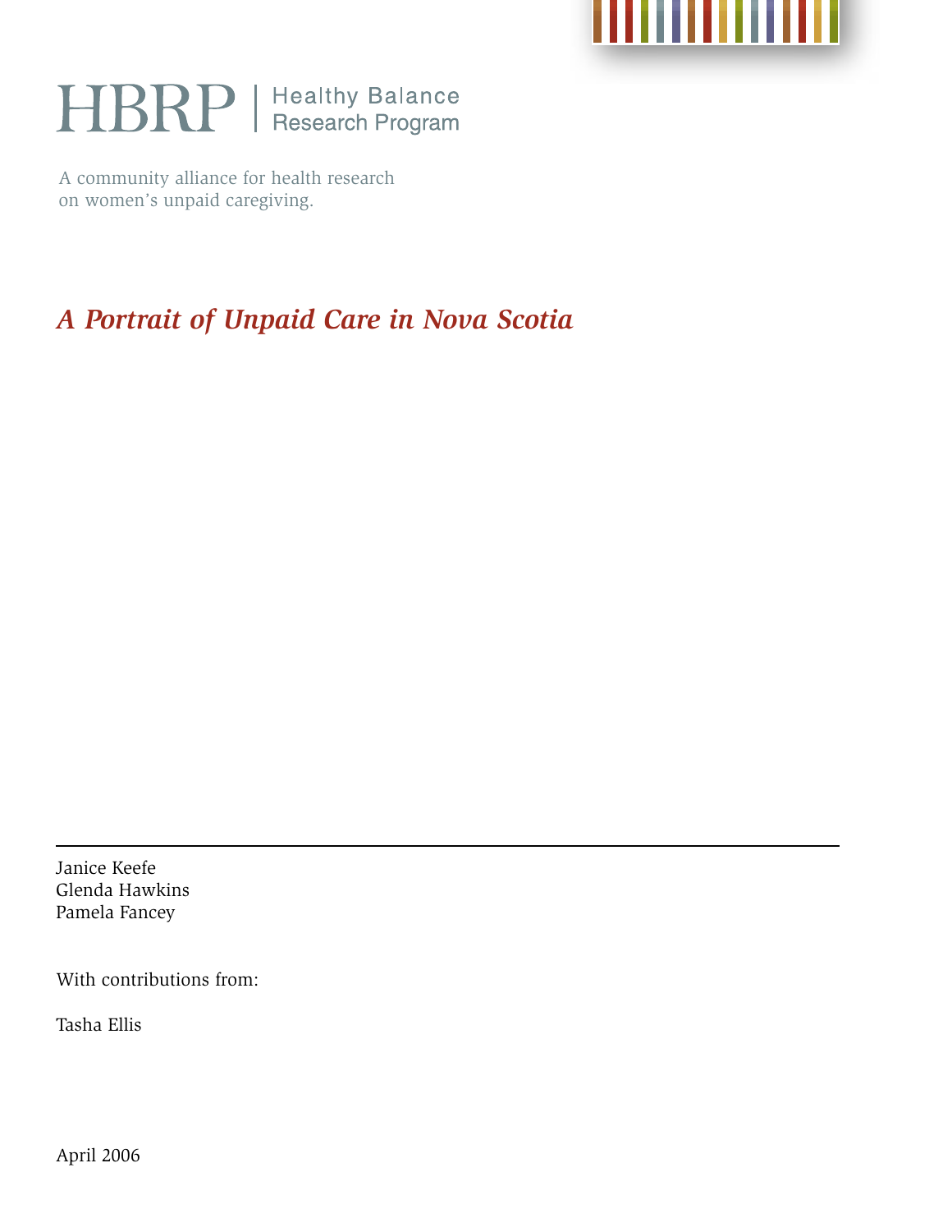HBRP | Healthy Balance Research Program

A community alliance for health research on women's unpaid caregiving.

# *A Portrait of Unpaid Care in Nova Scotia*

---

Janice Keefe
Glenda Hawkins
Pamela Fancey

With contributions from:

Tasha Ellis

April 2006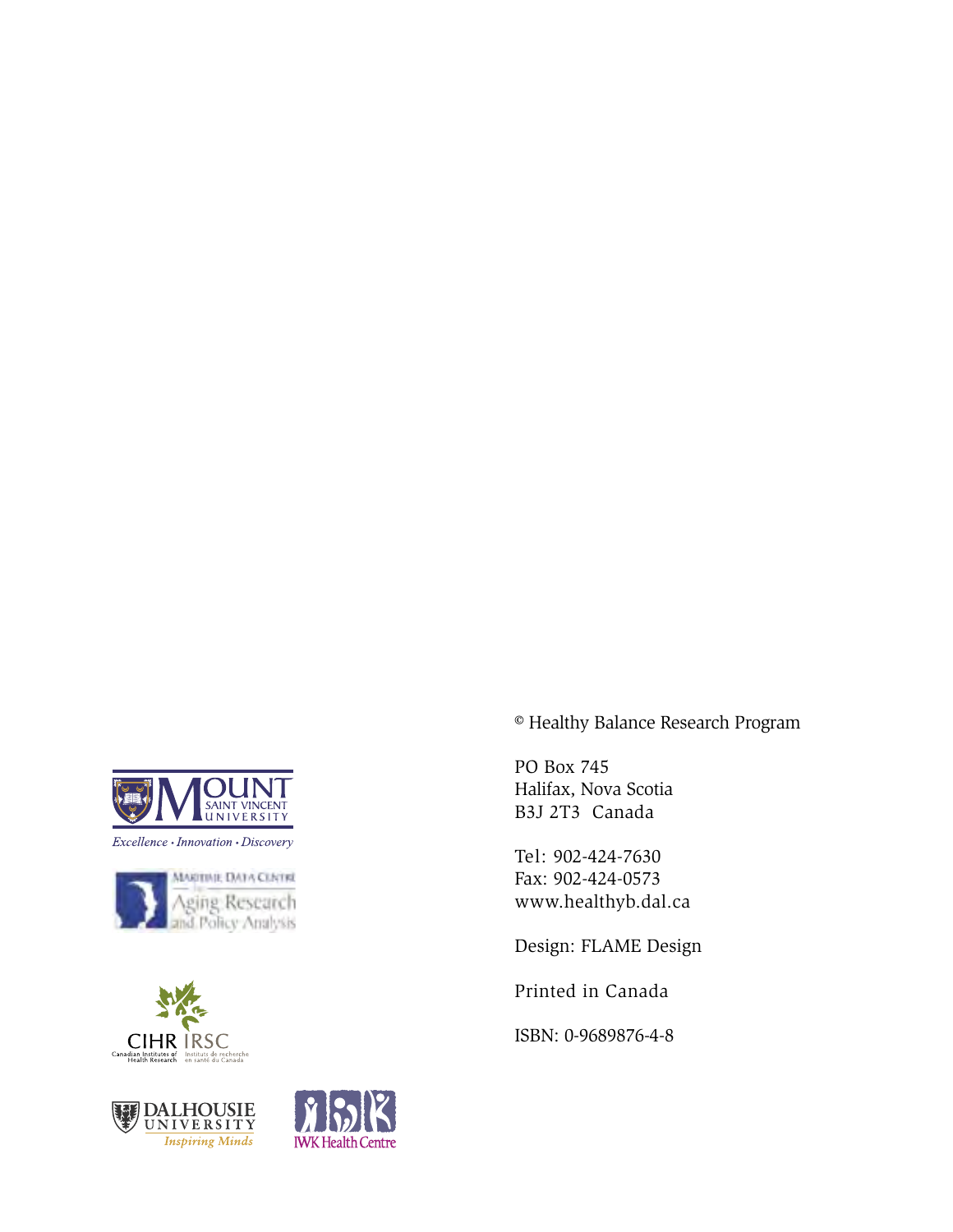© Healthy Balance Research Program

PO Box 745
Halifax, Nova Scotia
B3J 2T3 Canada

Tel: 902-424-7630
Fax: 902-424-0573
www.healthyb.dal.ca

Design: FLAME Design

Printed in Canada

ISBN: 0-9689876-4-8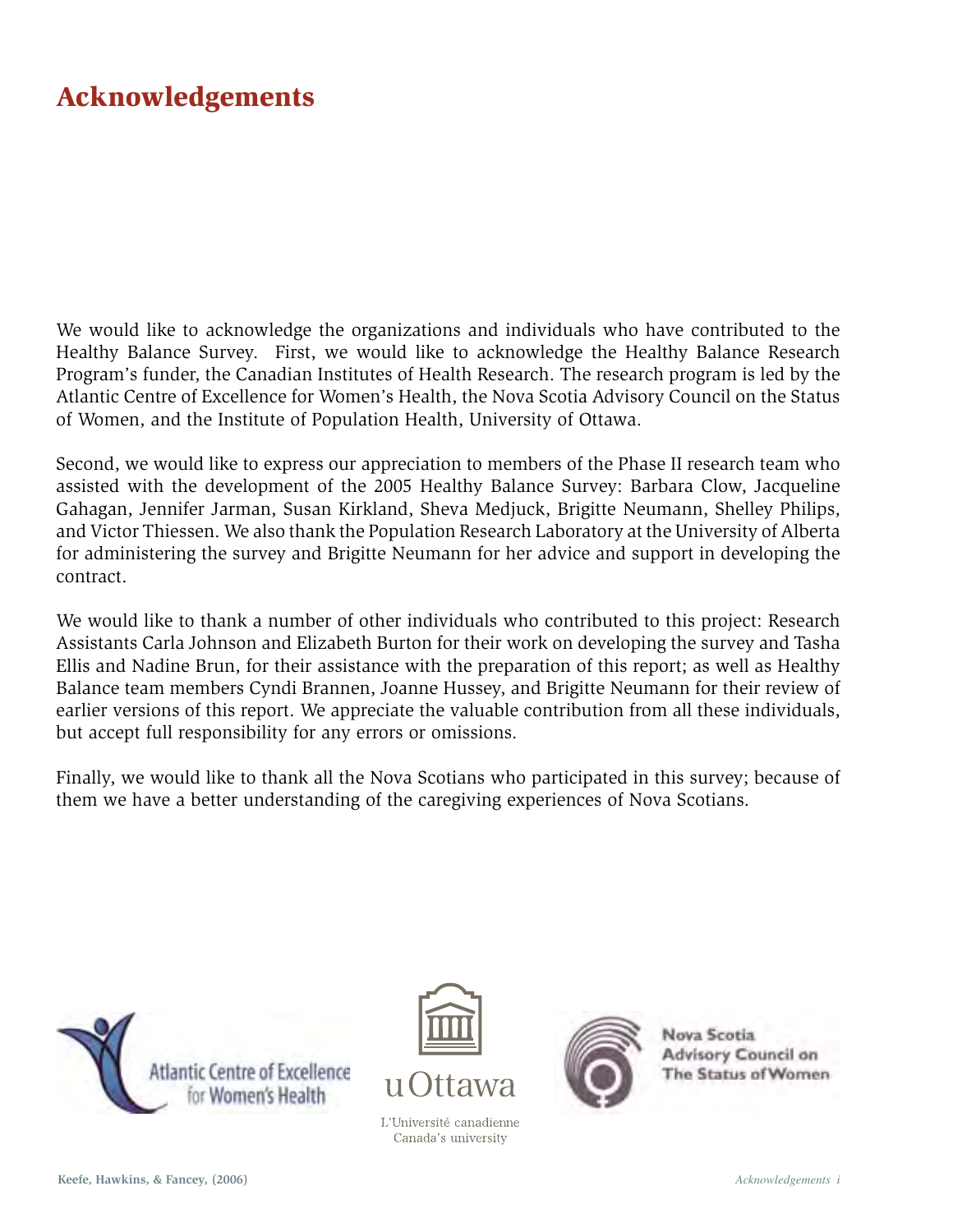# Acknowledgements

We would like to acknowledge the organizations and individuals who have contributed to the Healthy Balance Survey. First, we would like to acknowledge the Healthy Balance Research Program's funder, the Canadian Institutes of Health Research. The research program is led by the Atlantic Centre of Excellence for Women's Health, the Nova Scotia Advisory Council on the Status of Women, and the Institute of Population Health, University of Ottawa.

Second, we would like to express our appreciation to members of the Phase II research team who assisted with the development of the 2005 Healthy Balance Survey: Barbara Clow, Jacqueline Gahagan, Jennifer Jarman, Susan Kirkland, Sheva Medjuck, Brigitte Neumann, Shelley Philips, and Victor Thiessen. We also thank the Population Research Laboratory at the University of Alberta for administering the survey and Brigitte Neumann for her advice and support in developing the contract.

We would like to thank a number of other individuals who contributed to this project: Research Assistants Carla Johnson and Elizabeth Burton for their work on developing the survey and Tasha Ellis and Nadine Brun, for their assistance with the preparation of this report; as well as Healthy Balance team members Cyndi Brannen, Joanne Hussey, and Brigitte Neumann for their review of earlier versions of this report. We appreciate the valuable contribution from all these individuals, but accept full responsibility for any errors or omissions.

Finally, we would like to thank all the Nova Scotians who participated in this survey; because of them we have a better understanding of the caregiving experiences of Nova Scotians.

Atlantic Centre of Excellence for Women's Health

uOttawa

L'Université canadienne
Canada's university

Nova Scotia Advisory Council on The Status of Women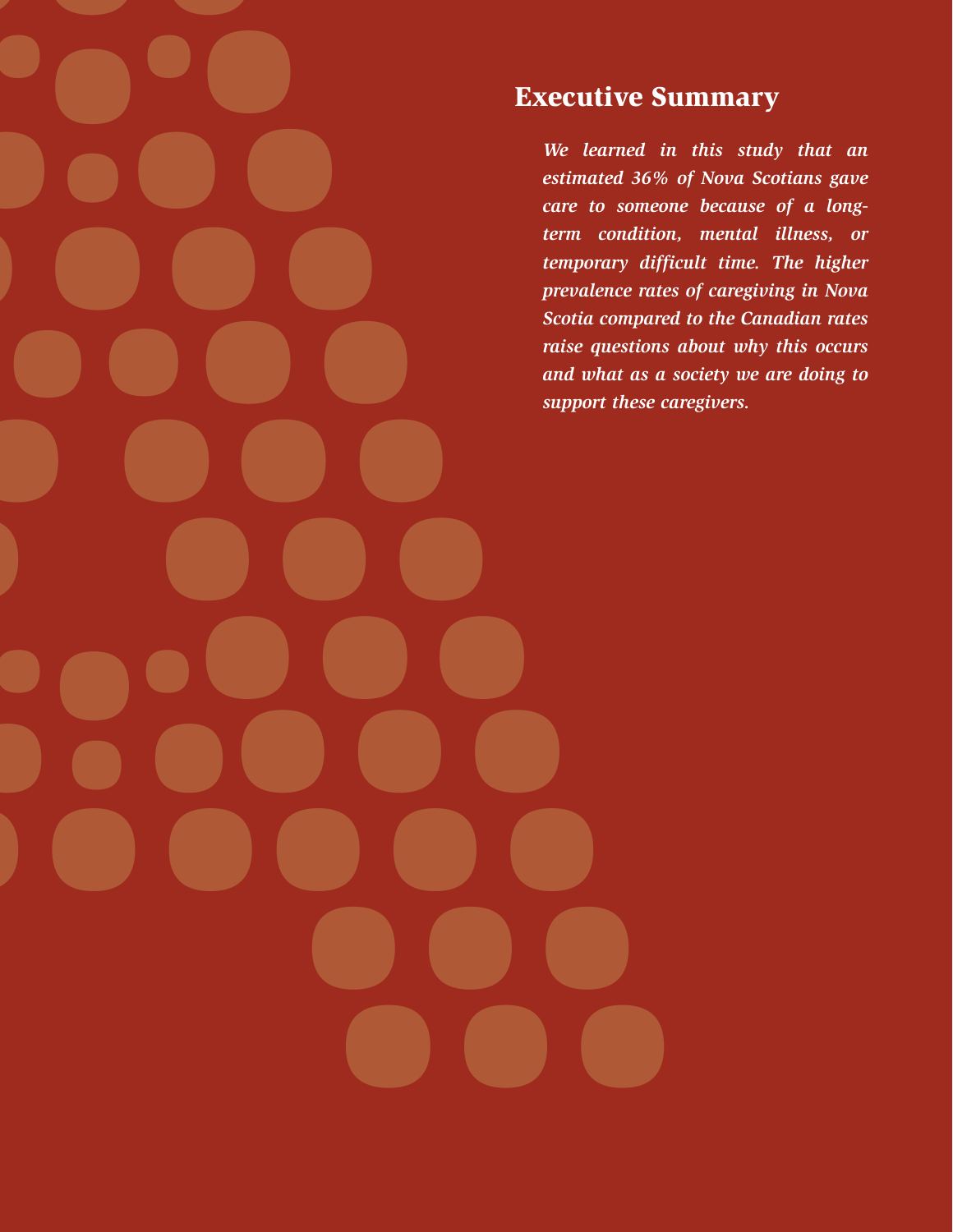## Executive Summary

*We learned in this study that an estimated 36% of Nova Scotians gave care to someone because of a long-term condition, mental illness, or temporary difficult time. The higher prevalence rates of caregiving in Nova Scotia compared to the Canadian rates raise questions about why this occurs and what as a society we are doing to support these caregivers.*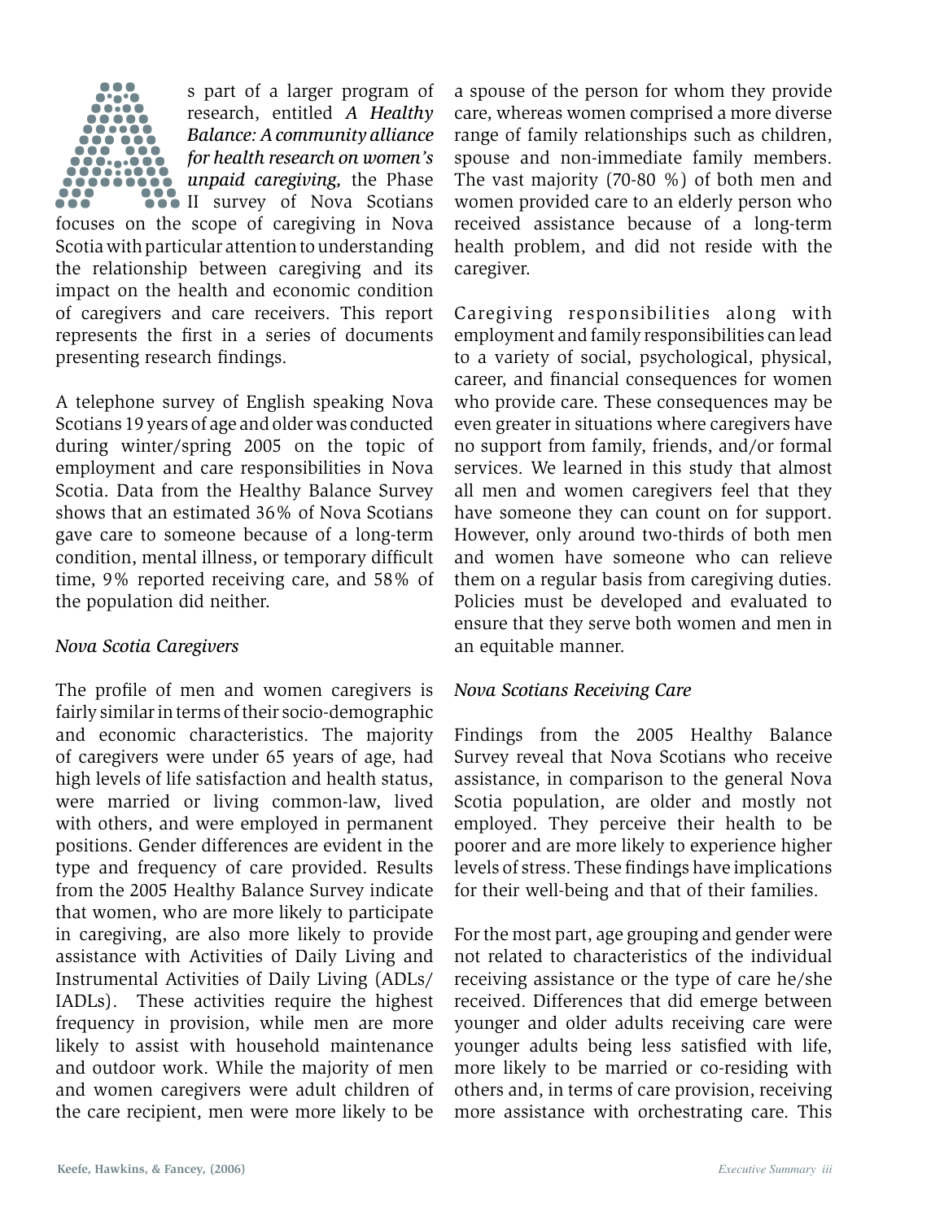As part of a larger program of research, entitled ***A Healthy Balance: A community alliance for health research on women's unpaid caregiving,*** the Phase II survey of Nova Scotians focuses on the scope of caregiving in Nova Scotia with particular attention to understanding the relationship between caregiving and its impact on the health and economic condition of caregivers and care receivers. This report represents the first in a series of documents presenting research findings.

A telephone survey of English speaking Nova Scotians 19 years of age and older was conducted during winter/spring 2005 on the topic of employment and care responsibilities in Nova Scotia. Data from the Healthy Balance Survey shows that an estimated 36% of Nova Scotians gave care to someone because of a long-term condition, mental illness, or temporary difficult time, 9% reported receiving care, and 58% of the population did neither.

*Nova Scotia Caregivers*

The profile of men and women caregivers is fairly similar in terms of their socio-demographic and economic characteristics. The majority of caregivers were under 65 years of age, had high levels of life satisfaction and health status, were married or living common-law, lived with others, and were employed in permanent positions. Gender differences are evident in the type and frequency of care provided. Results from the 2005 Healthy Balance Survey indicate that women, who are more likely to participate in caregiving, are also more likely to provide assistance with Activities of Daily Living and Instrumental Activities of Daily Living (ADLs/IADLs). These activities require the highest frequency in provision, while men are more likely to assist with household maintenance and outdoor work. While the majority of men and women caregivers were adult children of the care recipient, men were more likely to be a spouse of the person for whom they provide care, whereas women comprised a more diverse range of family relationships such as children, spouse and non-immediate family members. The vast majority (70-80 %) of both men and women provided care to an elderly person who received assistance because of a long-term health problem, and did not reside with the caregiver.

Caregiving responsibilities along with employment and family responsibilities can lead to a variety of social, psychological, physical, career, and financial consequences for women who provide care. These consequences may be even greater in situations where caregivers have no support from family, friends, and/or formal services. We learned in this study that almost all men and women caregivers feel that they have someone they can count on for support. However, only around two-thirds of both men and women have someone who can relieve them on a regular basis from caregiving duties. Policies must be developed and evaluated to ensure that they serve both women and men in an equitable manner.

*Nova Scotians Receiving Care*

Findings from the 2005 Healthy Balance Survey reveal that Nova Scotians who receive assistance, in comparison to the general Nova Scotia population, are older and mostly not employed. They perceive their health to be poorer and are more likely to experience higher levels of stress. These findings have implications for their well-being and that of their families.

For the most part, age grouping and gender were not related to characteristics of the individual receiving assistance or the type of care he/she received. Differences that did emerge between younger and older adults receiving care were younger adults being less satisfied with life, more likely to be married or co-residing with others and, in terms of care provision, receiving more assistance with orchestrating care. This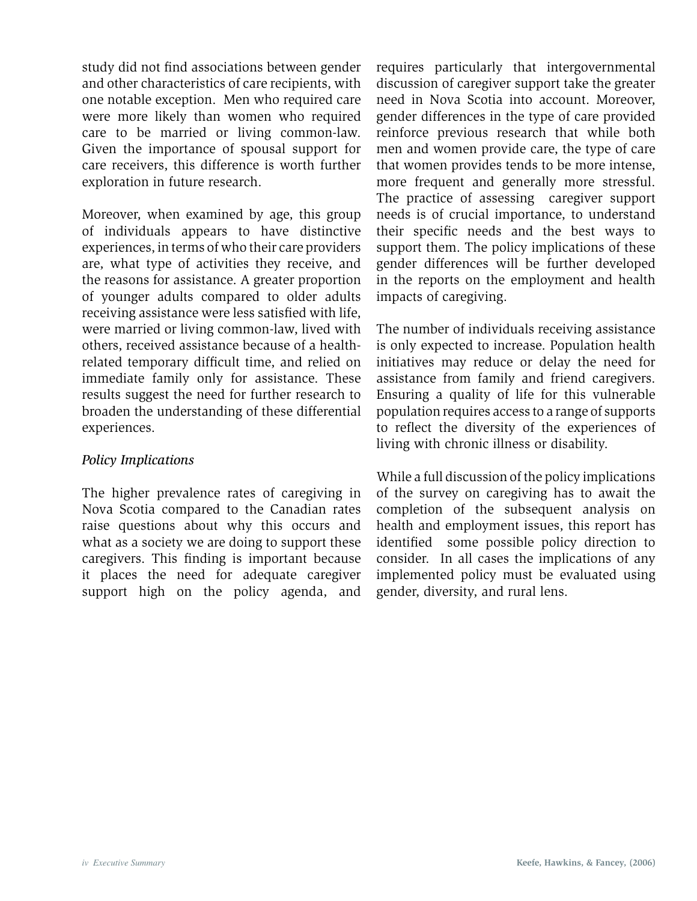study did not find associations between gender and other characteristics of care recipients, with one notable exception. Men who required care were more likely than women who required care to be married or living common-law. Given the importance of spousal support for care receivers, this difference is worth further exploration in future research.

Moreover, when examined by age, this group of individuals appears to have distinctive experiences, in terms of who their care providers are, what type of activities they receive, and the reasons for assistance. A greater proportion of younger adults compared to older adults receiving assistance were less satisfied with life, were married or living common-law, lived with others, received assistance because of a health-related temporary difficult time, and relied on immediate family only for assistance. These results suggest the need for further research to broaden the understanding of these differential experiences.

*Policy Implications*

The higher prevalence rates of caregiving in Nova Scotia compared to the Canadian rates raise questions about why this occurs and what as a society we are doing to support these caregivers. This finding is important because it places the need for adequate caregiver support high on the policy agenda, and requires particularly that intergovernmental discussion of caregiver support take the greater need in Nova Scotia into account. Moreover, gender differences in the type of care provided reinforce previous research that while both men and women provide care, the type of care that women provides tends to be more intense, more frequent and generally more stressful. The practice of assessing caregiver support needs is of crucial importance, to understand their specific needs and the best ways to support them. The policy implications of these gender differences will be further developed in the reports on the employment and health impacts of caregiving.

The number of individuals receiving assistance is only expected to increase. Population health initiatives may reduce or delay the need for assistance from family and friend caregivers. Ensuring a quality of life for this vulnerable population requires access to a range of supports to reflect the diversity of the experiences of living with chronic illness or disability.

While a full discussion of the policy implications of the survey on caregiving has to await the completion of the subsequent analysis on health and employment issues, this report has identified some possible policy direction to consider. In all cases the implications of any implemented policy must be evaluated using gender, diversity, and rural lens.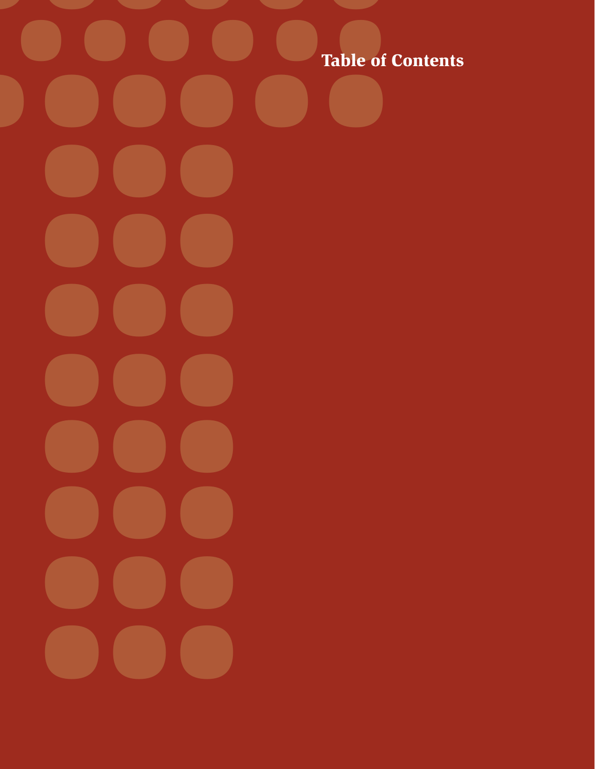# Table of Contents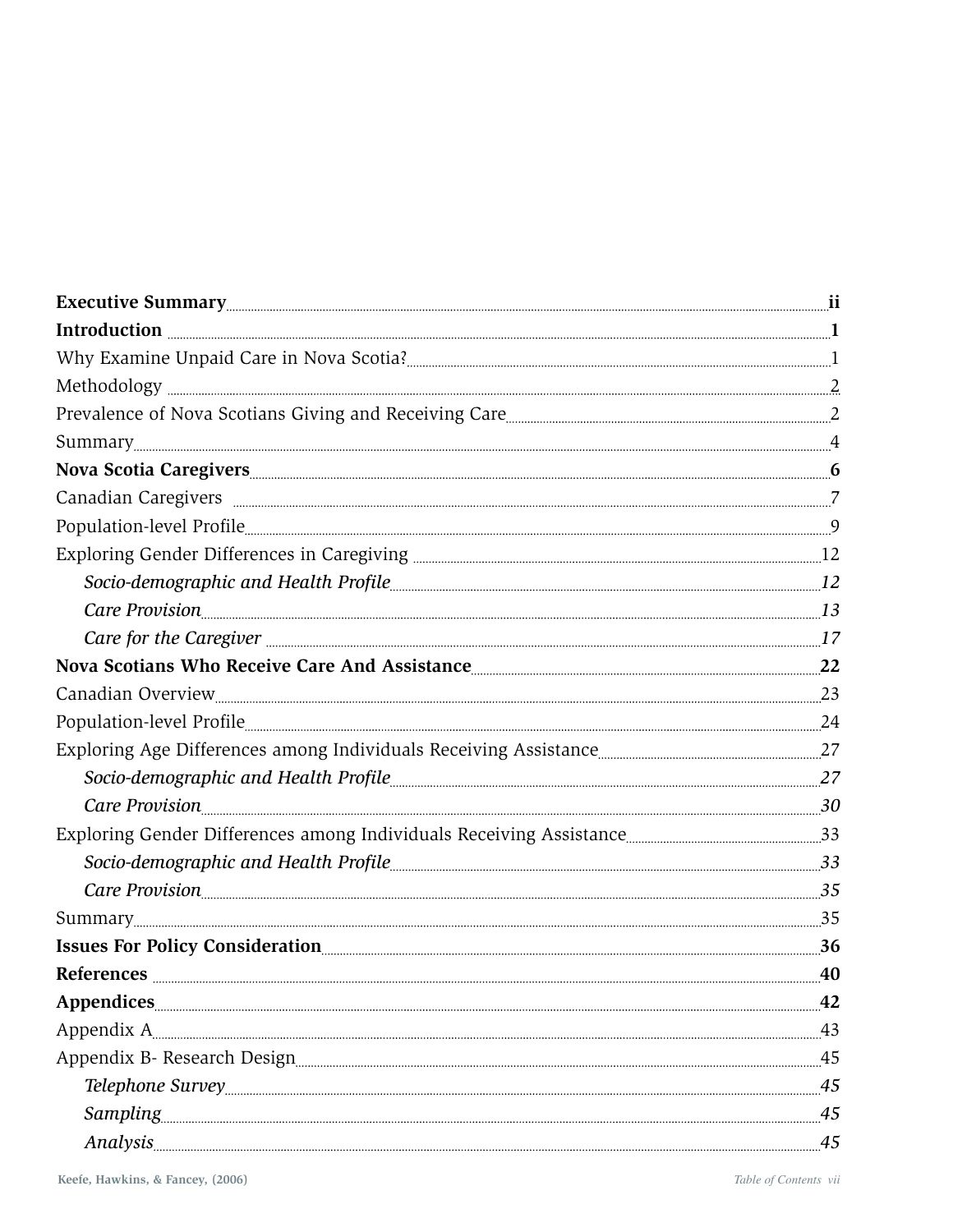| | |
|---|---|
| **Executive Summary** | **ii** |
| **Introduction** | **1** |
| Why Examine Unpaid Care in Nova Scotia? | 1 |
| Methodology | 2 |
| Prevalence of Nova Scotians Giving and Receiving Care | 2 |
| Summary | 4 |
| **Nova Scotia Caregivers** | **6** |
| Canadian Caregivers | 7 |
| Population-level Profile | 9 |
| Exploring Gender Differences in Caregiving | 12 |
| *Socio-demographic and Health Profile* | *12* |
| *Care Provision* | *13* |
| *Care for the Caregiver* | *17* |
| **Nova Scotians Who Receive Care And Assistance** | **22** |
| Canadian Overview | 23 |
| Population-level Profile | 24 |
| Exploring Age Differences among Individuals Receiving Assistance | 27 |
| *Socio-demographic and Health Profile* | *27* |
| *Care Provision* | *30* |
| Exploring Gender Differences among Individuals Receiving Assistance | 33 |
| *Socio-demographic and Health Profile* | *33* |
| *Care Provision* | *35* |
| Summary | 35 |
| **Issues For Policy Consideration** | **36** |
| **References** | **40** |
| **Appendices** | **42** |
| Appendix A | 43 |
| Appendix B- Research Design | 45 |
| *Telephone Survey* | *45* |
| *Sampling* | *45* |
| *Analysis* | *45* |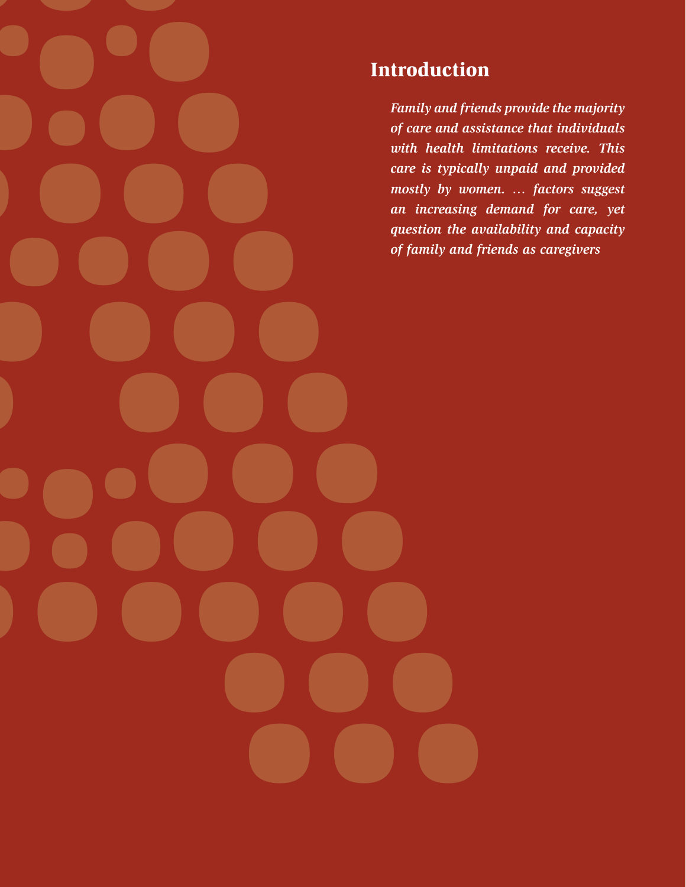## Introduction

*Family and friends provide the majority of care and assistance that individuals with health limitations receive. This care is typically unpaid and provided mostly by women. … factors suggest an increasing demand for care, yet question the availability and capacity of family and friends as caregivers*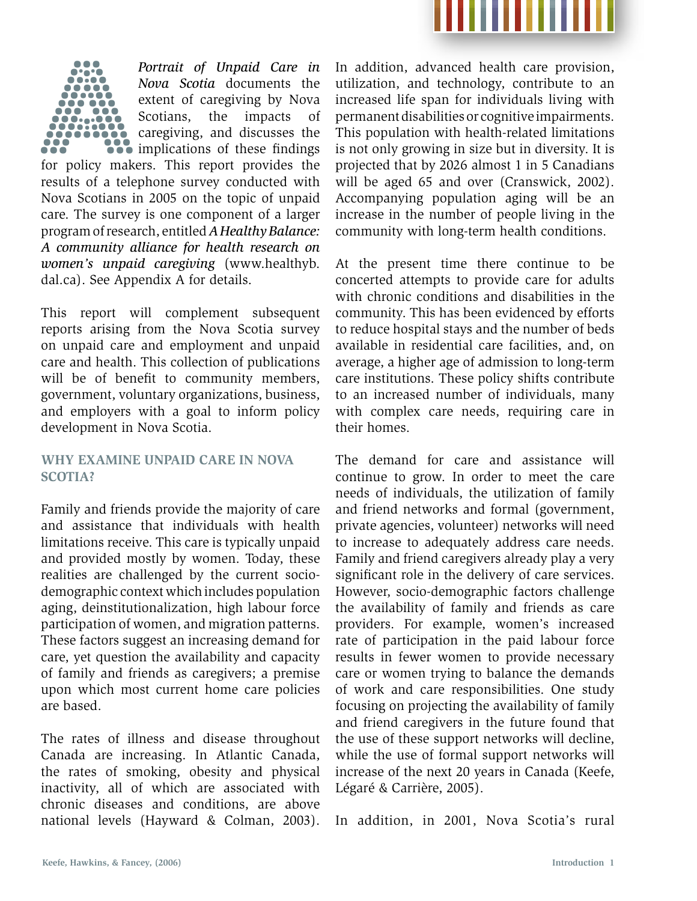*Portrait of Unpaid Care in Nova Scotia* documents the extent of caregiving by Nova Scotians, the impacts of caregiving, and discusses the implications of these findings for policy makers. This report provides the results of a telephone survey conducted with Nova Scotians in 2005 on the topic of unpaid care. The survey is one component of a larger program of research, entitled *A Healthy Balance: A community alliance for health research on women's unpaid caregiving* (www.healthyb.dal.ca). See Appendix A for details.

This report will complement subsequent reports arising from the Nova Scotia survey on unpaid care and employment and unpaid care and health. This collection of publications will be of benefit to community members, government, voluntary organizations, business, and employers with a goal to inform policy development in Nova Scotia.

## WHY EXAMINE UNPAID CARE IN NOVA SCOTIA?

Family and friends provide the majority of care and assistance that individuals with health limitations receive. This care is typically unpaid and provided mostly by women. Today, these realities are challenged by the current socio-demographic context which includes population aging, deinstitutionalization, high labour force participation of women, and migration patterns. These factors suggest an increasing demand for care, yet question the availability and capacity of family and friends as caregivers; a premise upon which most current home care policies are based.

The rates of illness and disease throughout Canada are increasing. In Atlantic Canada, the rates of smoking, obesity and physical inactivity, all of which are associated with chronic diseases and conditions, are above national levels (Hayward & Colman, 2003). In addition, advanced health care provision, utilization, and technology, contribute to an increased life span for individuals living with permanent disabilities or cognitive impairments. This population with health-related limitations is not only growing in size but in diversity. It is projected that by 2026 almost 1 in 5 Canadians will be aged 65 and over (Cranswick, 2002). Accompanying population aging will be an increase in the number of people living in the community with long-term health conditions.

At the present time there continue to be concerted attempts to provide care for adults with chronic conditions and disabilities in the community. This has been evidenced by efforts to reduce hospital stays and the number of beds available in residential care facilities, and, on average, a higher age of admission to long-term care institutions. These policy shifts contribute to an increased number of individuals, many with complex care needs, requiring care in their homes.

The demand for care and assistance will continue to grow. In order to meet the care needs of individuals, the utilization of family and friend networks and formal (government, private agencies, volunteer) networks will need to increase to adequately address care needs. Family and friend caregivers already play a very significant role in the delivery of care services. However, socio-demographic factors challenge the availability of family and friends as care providers. For example, women's increased rate of participation in the paid labour force results in fewer women to provide necessary care or women trying to balance the demands of work and care responsibilities. One study focusing on projecting the availability of family and friend caregivers in the future found that the use of these support networks will decline, while the use of formal support networks will increase of the next 20 years in Canada (Keefe, Légaré & Carrière, 2005).

In addition, in 2001, Nova Scotia's rural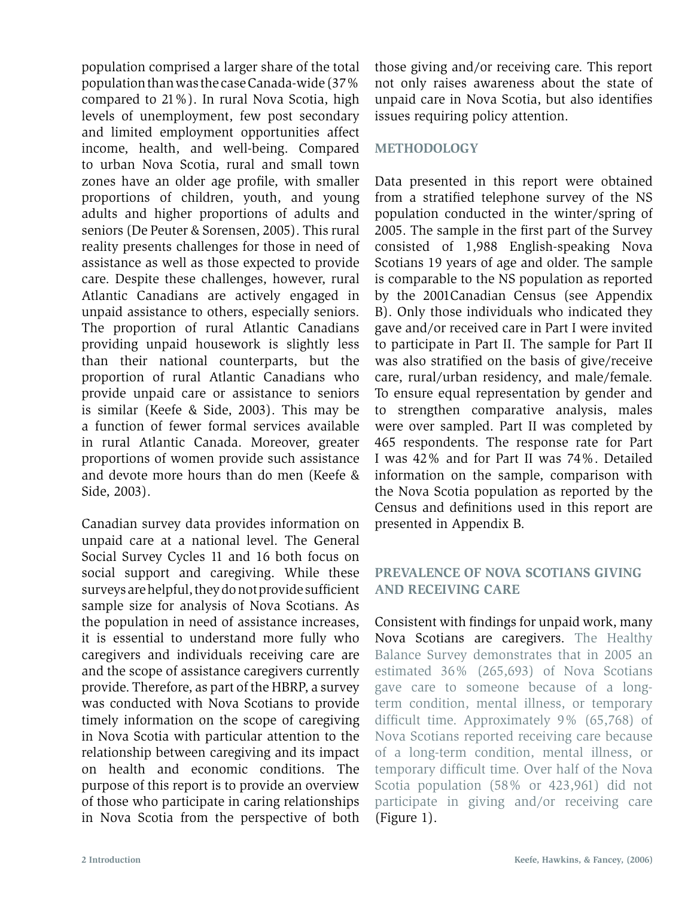population comprised a larger share of the total population than was the case Canada-wide (37% compared to 21%). In rural Nova Scotia, high levels of unemployment, few post secondary and limited employment opportunities affect income, health, and well-being. Compared to urban Nova Scotia, rural and small town zones have an older age profile, with smaller proportions of children, youth, and young adults and higher proportions of adults and seniors (De Peuter & Sorensen, 2005). This rural reality presents challenges for those in need of assistance as well as those expected to provide care. Despite these challenges, however, rural Atlantic Canadians are actively engaged in unpaid assistance to others, especially seniors. The proportion of rural Atlantic Canadians providing unpaid housework is slightly less than their national counterparts, but the proportion of rural Atlantic Canadians who provide unpaid care or assistance to seniors is similar (Keefe & Side, 2003). This may be a function of fewer formal services available in rural Atlantic Canada. Moreover, greater proportions of women provide such assistance and devote more hours than do men (Keefe & Side, 2003).

Canadian survey data provides information on unpaid care at a national level. The General Social Survey Cycles 11 and 16 both focus on social support and caregiving. While these surveys are helpful, they do not provide sufficient sample size for analysis of Nova Scotians. As the population in need of assistance increases, it is essential to understand more fully who caregivers and individuals receiving care are and the scope of assistance caregivers currently provide. Therefore, as part of the HBRP, a survey was conducted with Nova Scotians to provide timely information on the scope of caregiving in Nova Scotia with particular attention to the relationship between caregiving and its impact on health and economic conditions. The purpose of this report is to provide an overview of those who participate in caring relationships in Nova Scotia from the perspective of both those giving and/or receiving care. This report not only raises awareness about the state of unpaid care in Nova Scotia, but also identifies issues requiring policy attention.

## METHODOLOGY

Data presented in this report were obtained from a stratified telephone survey of the NS population conducted in the winter/spring of 2005. The sample in the first part of the Survey consisted of 1,988 English-speaking Nova Scotians 19 years of age and older. The sample is comparable to the NS population as reported by the 2001Canadian Census (see Appendix B). Only those individuals who indicated they gave and/or received care in Part I were invited to participate in Part II. The sample for Part II was also stratified on the basis of give/receive care, rural/urban residency, and male/female. To ensure equal representation by gender and to strengthen comparative analysis, males were over sampled. Part II was completed by 465 respondents. The response rate for Part I was 42% and for Part II was 74%. Detailed information on the sample, comparison with the Nova Scotia population as reported by the Census and definitions used in this report are presented in Appendix B.

## PREVALENCE OF NOVA SCOTIANS GIVING AND RECEIVING CARE

Consistent with findings for unpaid work, many Nova Scotians are caregivers. The Healthy Balance Survey demonstrates that in 2005 an estimated 36% (265,693) of Nova Scotians gave care to someone because of a long-term condition, mental illness, or temporary difficult time. Approximately 9% (65,768) of Nova Scotians reported receiving care because of a long-term condition, mental illness, or temporary difficult time. Over half of the Nova Scotia population (58% or 423,961) did not participate in giving and/or receiving care (Figure 1).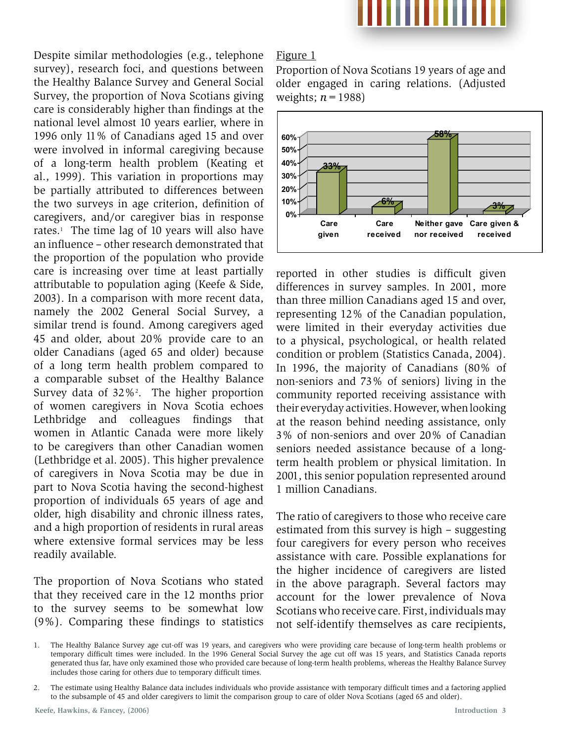Despite similar methodologies (e.g., telephone survey), research foci, and questions between the Healthy Balance Survey and General Social Survey, the proportion of Nova Scotians giving care is considerably higher than findings at the national level almost 10 years earlier, where in 1996 only 11% of Canadians aged 15 and over were involved in informal caregiving because of a long-term health problem (Keating et al., 1999). This variation in proportions may be partially attributed to differences between the two surveys in age criterion, definition of caregivers, and/or caregiver bias in response rates.[1] The time lag of 10 years will also have an influence – other research demonstrated that the proportion of the population who provide care is increasing over time at least partially attributable to population aging (Keefe & Side, 2003). In a comparison with more recent data, namely the 2002 General Social Survey, a similar trend is found. Among caregivers aged 45 and older, about 20% provide care to an older Canadians (aged 65 and older) because of a long term health problem compared to a comparable subset of the Healthy Balance Survey data of 32%[2]. The higher proportion of women caregivers in Nova Scotia echoes Lethbridge and colleagues findings that women in Atlantic Canada were more likely to be caregivers than other Canadian women (Lethbridge et al. 2005). This higher prevalence of caregivers in Nova Scotia may be due in part to Nova Scotia having the second-highest proportion of individuals 65 years of age and older, high disability and chronic illness rates, and a high proportion of residents in rural areas where extensive formal services may be less readily available.

The proportion of Nova Scotians who stated that they received care in the 12 months prior to the survey seems to be somewhat low (9%). Comparing these findings to statistics reported in other studies is difficult given differences in survey samples. In 2001, more than three million Canadians aged 15 and over, representing 12% of the Canadian population, were limited in their everyday activities due to a physical, psychological, or health related condition or problem (Statistics Canada, 2004). In 1996, the majority of Canadians (80% of non-seniors and 73% of seniors) living in the community reported receiving assistance with their everyday activities. However, when looking at the reason behind needing assistance, only 3% of non-seniors and over 20% of Canadian seniors needed assistance because of a long-term health problem or physical limitation. In 2001, this senior population represented around 1 million Canadians.

Figure 1

Proportion of Nova Scotians 19 years of age and older engaged in caring relations. (Adjusted weights; $n = 1988$)

| Category | Percentage |
|---|---|
| Care given | 33% |
| Care received | 6% |
| Neither gave nor received | 58% |
| Care given & received | 3% |

The ratio of caregivers to those who receive care estimated from this survey is high – suggesting four caregivers for every person who receives assistance with care. Possible explanations for the higher incidence of caregivers are listed in the above paragraph. Several factors may account for the lower prevalence of Nova Scotians who receive care. First, individuals may not self-identify themselves as care recipients,

1. The Healthy Balance Survey age cut-off was 19 years, and caregivers who were providing care because of long-term health problems or temporary difficult times were included. In the 1996 General Social Survey the age cut off was 15 years, and Statistics Canada reports generated thus far, have only examined those who provided care because of long-term health problems, whereas the Healthy Balance Survey includes those caring for others due to temporary difficult times.

2. The estimate using Healthy Balance data includes individuals who provide assistance with temporary difficult times and a factoring applied to the subsample of 45 and older caregivers to limit the comparison group to care of older Nova Scotians (aged 65 and older).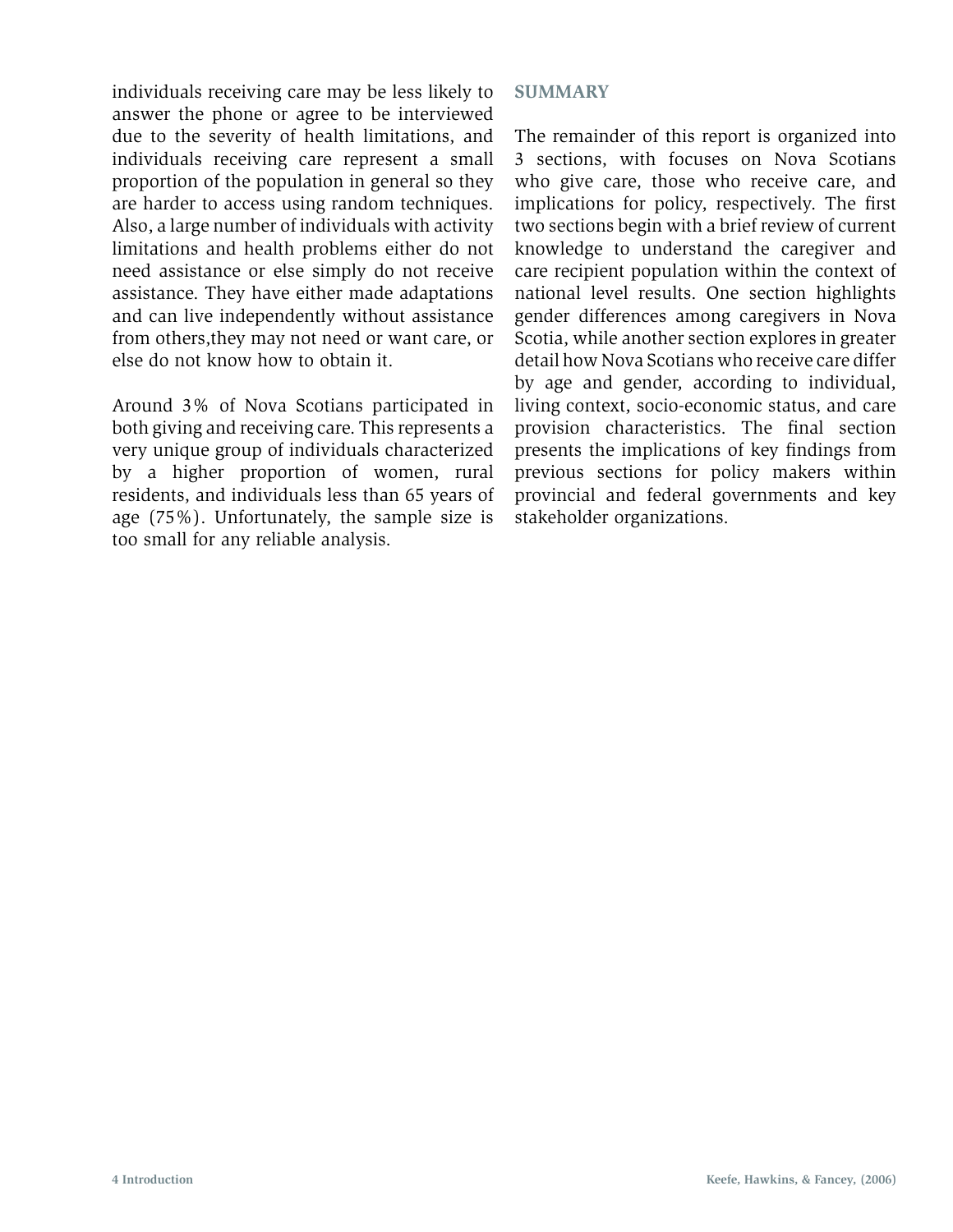individuals receiving care may be less likely to answer the phone or agree to be interviewed due to the severity of health limitations, and individuals receiving care represent a small proportion of the population in general so they are harder to access using random techniques. Also, a large number of individuals with activity limitations and health problems either do not need assistance or else simply do not receive assistance. They have either made adaptations and can live independently without assistance from others,they may not need or want care, or else do not know how to obtain it.

Around 3% of Nova Scotians participated in both giving and receiving care. This represents a very unique group of individuals characterized by a higher proportion of women, rural residents, and individuals less than 65 years of age (75%). Unfortunately, the sample size is too small for any reliable analysis.

## SUMMARY

The remainder of this report is organized into 3 sections, with focuses on Nova Scotians who give care, those who receive care, and implications for policy, respectively. The first two sections begin with a brief review of current knowledge to understand the caregiver and care recipient population within the context of national level results. One section highlights gender differences among caregivers in Nova Scotia, while another section explores in greater detail how Nova Scotians who receive care differ by age and gender, according to individual, living context, socio-economic status, and care provision characteristics. The final section presents the implications of key findings from previous sections for policy makers within provincial and federal governments and key stakeholder organizations.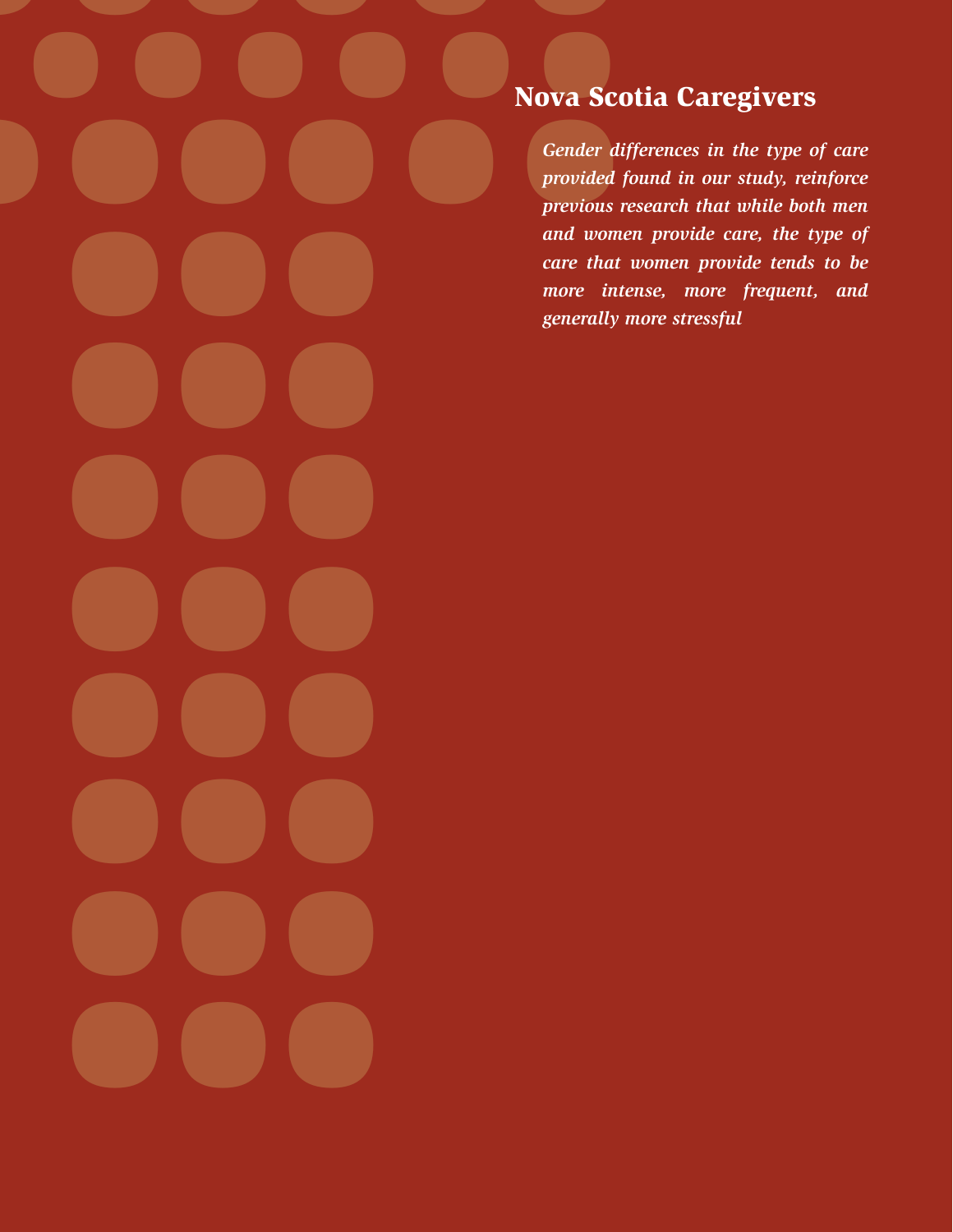## Nova Scotia Caregivers

*Gender differences in the type of care provided found in our study, reinforce previous research that while both men and women provide care, the type of care that women provide tends to be more intense, more frequent, and generally more stressful*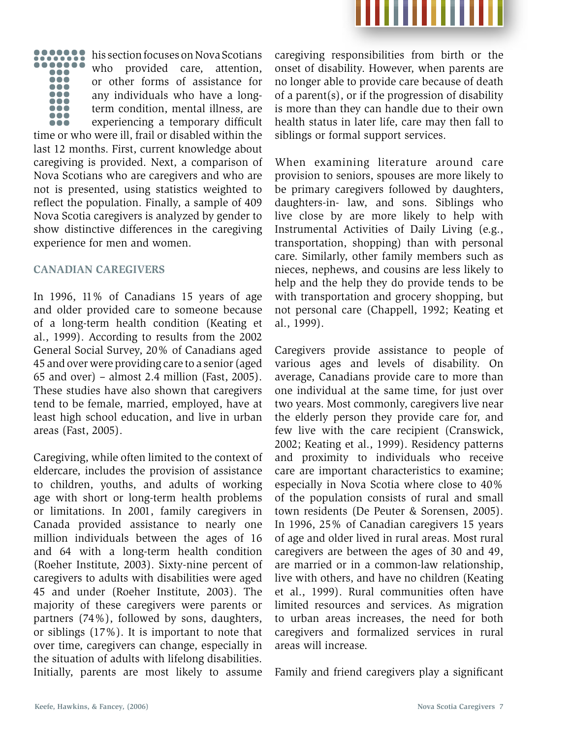This section focuses on Nova Scotians who provided care, attention, or other forms of assistance for any individuals who have a long-term condition, mental illness, are experiencing a temporary difficult time or who were ill, frail or disabled within the last 12 months. First, current knowledge about caregiving is provided. Next, a comparison of Nova Scotians who are caregivers and who are not is presented, using statistics weighted to reflect the population. Finally, a sample of 409 Nova Scotia caregivers is analyzed by gender to show distinctive differences in the caregiving experience for men and women.

## CANADIAN CAREGIVERS

In 1996, 11% of Canadians 15 years of age and older provided care to someone because of a long-term health condition (Keating et al., 1999). According to results from the 2002 General Social Survey, 20% of Canadians aged 45 and over were providing care to a senior (aged 65 and over) – almost 2.4 million (Fast, 2005). These studies have also shown that caregivers tend to be female, married, employed, have at least high school education, and live in urban areas (Fast, 2005).

Caregiving, while often limited to the context of eldercare, includes the provision of assistance to children, youths, and adults of working age with short or long-term health problems or limitations. In 2001, family caregivers in Canada provided assistance to nearly one million individuals between the ages of 16 and 64 with a long-term health condition (Roeher Institute, 2003). Sixty-nine percent of caregivers to adults with disabilities were aged 45 and under (Roeher Institute, 2003). The majority of these caregivers were parents or partners (74%), followed by sons, daughters, or siblings (17%). It is important to note that over time, caregivers can change, especially in the situation of adults with lifelong disabilities. Initially, parents are most likely to assume caregiving responsibilities from birth or the onset of disability. However, when parents are no longer able to provide care because of death of a parent(s), or if the progression of disability is more than they can handle due to their own health status in later life, care may then fall to siblings or formal support services.

When examining literature around care provision to seniors, spouses are more likely to be primary caregivers followed by daughters, daughters-in- law, and sons. Siblings who live close by are more likely to help with Instrumental Activities of Daily Living (e.g., transportation, shopping) than with personal care. Similarly, other family members such as nieces, nephews, and cousins are less likely to help and the help they do provide tends to be with transportation and grocery shopping, but not personal care (Chappell, 1992; Keating et al., 1999).

Caregivers provide assistance to people of various ages and levels of disability. On average, Canadians provide care to more than one individual at the same time, for just over two years. Most commonly, caregivers live near the elderly person they provide care for, and few live with the care recipient (Cranswick, 2002; Keating et al., 1999). Residency patterns and proximity to individuals who receive care are important characteristics to examine; especially in Nova Scotia where close to 40% of the population consists of rural and small town residents (De Peuter & Sorensen, 2005). In 1996, 25% of Canadian caregivers 15 years of age and older lived in rural areas. Most rural caregivers are between the ages of 30 and 49, are married or in a common-law relationship, live with others, and have no children (Keating et al., 1999). Rural communities often have limited resources and services. As migration to urban areas increases, the need for both caregivers and formalized services in rural areas will increase.

Family and friend caregivers play a significant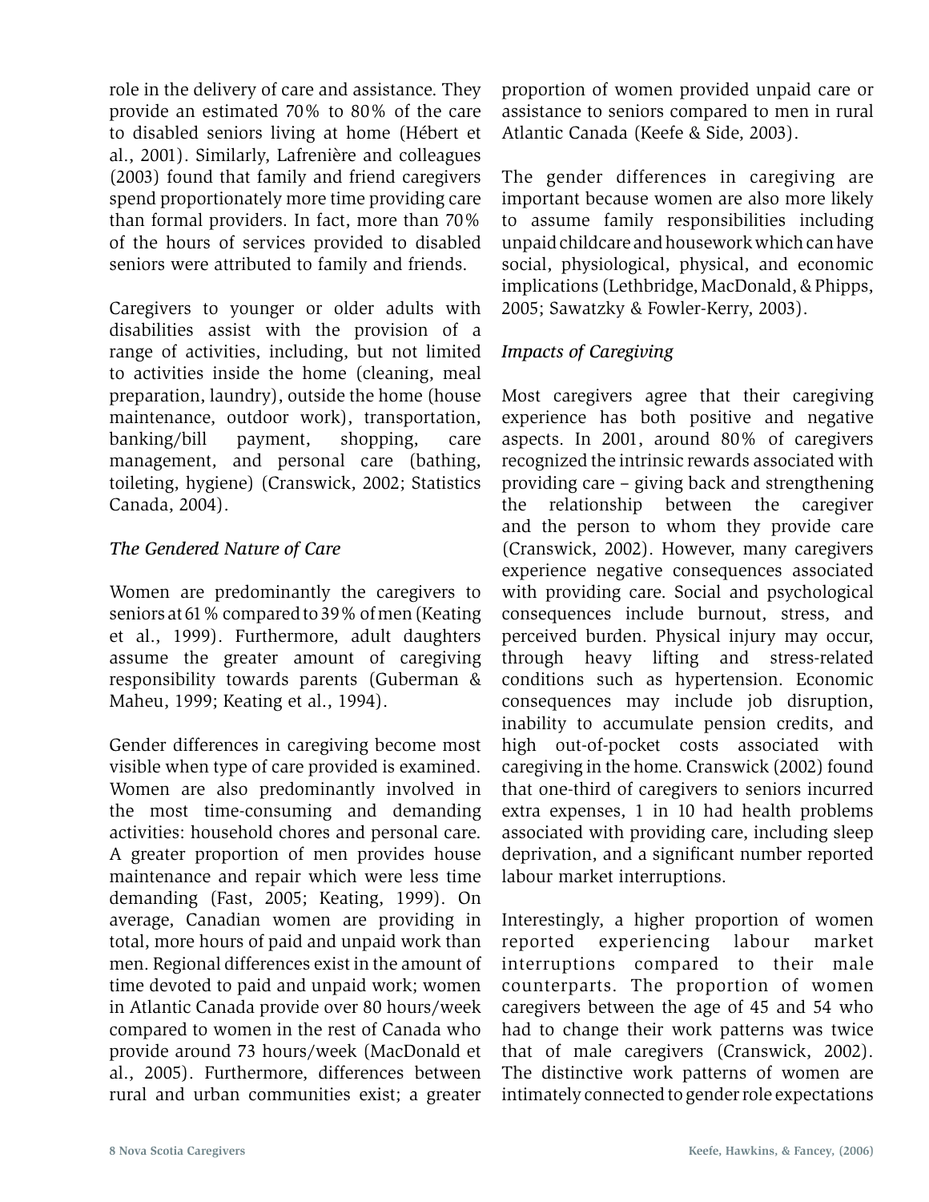role in the delivery of care and assistance. They provide an estimated 70% to 80% of the care to disabled seniors living at home (Hébert et al., 2001). Similarly, Lafrenière and colleagues (2003) found that family and friend caregivers spend proportionately more time providing care than formal providers. In fact, more than 70% of the hours of services provided to disabled seniors were attributed to family and friends.

Caregivers to younger or older adults with disabilities assist with the provision of a range of activities, including, but not limited to activities inside the home (cleaning, meal preparation, laundry), outside the home (house maintenance, outdoor work), transportation, banking/bill payment, shopping, care management, and personal care (bathing, toileting, hygiene) (Cranswick, 2002; Statistics Canada, 2004).

*The Gendered Nature of Care*

Women are predominantly the caregivers to seniors at 61% compared to 39% of men (Keating et al., 1999). Furthermore, adult daughters assume the greater amount of caregiving responsibility towards parents (Guberman & Maheu, 1999; Keating et al., 1994).

Gender differences in caregiving become most visible when type of care provided is examined. Women are also predominantly involved in the most time-consuming and demanding activities: household chores and personal care. A greater proportion of men provides house maintenance and repair which were less time demanding (Fast, 2005; Keating, 1999). On average, Canadian women are providing in total, more hours of paid and unpaid work than men. Regional differences exist in the amount of time devoted to paid and unpaid work; women in Atlantic Canada provide over 80 hours/week compared to women in the rest of Canada who provide around 73 hours/week (MacDonald et al., 2005). Furthermore, differences between rural and urban communities exist; a greater proportion of women provided unpaid care or assistance to seniors compared to men in rural Atlantic Canada (Keefe & Side, 2003).

The gender differences in caregiving are important because women are also more likely to assume family responsibilities including unpaid childcare and housework which can have social, physiological, physical, and economic implications (Lethbridge, MacDonald, & Phipps, 2005; Sawatzky & Fowler-Kerry, 2003).

*Impacts of Caregiving*

Most caregivers agree that their caregiving experience has both positive and negative aspects. In 2001, around 80% of caregivers recognized the intrinsic rewards associated with providing care – giving back and strengthening the relationship between the caregiver and the person to whom they provide care (Cranswick, 2002). However, many caregivers experience negative consequences associated with providing care. Social and psychological consequences include burnout, stress, and perceived burden. Physical injury may occur, through heavy lifting and stress-related conditions such as hypertension. Economic consequences may include job disruption, inability to accumulate pension credits, and high out-of-pocket costs associated with caregiving in the home. Cranswick (2002) found that one-third of caregivers to seniors incurred extra expenses, 1 in 10 had health problems associated with providing care, including sleep deprivation, and a significant number reported labour market interruptions.

Interestingly, a higher proportion of women reported experiencing labour market interruptions compared to their male counterparts. The proportion of women caregivers between the age of 45 and 54 who had to change their work patterns was twice that of male caregivers (Cranswick, 2002). The distinctive work patterns of women are intimately connected to gender role expectations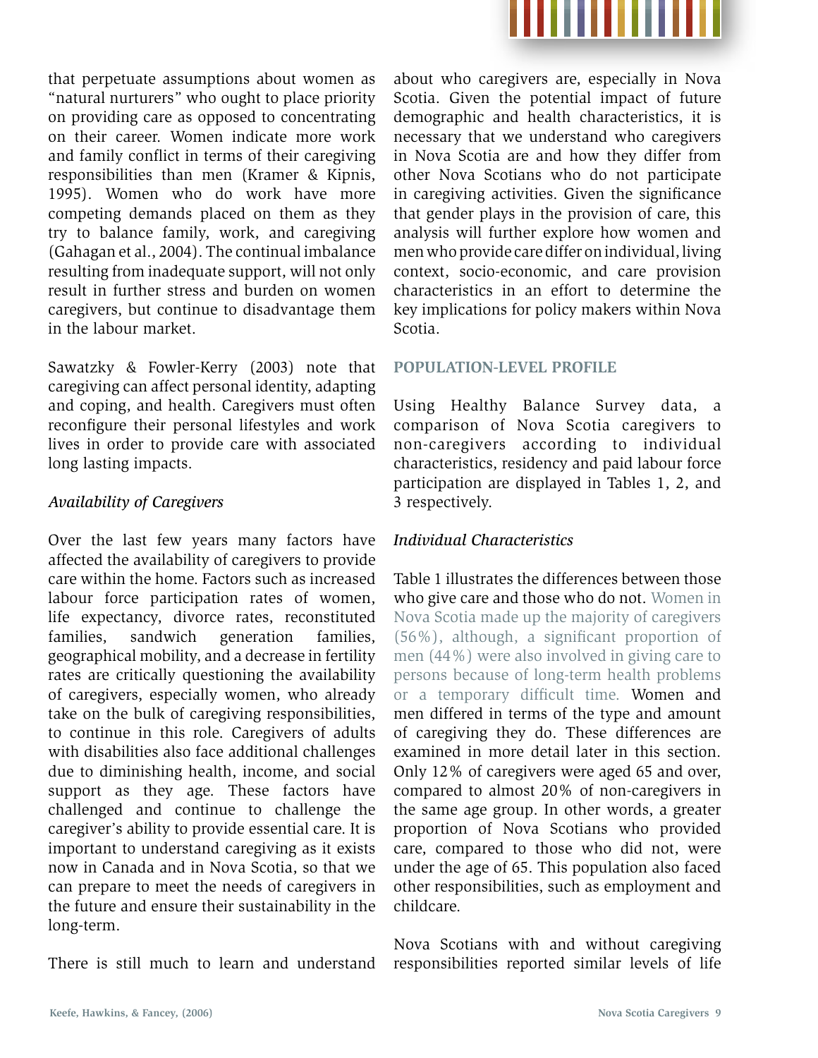that perpetuate assumptions about women as "natural nurturers" who ought to place priority on providing care as opposed to concentrating on their career. Women indicate more work and family conflict in terms of their caregiving responsibilities than men (Kramer & Kipnis, 1995). Women who do work have more competing demands placed on them as they try to balance family, work, and caregiving (Gahagan et al., 2004). The continual imbalance resulting from inadequate support, will not only result in further stress and burden on women caregivers, but continue to disadvantage them in the labour market.

Sawatzky & Fowler-Kerry (2003) note that caregiving can affect personal identity, adapting and coping, and health. Caregivers must often reconfigure their personal lifestyles and work lives in order to provide care with associated long lasting impacts.

*Availability of Caregivers*

Over the last few years many factors have affected the availability of caregivers to provide care within the home. Factors such as increased labour force participation rates of women, life expectancy, divorce rates, reconstituted families, sandwich generation families, geographical mobility, and a decrease in fertility rates are critically questioning the availability of caregivers, especially women, who already take on the bulk of caregiving responsibilities, to continue in this role. Caregivers of adults with disabilities also face additional challenges due to diminishing health, income, and social support as they age. These factors have challenged and continue to challenge the caregiver's ability to provide essential care. It is important to understand caregiving as it exists now in Canada and in Nova Scotia, so that we can prepare to meet the needs of caregivers in the future and ensure their sustainability in the long-term.

There is still much to learn and understand about who caregivers are, especially in Nova Scotia. Given the potential impact of future demographic and health characteristics, it is necessary that we understand who caregivers in Nova Scotia are and how they differ from other Nova Scotians who do not participate in caregiving activities. Given the significance that gender plays in the provision of care, this analysis will further explore how women and men who provide care differ on individual, living context, socio-economic, and care provision characteristics in an effort to determine the key implications for policy makers within Nova Scotia.

## POPULATION-LEVEL PROFILE

Using Healthy Balance Survey data, a comparison of Nova Scotia caregivers to non-caregivers according to individual characteristics, residency and paid labour force participation are displayed in Tables 1, 2, and 3 respectively.

*Individual Characteristics*

Table 1 illustrates the differences between those who give care and those who do not. Women in Nova Scotia made up the majority of caregivers (56%), although, a significant proportion of men (44%) were also involved in giving care to persons because of long-term health problems or a temporary difficult time. Women and men differed in terms of the type and amount of caregiving they do. These differences are examined in more detail later in this section. Only 12% of caregivers were aged 65 and over, compared to almost 20% of non-caregivers in the same age group. In other words, a greater proportion of Nova Scotians who provided care, compared to those who did not, were under the age of 65. This population also faced other responsibilities, such as employment and childcare.

Nova Scotians with and without caregiving responsibilities reported similar levels of life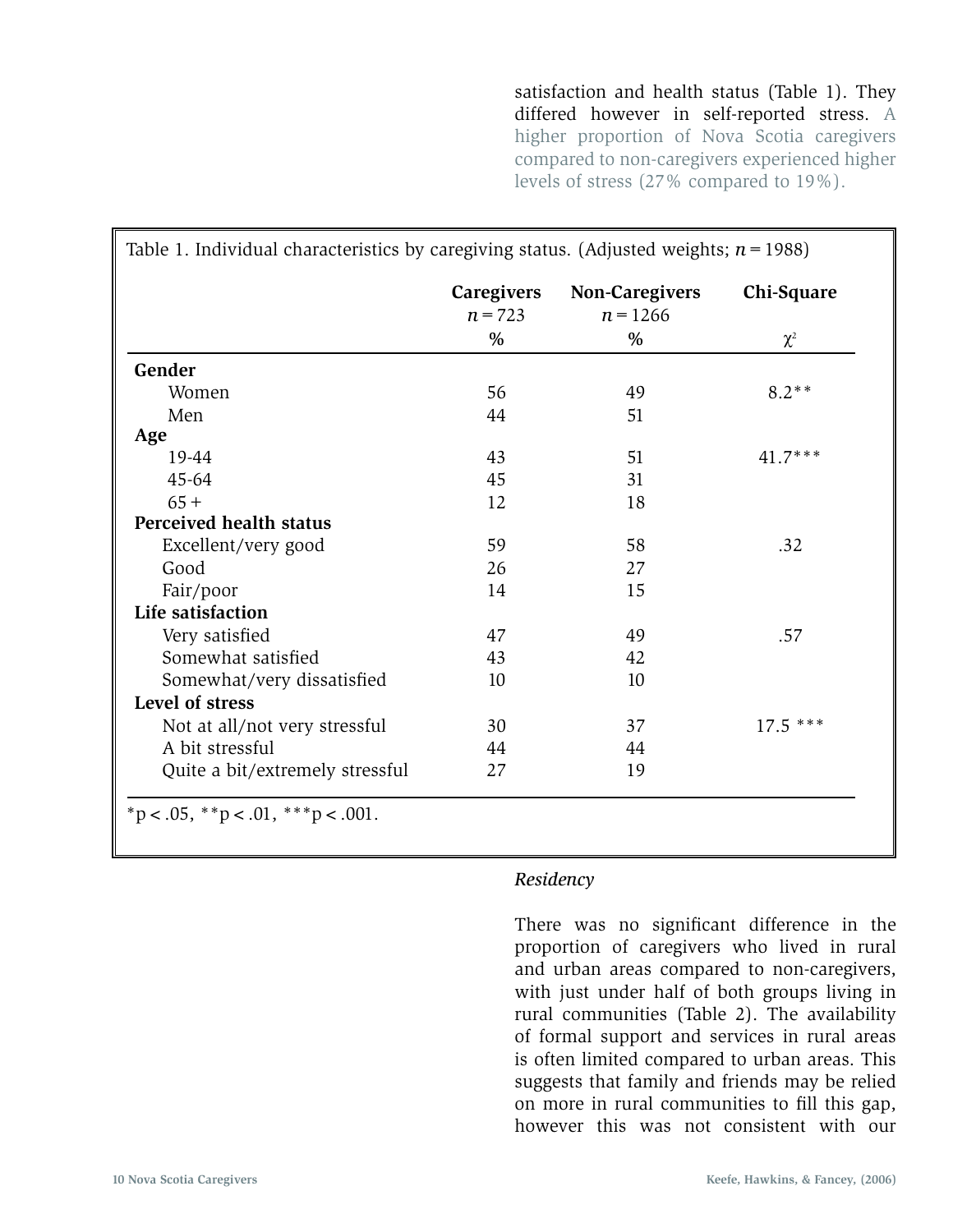satisfaction and health status (Table 1). They differed however in self-reported stress. A higher proportion of Nova Scotia caregivers compared to non-caregivers experienced higher levels of stress (27% compared to 19%).

Table 1. Individual characteristics by caregiving status. (Adjusted weights; $n = 1988$)

| | Caregivers $n = 723$ % | Non-Caregivers $n = 1266$ % | Chi-Square $\chi^2$ |
|---|---|---|---|
| **Gender** | | | |
| Women | 56 | 49 | 8.2** |
| Men | 44 | 51 | |
| **Age** | | | |
| 19-44 | 43 | 51 | 41.7*** |
| 45-64 | 45 | 31 | |
| 65 + | 12 | 18 | |
| **Perceived health status** | | | |
| Excellent/very good | 59 | 58 | .32 |
| Good | 26 | 27 | |
| Fair/poor | 14 | 15 | |
| **Life satisfaction** | | | |
| Very satisfied | 47 | 49 | .57 |
| Somewhat satisfied | 43 | 42 | |
| Somewhat/very dissatisfied | 10 | 10 | |
| **Level of stress** | | | |
| Not at all/not very stressful | 30 | 37 | 17.5 *** |
| A bit stressful | 44 | 44 | |
| Quite a bit/extremely stressful | 27 | 19 | |

*p < .05, **p < .01, ***p < .001.

*Residency*

There was no significant difference in the proportion of caregivers who lived in rural and urban areas compared to non-caregivers, with just under half of both groups living in rural communities (Table 2). The availability of formal support and services in rural areas is often limited compared to urban areas. This suggests that family and friends may be relied on more in rural communities to fill this gap, however this was not consistent with our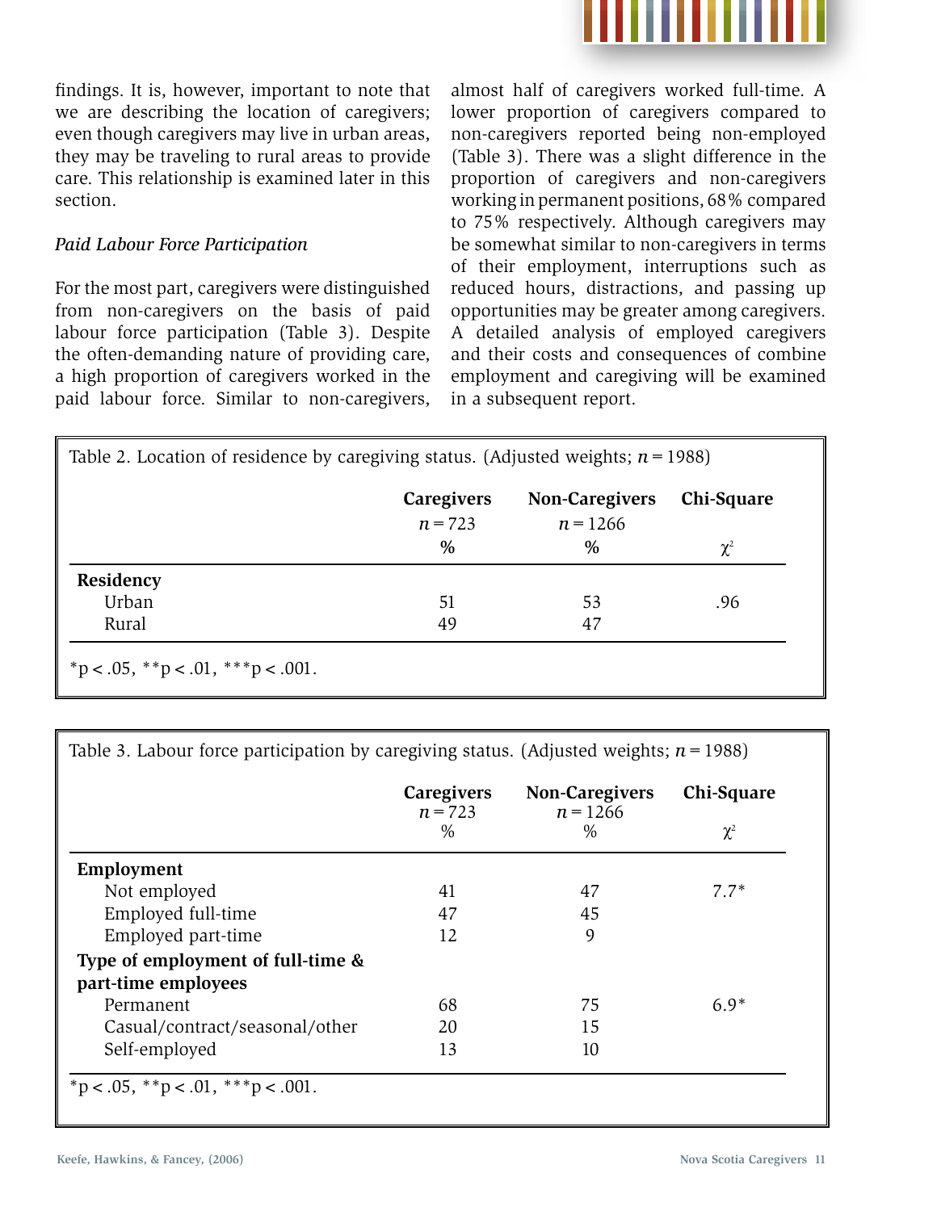findings. It is, however, important to note that we are describing the location of caregivers; even though caregivers may live in urban areas, they may be traveling to rural areas to provide care. This relationship is examined later in this section.

*Paid Labour Force Participation*

For the most part, caregivers were distinguished from non-caregivers on the basis of paid labour force participation (Table 3). Despite the often-demanding nature of providing care, a high proportion of caregivers worked in the paid labour force. Similar to non-caregivers, almost half of caregivers worked full-time. A lower proportion of caregivers compared to non-caregivers reported being non-employed (Table 3). There was a slight difference in the proportion of caregivers and non-caregivers working in permanent positions, 68% compared to 75% respectively. Although caregivers may be somewhat similar to non-caregivers in terms of their employment, interruptions such as reduced hours, distractions, and passing up opportunities may be greater among caregivers. A detailed analysis of employed caregivers and their costs and consequences of combine employment and caregiving will be examined in a subsequent report.

Table 2. Location of residence by caregiving status. (Adjusted weights; $n = 1988$)

| | Caregivers $n = 723$ % | Non-Caregivers $n = 1266$ % | Chi-Square $\chi^2$ |
|---|---|---|---|
| **Residency** | | | |
| Urban | 51 | 53 | .96 |
| Rural | 49 | 47 | |

$^*p < .05$, $^{**}p < .01$, $^{***}p < .001$.

Table 3. Labour force participation by caregiving status. (Adjusted weights; $n = 1988$)

| | Caregivers $n = 723$ % | Non-Caregivers $n = 1266$ % | Chi-Square $\chi^2$ |
|---|---|---|---|
| **Employment** | | | |
| Not employed | 41 | 47 | 7.7* |
| Employed full-time | 47 | 45 | |
| Employed part-time | 12 | 9 | |
| **Type of employment of full-time & part-time employees** | | | |
| Permanent | 68 | 75 | 6.9* |
| Casual/contract/seasonal/other | 20 | 15 | |
| Self-employed | 13 | 10 | |

$^*p < .05$, $^{**}p < .01$, $^{***}p < .001$.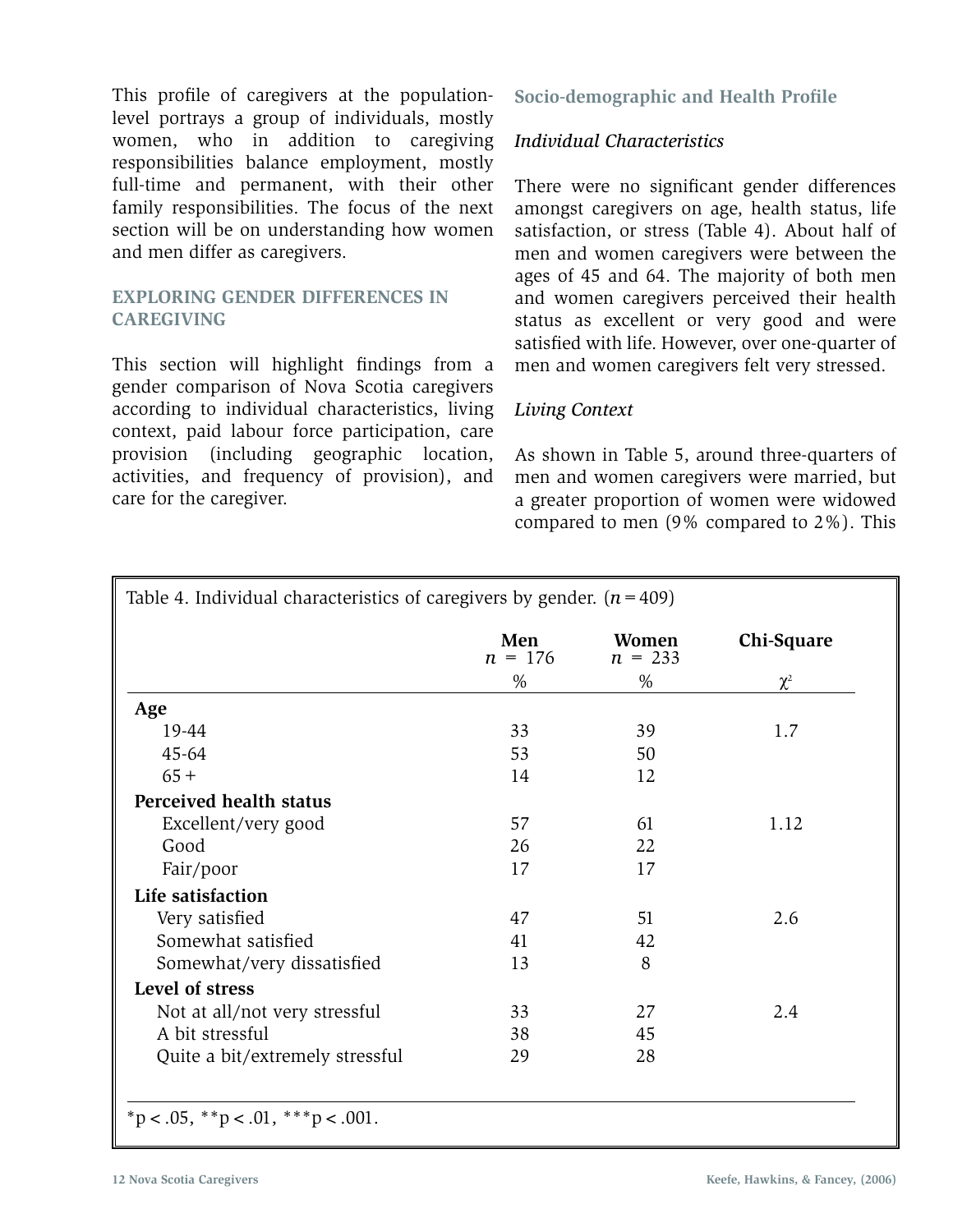This profile of caregivers at the population-level portrays a group of individuals, mostly women, who in addition to caregiving responsibilities balance employment, mostly full-time and permanent, with their other family responsibilities. The focus of the next section will be on understanding how women and men differ as caregivers.

## EXPLORING GENDER DIFFERENCES IN CAREGIVING

This section will highlight findings from a gender comparison of Nova Scotia caregivers according to individual characteristics, living context, paid labour force participation, care provision (including geographic location, activities, and frequency of provision), and care for the caregiver.

### Socio-demographic and Health Profile

*Individual Characteristics*

There were no significant gender differences amongst caregivers on age, health status, life satisfaction, or stress (Table 4). About half of men and women caregivers were between the ages of 45 and 64. The majority of both men and women caregivers perceived their health status as excellent or very good and were satisfied with life. However, over one-quarter of men and women caregivers felt very stressed.

*Living Context*

As shown in Table 5, around three-quarters of men and women caregivers were married, but a greater proportion of women were widowed compared to men (9% compared to 2%). This

Table 4. Individual characteristics of caregivers by gender. ($n = 409$)

| | Men $n$ = 176 | Women $n$ = 233 | Chi-Square |
|---|---|---|---|
| | % | % | $\chi^2$ |
| **Age** | | | |
| 19-44 | 33 | 39 | 1.7 |
| 45-64 | 53 | 50 | |
| 65 + | 14 | 12 | |
| **Perceived health status** | | | |
| Excellent/very good | 57 | 61 | 1.12 |
| Good | 26 | 22 | |
| Fair/poor | 17 | 17 | |
| **Life satisfaction** | | | |
| Very satisfied | 47 | 51 | 2.6 |
| Somewhat satisfied | 41 | 42 | |
| Somewhat/very dissatisfied | 13 | 8 | |
| **Level of stress** | | | |
| Not at all/not very stressful | 33 | 27 | 2.4 |
| A bit stressful | 38 | 45 | |
| Quite a bit/extremely stressful | 29 | 28 | |

*p < .05, **p < .01, ***p < .001.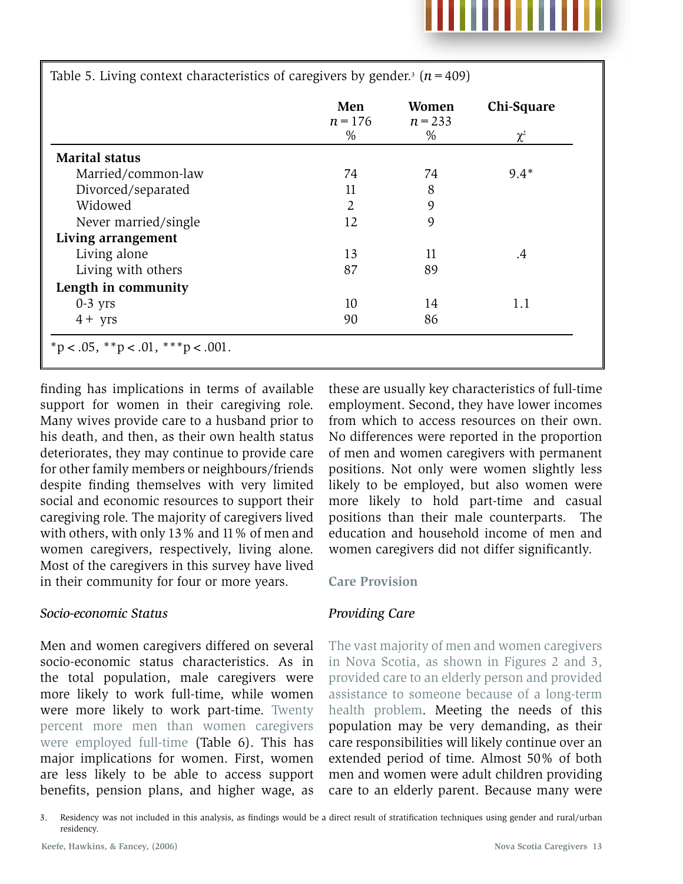Table 5. Living context characteristics of caregivers by gender.[3] ($n = 409$)

| | Men $n = 176$ % | Women $n = 233$ % | Chi-Square $\chi^2$ |
|---|---|---|---|
| **Marital status** | | | |
| Married/common-law | 74 | 74 | 9.4* |
| Divorced/separated | 11 | 8 | |
| Widowed | 2 | 9 | |
| Never married/single | 12 | 9 | |
| **Living arrangement** | | | |
| Living alone | 13 | 11 | .4 |
| Living with others | 87 | 89 | |
| **Length in community** | | | |
| 0-3 yrs | 10 | 14 | 1.1 |
| 4+ yrs | 90 | 86 | |

*p < .05, **p < .01, ***p < .001.

finding has implications in terms of available support for women in their caregiving role. Many wives provide care to a husband prior to his death, and then, as their own health status deteriorates, they may continue to provide care for other family members or neighbours/friends despite finding themselves with very limited social and economic resources to support their caregiving role. The majority of caregivers lived with others, with only 13% and 11% of men and women caregivers, respectively, living alone. Most of the caregivers in this survey have lived in their community for four or more years.

### *Socio-economic Status*

Men and women caregivers differed on several socio-economic status characteristics. As in the total population, male caregivers were more likely to work full-time, while women were more likely to work part-time. Twenty percent more men than women caregivers were employed full-time (Table 6). This has major implications for women. First, women are less likely to be able to access support benefits, pension plans, and higher wage, as these are usually key characteristics of full-time employment. Second, they have lower incomes from which to access resources on their own. No differences were reported in the proportion of men and women caregivers with permanent positions. Not only were women slightly less likely to be employed, but also women were more likely to hold part-time and casual positions than their male counterparts. The education and household income of men and women caregivers did not differ significantly.

## Care Provision

### *Providing Care*

The vast majority of men and women caregivers in Nova Scotia, as shown in Figures 2 and 3, provided care to an elderly person and provided assistance to someone because of a long-term health problem. Meeting the needs of this population may be very demanding, as their care responsibilities will likely continue over an extended period of time. Almost 50% of both men and women were adult children providing care to an elderly parent. Because many were

3. Residency was not included in this analysis, as findings would be a direct result of stratification techniques using gender and rural/urban residency.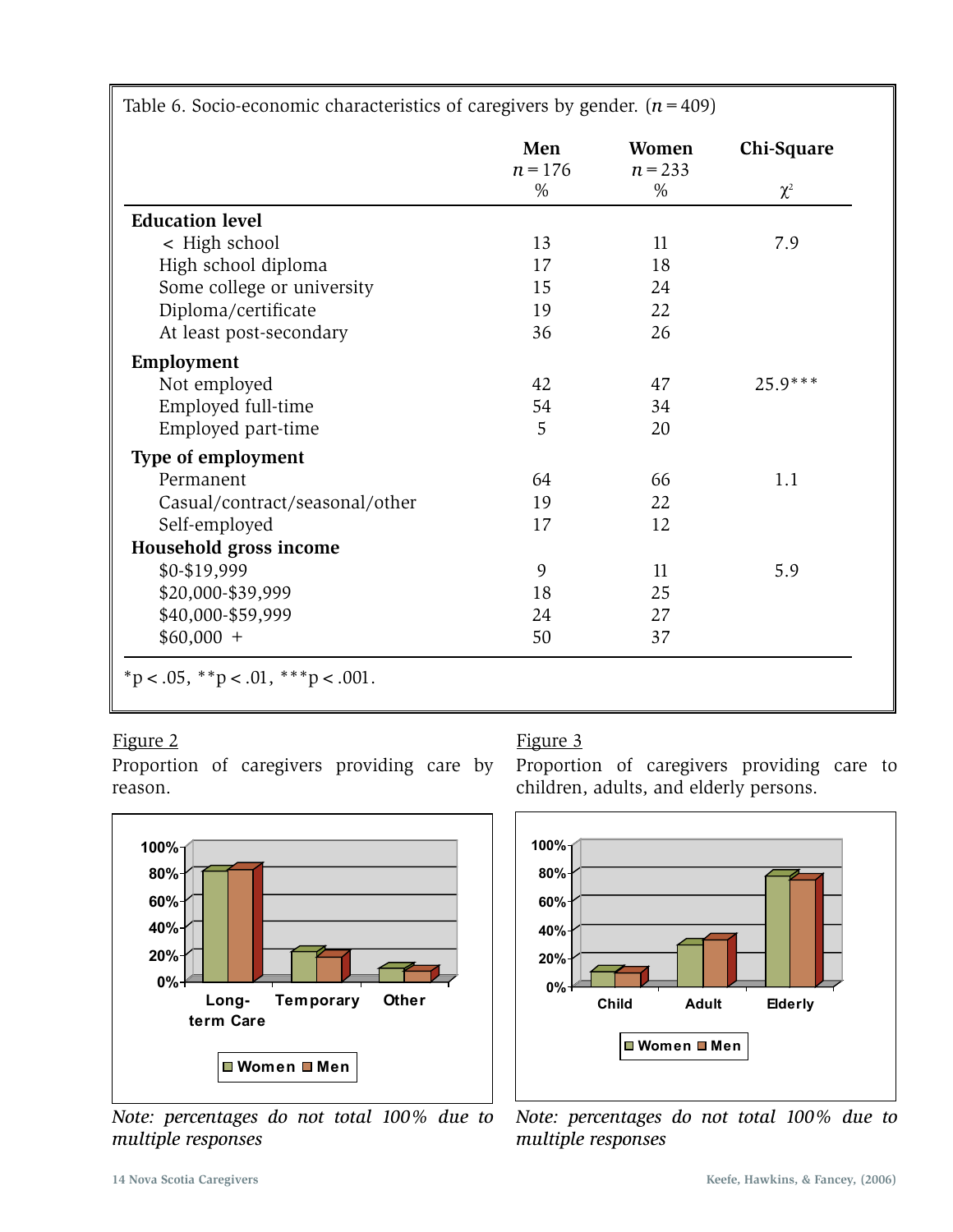Table 6. Socio-economic characteristics of caregivers by gender. ($n = 409$)

| | Men $n = 176$ % | Women $n = 233$ % | Chi-Square $\chi^2$ |
|---|---|---|---|
| **Education level** | | | |
| < High school | 13 | 11 | 7.9 |
| High school diploma | 17 | 18 | |
| Some college or university | 15 | 24 | |
| Diploma/certificate | 19 | 22 | |
| At least post-secondary | 36 | 26 | |
| **Employment** | | | |
| Not employed | 42 | 47 | 25.9*** |
| Employed full-time | 54 | 34 | |
| Employed part-time | 5 | 20 | |
| **Type of employment** | | | |
| Permanent | 64 | 66 | 1.1 |
| Casual/contract/seasonal/other | 19 | 22 | |
| Self-employed | 17 | 12 | |
| **Household gross income** | | | |
| $0-$19,999 | 9 | 11 | 5.9 |
| $20,000-$39,999 | 18 | 25 | |
| $40,000-$59,999 | 24 | 27 | |
| $60,000 + | 50 | 37 | |

*p < .05, **p < .01, ***p < .001.

Figure 2

Proportion of caregivers providing care by reason.

*Note: percentages do not total 100% due to multiple responses*

Figure 3

Proportion of caregivers providing care to children, adults, and elderly persons.

*Note: percentages do not total 100% due to multiple responses*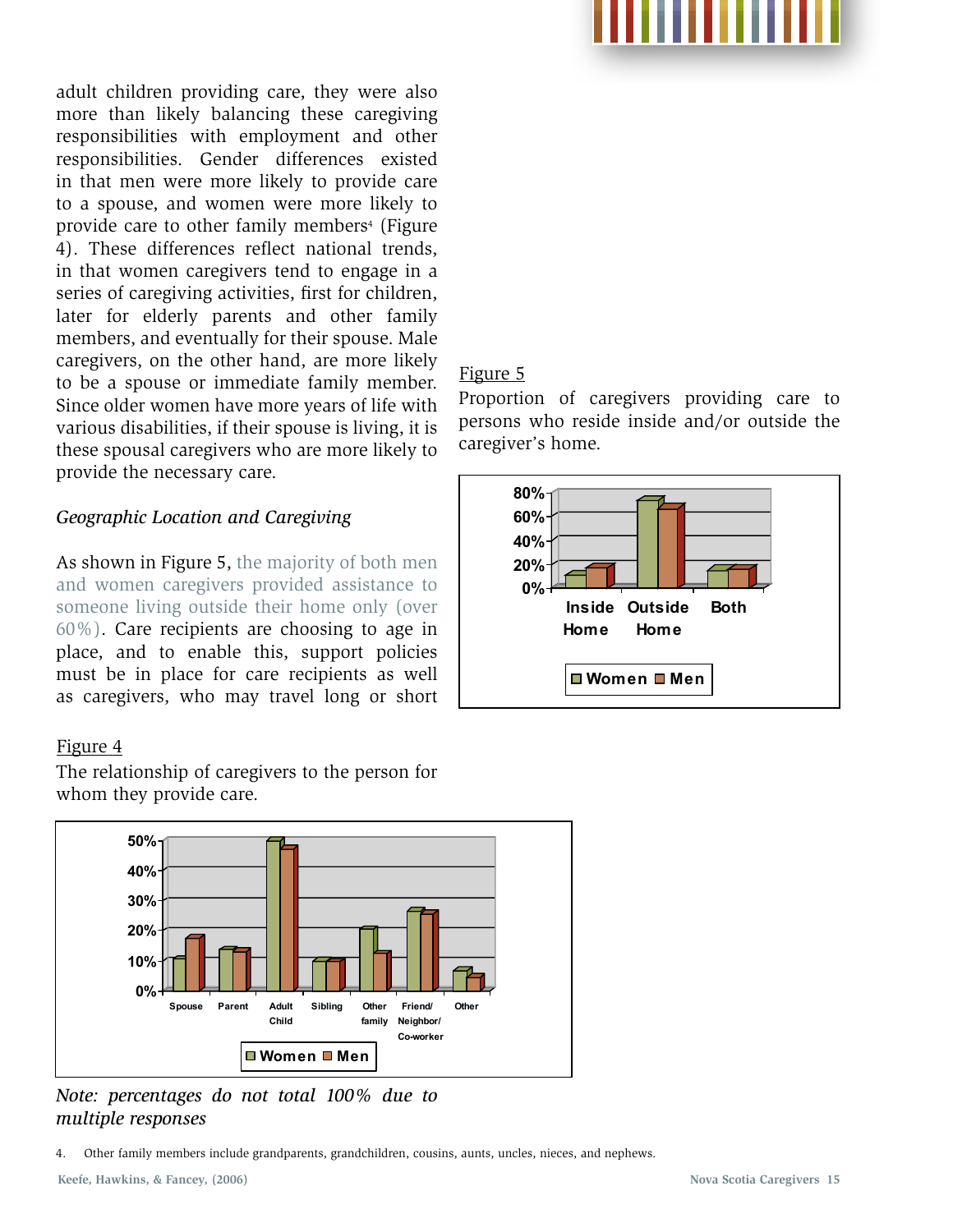adult children providing care, they were also more than likely balancing these caregiving responsibilities with employment and other responsibilities. Gender differences existed in that men were more likely to provide care to a spouse, and women were more likely to provide care to other family members[4] (Figure 4). These differences reflect national trends, in that women caregivers tend to engage in a series of caregiving activities, first for children, later for elderly parents and other family members, and eventually for their spouse. Male caregivers, on the other hand, are more likely to be a spouse or immediate family member. Since older women have more years of life with various disabilities, if their spouse is living, it is these spousal caregivers who are more likely to provide the necessary care.

*Geographic Location and Caregiving*

As shown in Figure 5, the majority of both men and women caregivers provided assistance to someone living outside their home only (over 60%). Care recipients are choosing to age in place, and to enable this, support policies must be in place for care recipients as well as caregivers, who may travel long or short

Figure 4

The relationship of caregivers to the person for whom they provide care.

Note: percentages do not total 100% due to multiple responses*

Figure 5

Proportion of caregivers providing care to persons who reside inside and/or outside the caregiver's home.

4. Other family members include grandparents, grandchildren, cousins, aunts, uncles, nieces, and nephews.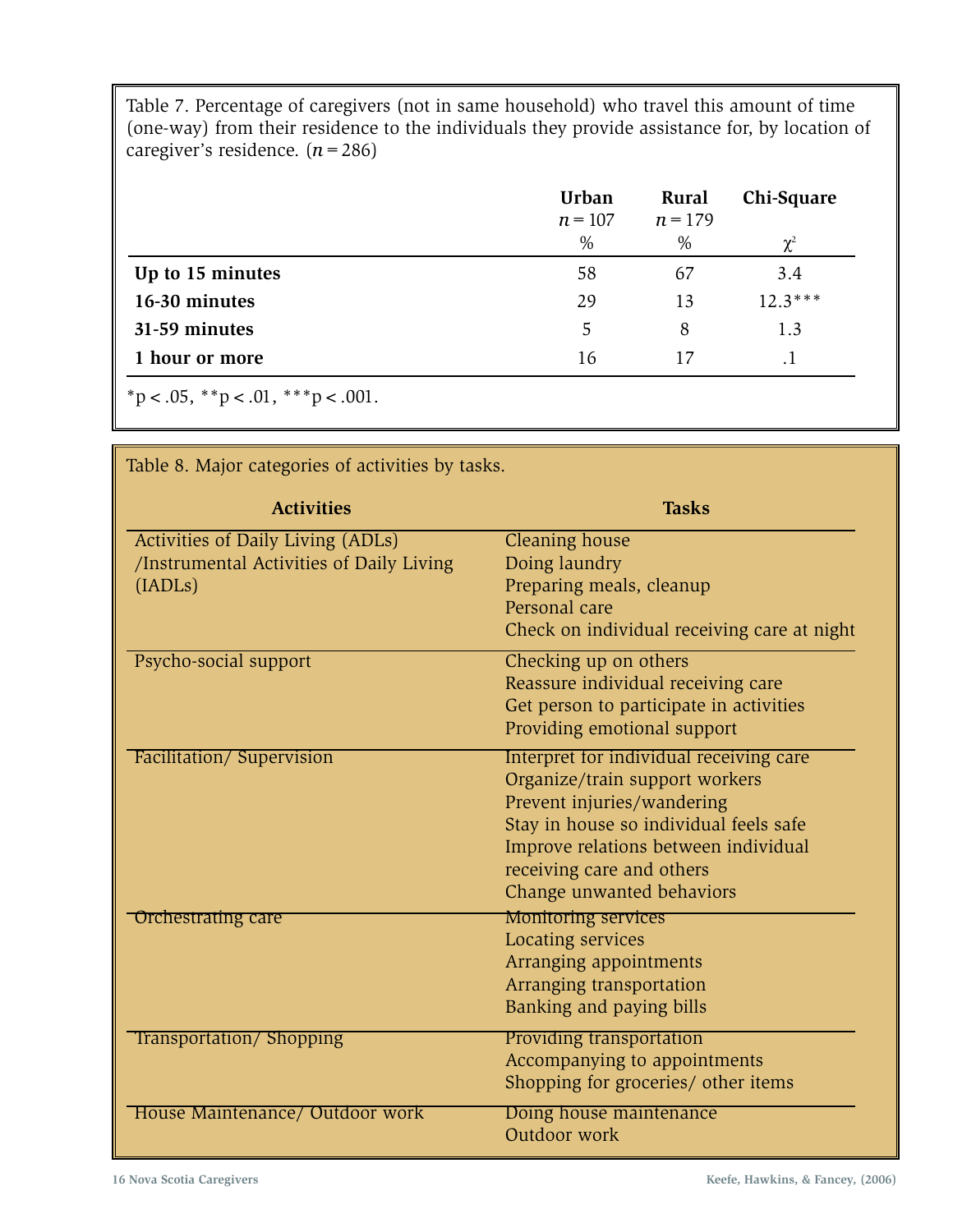Table 7. Percentage of caregivers (not in same household) who travel this amount of time (one-way) from their residence to the individuals they provide assistance for, by location of caregiver's residence. ($n = 286$)

| | Urban $n = 107$ % | Rural $n = 179$ % | Chi-Square $\chi^2$ |
|---|---|---|---|
| **Up to 15 minutes** | 58 | 67 | 3.4 |
| **16-30 minutes** | 29 | 13 | 12.3*** |
| **31-59 minutes** | 5 | 8 | 1.3 |
| **1 hour or more** | 16 | 17 | .1 |

*p < .05, **p < .01, ***p < .001.

Table 8. Major categories of activities by tasks.

| Activities | Tasks |
|---|---|
| Activities of Daily Living (ADLs) /Instrumental Activities of Daily Living (IADLs) | Cleaning house<br>Doing laundry<br>Preparing meals, cleanup<br>Personal care<br>Check on individual receiving care at night |
| Psycho-social support | Checking up on others<br>Reassure individual receiving care<br>Get person to participate in activities<br>Providing emotional support |
| Facilitation/ Supervision | Interpret for individual receiving care<br>Organize/train support workers<br>Prevent injuries/wandering<br>Stay in house so individual feels safe<br>Improve relations between individual receiving care and others<br>Change unwanted behaviors |
| Orchestrating care | Monitoring services<br>Locating services<br>Arranging appointments<br>Arranging transportation<br>Banking and paying bills |
| Transportation/ Shopping | Providing transportation<br>Accompanying to appointments<br>Shopping for groceries/ other items |
| House Maintenance/ Outdoor work | Doing house maintenance<br>Outdoor work |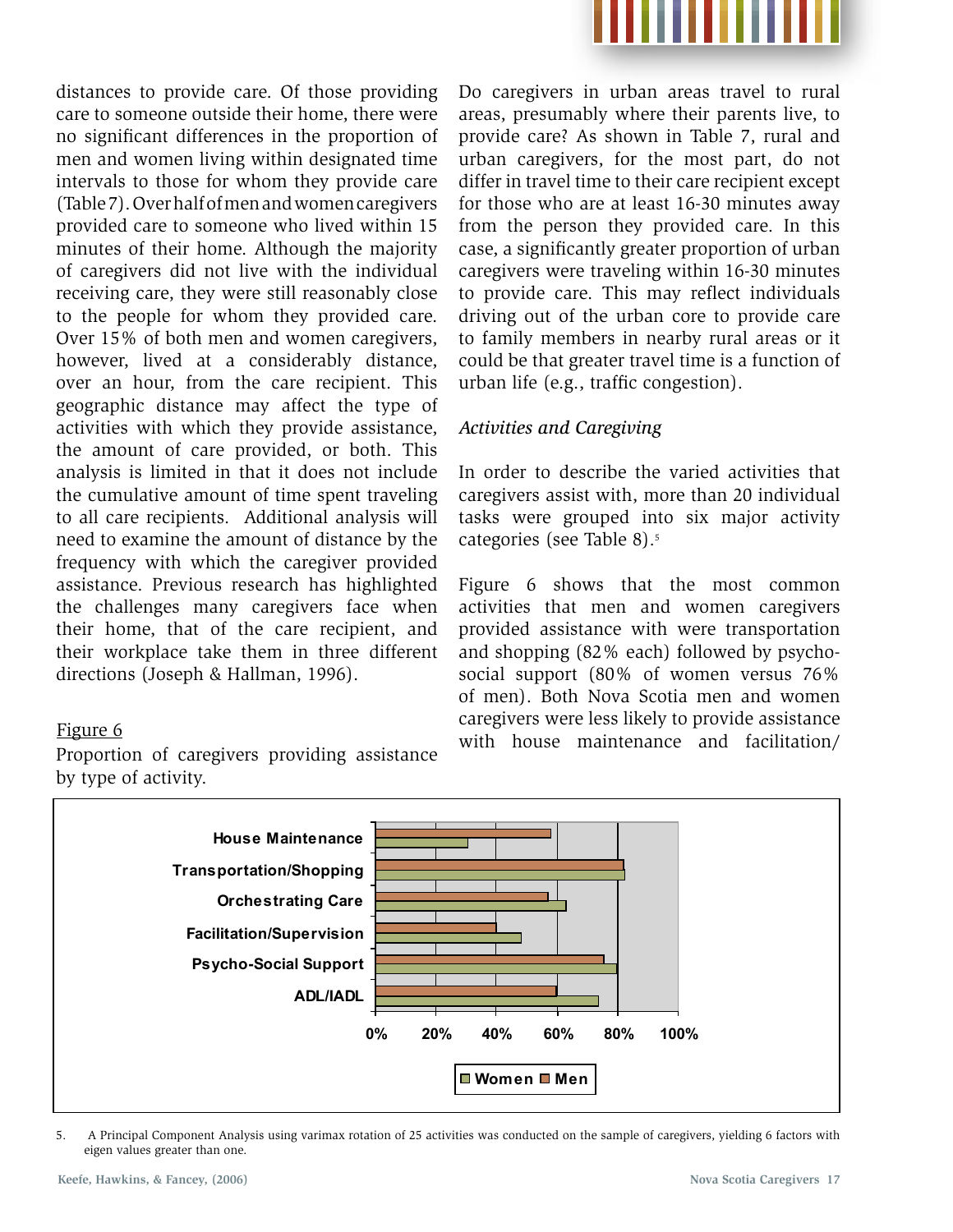distances to provide care. Of those providing care to someone outside their home, there were no significant differences in the proportion of men and women living within designated time intervals to those for whom they provide care (Table 7). Over half of men and women caregivers provided care to someone who lived within 15 minutes of their home. Although the majority of caregivers did not live with the individual receiving care, they were still reasonably close to the people for whom they provided care. Over 15% of both men and women caregivers, however, lived at a considerably distance, over an hour, from the care recipient. This geographic distance may affect the type of activities with which they provide assistance, the amount of care provided, or both. This analysis is limited in that it does not include the cumulative amount of time spent traveling to all care recipients. Additional analysis will need to examine the amount of distance by the frequency with which the caregiver provided assistance. Previous research has highlighted the challenges many caregivers face when their home, that of the care recipient, and their workplace take them in three different directions (Joseph & Hallman, 1996).

Do caregivers in urban areas travel to rural areas, presumably where their parents live, to provide care? As shown in Table 7, rural and urban caregivers, for the most part, do not differ in travel time to their care recipient except for those who are at least 16-30 minutes away from the person they provided care. In this case, a significantly greater proportion of urban caregivers were traveling within 16-30 minutes to provide care. This may reflect individuals driving out of the urban core to provide care to family members in nearby rural areas or it could be that greater travel time is a function of urban life (e.g., traffic congestion).

*Activities and Caregiving*

In order to describe the varied activities that caregivers assist with, more than 20 individual tasks were grouped into six major activity categories (see Table 8).[5]

Figure 6 shows that the most common activities that men and women caregivers provided assistance with were transportation and shopping (82% each) followed by psycho-social support (80% of women versus 76% of men). Both Nova Scotia men and women caregivers were less likely to provide assistance with house maintenance and facilitation/

Figure 6

Proportion of caregivers providing assistance by type of activity.

5. A Principal Component Analysis using varimax rotation of 25 activities was conducted on the sample of caregivers, yielding 6 factors with eigen values greater than one.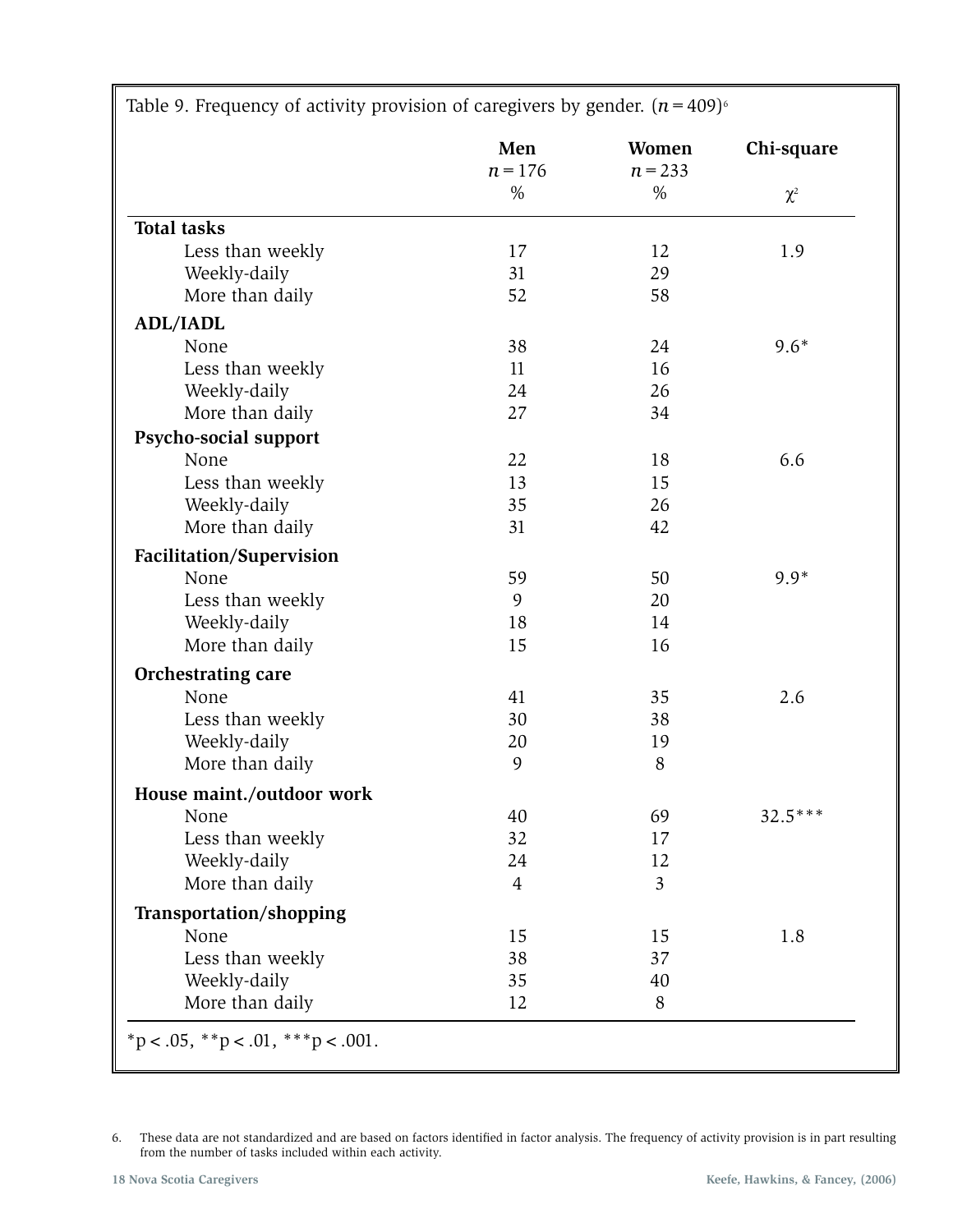Table 9. Frequency of activity provision of caregivers by gender. ($n = 409$)[6]

| | Men $n = 176$ % | Women $n = 233$ % | Chi-square $\chi^2$ |
|---|---|---|---|
| **Total tasks** | | | |
| Less than weekly | 17 | 12 | 1.9 |
| Weekly-daily | 31 | 29 | |
| More than daily | 52 | 58 | |
| **ADL/IADL** | | | |
| None | 38 | 24 | 9.6* |
| Less than weekly | 11 | 16 | |
| Weekly-daily | 24 | 26 | |
| More than daily | 27 | 34 | |
| **Psycho-social support** | | | |
| None | 22 | 18 | 6.6 |
| Less than weekly | 13 | 15 | |
| Weekly-daily | 35 | 26 | |
| More than daily | 31 | 42 | |
| **Facilitation/Supervision** | | | |
| None | 59 | 50 | 9.9* |
| Less than weekly | 9 | 20 | |
| Weekly-daily | 18 | 14 | |
| More than daily | 15 | 16 | |
| **Orchestrating care** | | | |
| None | 41 | 35 | 2.6 |
| Less than weekly | 30 | 38 | |
| Weekly-daily | 20 | 19 | |
| More than daily | 9 | 8 | |
| **House maint./outdoor work** | | | |
| None | 40 | 69 | 32.5*** |
| Less than weekly | 32 | 17 | |
| Weekly-daily | 24 | 12 | |
| More than daily | 4 | 3 | |
| **Transportation/shopping** | | | |
| None | 15 | 15 | 1.8 |
| Less than weekly | 38 | 37 | |
| Weekly-daily | 35 | 40 | |
| More than daily | 12 | 8 | |

*p < .05, **p < .01, ***p < .001.

6. These data are not standardized and are based on factors identified in factor analysis. The frequency of activity provision is in part resulting from the number of tasks included within each activity.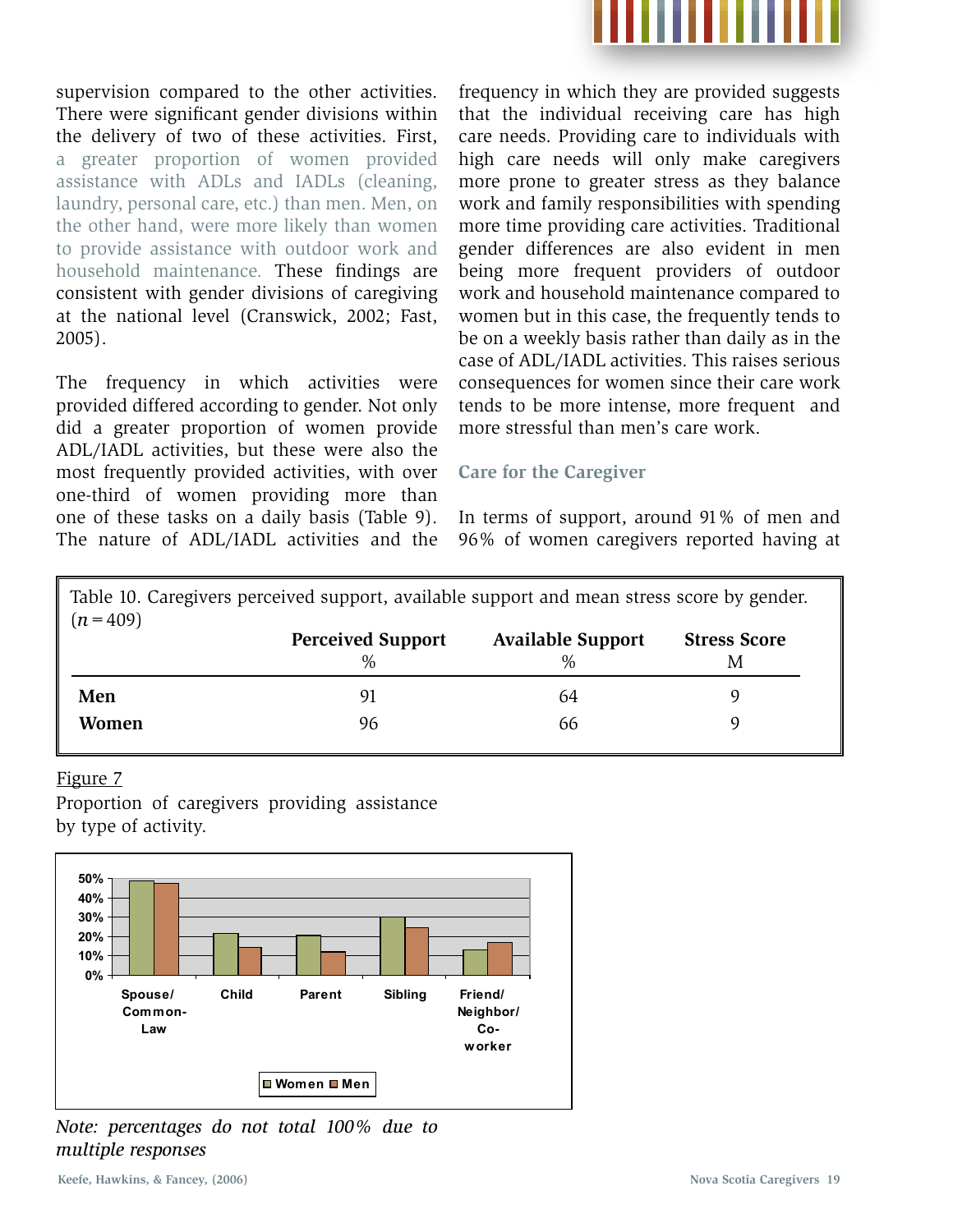supervision compared to the other activities. There were significant gender divisions within the delivery of two of these activities. First, a greater proportion of women provided assistance with ADLs and IADLs (cleaning, laundry, personal care, etc.) than men. Men, on the other hand, were more likely than women to provide assistance with outdoor work and household maintenance. These findings are consistent with gender divisions of caregiving at the national level (Cranswick, 2002; Fast, 2005).

The frequency in which activities were provided differed according to gender. Not only did a greater proportion of women provide ADL/IADL activities, but these were also the most frequently provided activities, with over one-third of women providing more than one of these tasks on a daily basis (Table 9). The nature of ADL/IADL activities and the frequency in which they are provided suggests that the individual receiving care has high care needs. Providing care to individuals with high care needs will only make caregivers more prone to greater stress as they balance work and family responsibilities with spending more time providing care activities. Traditional gender differences are also evident in men being more frequent providers of outdoor work and household maintenance compared to women but in this case, the frequently tends to be on a weekly basis rather than daily as in the case of ADL/IADL activities. This raises serious consequences for women since their care work tends to be more intense, more frequent and more stressful than men's care work.

### Care for the Caregiver

In terms of support, around 91% of men and 96% of women caregivers reported having at

Table 10. Caregivers perceived support, available support and mean stress score by gender. (*n* = 409)

| | Perceived Support % | Available Support % | Stress Score M |
|---|---|---|---|
| **Men** | 91 | 64 | 9 |
| **Women** | 96 | 66 | 9 |

Figure 7

Proportion of caregivers providing assistance by type of activity.

| | Women | Men |
|---|---|---|
| Spouse/Common-Law | 48% | 47% |
| Child | 21% | 14% |
| Parent | 20% | 12% |
| Sibling | 30% | 24% |
| Friend/Neighbor/Co-worker | 13% | 17% |

*Note: percentages do not total 100% due to multiple responses*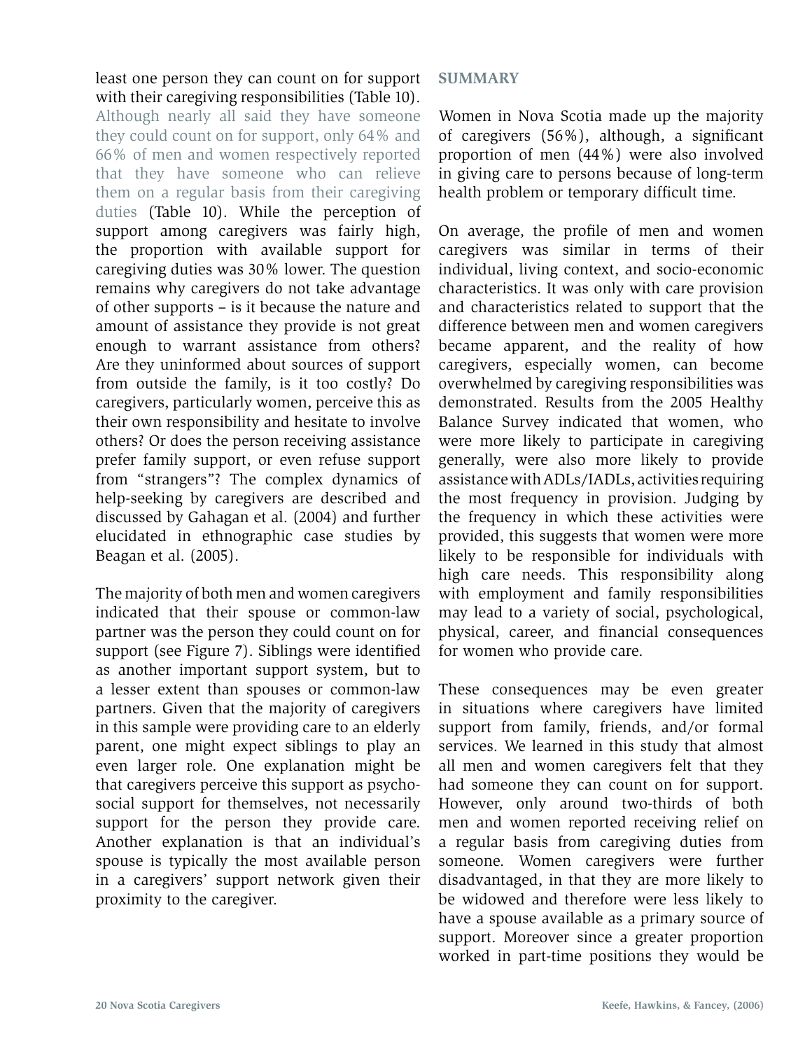least one person they can count on for support with their caregiving responsibilities (Table 10). Although nearly all said they have someone they could count on for support, only 64% and 66% of men and women respectively reported that they have someone who can relieve them on a regular basis from their caregiving duties (Table 10). While the perception of support among caregivers was fairly high, the proportion with available support for caregiving duties was 30% lower. The question remains why caregivers do not take advantage of other supports – is it because the nature and amount of assistance they provide is not great enough to warrant assistance from others? Are they uninformed about sources of support from outside the family, is it too costly? Do caregivers, particularly women, perceive this as their own responsibility and hesitate to involve others? Or does the person receiving assistance prefer family support, or even refuse support from "strangers"? The complex dynamics of help-seeking by caregivers are described and discussed by Gahagan et al. (2004) and further elucidated in ethnographic case studies by Beagan et al. (2005).

The majority of both men and women caregivers indicated that their spouse or common-law partner was the person they could count on for support (see Figure 7). Siblings were identified as another important support system, but to a lesser extent than spouses or common-law partners. Given that the majority of caregivers in this sample were providing care to an elderly parent, one might expect siblings to play an even larger role. One explanation might be that caregivers perceive this support as psycho-social support for themselves, not necessarily support for the person they provide care. Another explanation is that an individual's spouse is typically the most available person in a caregivers' support network given their proximity to the caregiver.

## SUMMARY

Women in Nova Scotia made up the majority of caregivers (56%), although, a significant proportion of men (44%) were also involved in giving care to persons because of long-term health problem or temporary difficult time.

On average, the profile of men and women caregivers was similar in terms of their individual, living context, and socio-economic characteristics. It was only with care provision and characteristics related to support that the difference between men and women caregivers became apparent, and the reality of how caregivers, especially women, can become overwhelmed by caregiving responsibilities was demonstrated. Results from the 2005 Healthy Balance Survey indicated that women, who were more likely to participate in caregiving generally, were also more likely to provide assistance with ADLs/IADLs, activities requiring the most frequency in provision. Judging by the frequency in which these activities were provided, this suggests that women were more likely to be responsible for individuals with high care needs. This responsibility along with employment and family responsibilities may lead to a variety of social, psychological, physical, career, and financial consequences for women who provide care.

These consequences may be even greater in situations where caregivers have limited support from family, friends, and/or formal services. We learned in this study that almost all men and women caregivers felt that they had someone they can count on for support. However, only around two-thirds of both men and women reported receiving relief on a regular basis from caregiving duties from someone. Women caregivers were further disadvantaged, in that they are more likely to be widowed and therefore were less likely to have a spouse available as a primary source of support. Moreover since a greater proportion worked in part-time positions they would be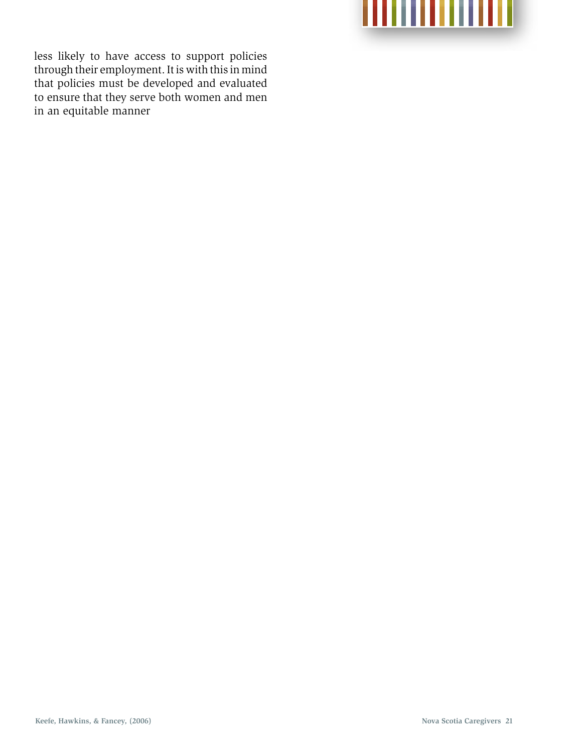less likely to have access to support policies through their employment. It is with this in mind that policies must be developed and evaluated to ensure that they serve both women and men in an equitable manner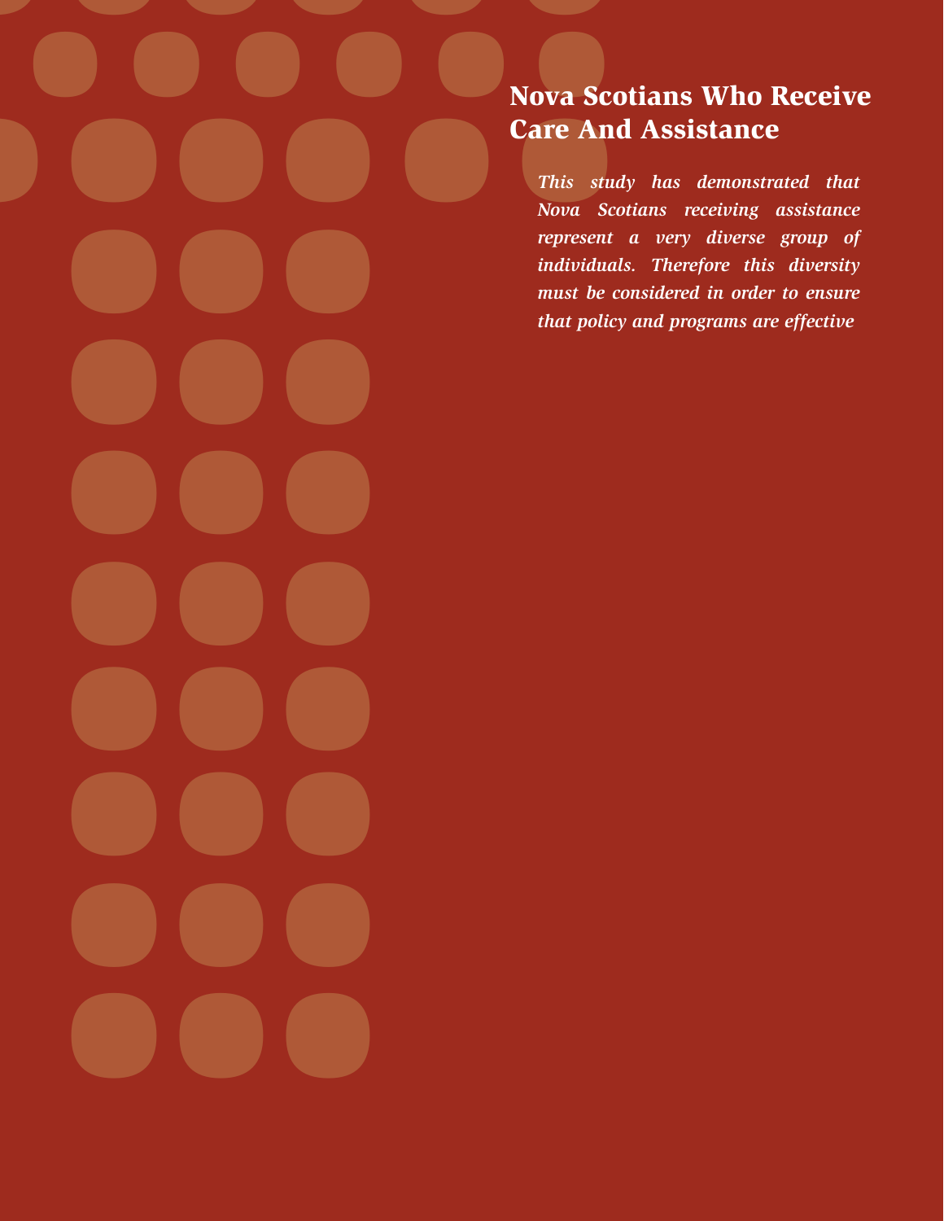# Nova Scotians Who Receive Care And Assistance

*This study has demonstrated that Nova Scotians receiving assistance represent a very diverse group of individuals. Therefore this diversity must be considered in order to ensure that policy and programs are effective*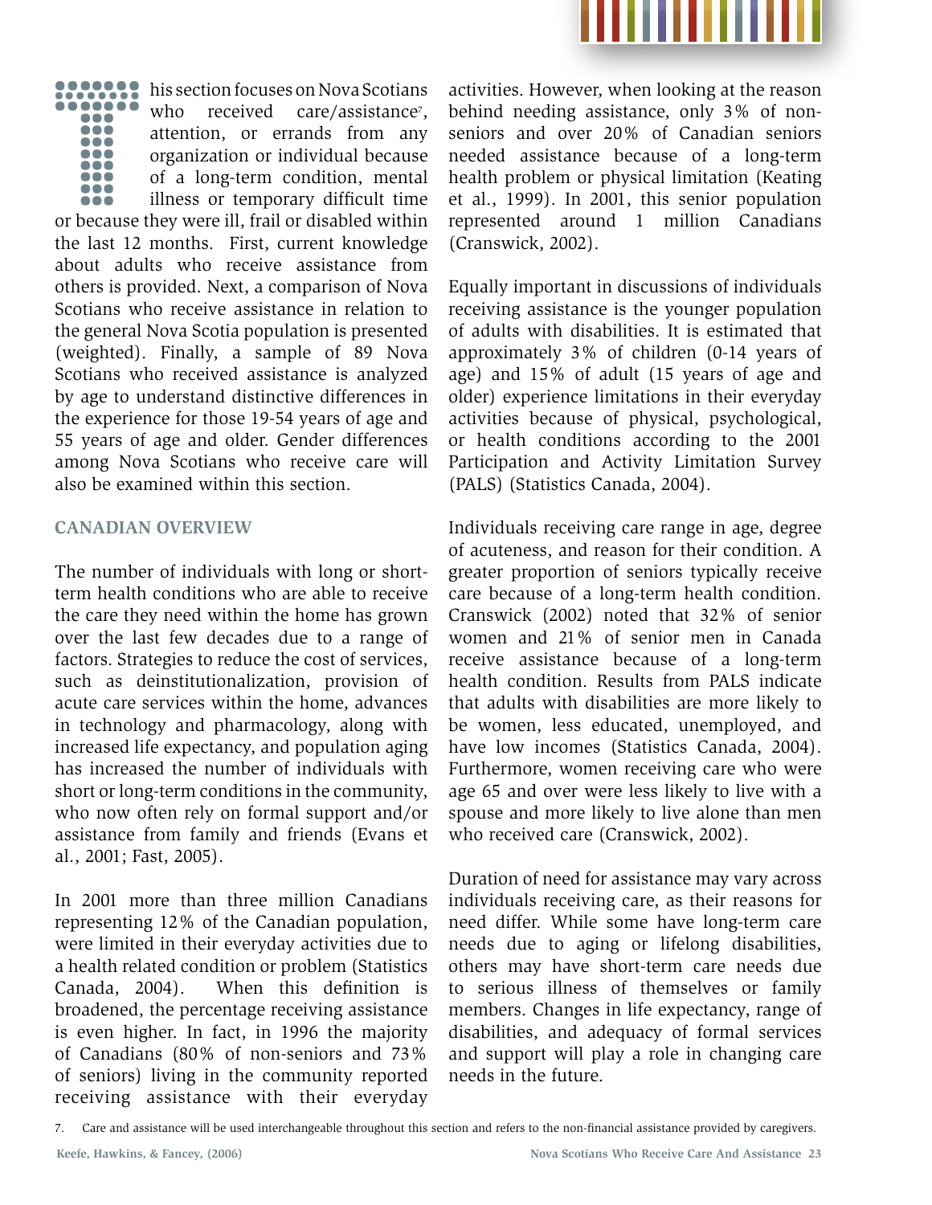This section focuses on Nova Scotians who received care/assistance[7], attention, or errands from any organization or individual because of a long-term condition, mental illness or temporary difficult time or because they were ill, frail or disabled within the last 12 months. First, current knowledge about adults who receive assistance from others is provided. Next, a comparison of Nova Scotians who receive assistance in relation to the general Nova Scotia population is presented (weighted). Finally, a sample of 89 Nova Scotians who received assistance is analyzed by age to understand distinctive differences in the experience for those 19-54 years of age and 55 years of age and older. Gender differences among Nova Scotians who receive care will also be examined within this section.

## CANADIAN OVERVIEW

The number of individuals with long or short-term health conditions who are able to receive the care they need within the home has grown over the last few decades due to a range of factors. Strategies to reduce the cost of services, such as deinstitutionalization, provision of acute care services within the home, advances in technology and pharmacology, along with increased life expectancy, and population aging has increased the number of individuals with short or long-term conditions in the community, who now often rely on formal support and/or assistance from family and friends (Evans et al., 2001; Fast, 2005).

In 2001 more than three million Canadians representing 12% of the Canadian population, were limited in their everyday activities due to a health related condition or problem (Statistics Canada, 2004). When this definition is broadened, the percentage receiving assistance is even higher. In fact, in 1996 the majority of Canadians (80% of non-seniors and 73% of seniors) living in the community reported receiving assistance with their everyday activities. However, when looking at the reason behind needing assistance, only 3% of non-seniors and over 20% of Canadian seniors needed assistance because of a long-term health problem or physical limitation (Keating et al., 1999). In 2001, this senior population represented around 1 million Canadians (Cranswick, 2002).

Equally important in discussions of individuals receiving assistance is the younger population of adults with disabilities. It is estimated that approximately 3% of children (0-14 years of age) and 15% of adult (15 years of age and older) experience limitations in their everyday activities because of physical, psychological, or health conditions according to the 2001 Participation and Activity Limitation Survey (PALS) (Statistics Canada, 2004).

Individuals receiving care range in age, degree of acuteness, and reason for their condition. A greater proportion of seniors typically receive care because of a long-term health condition. Cranswick (2002) noted that 32% of senior women and 21% of senior men in Canada receive assistance because of a long-term health condition. Results from PALS indicate that adults with disabilities are more likely to be women, less educated, unemployed, and have low incomes (Statistics Canada, 2004). Furthermore, women receiving care who were age 65 and over were less likely to live with a spouse and more likely to live alone than men who received care (Cranswick, 2002).

Duration of need for assistance may vary across individuals receiving care, as their reasons for need differ. While some have long-term care needs due to aging or lifelong disabilities, others may have short-term care needs due to serious illness of themselves or family members. Changes in life expectancy, range of disabilities, and adequacy of formal services and support will play a role in changing care needs in the future.

7. Care and assistance will be used interchangeable throughout this section and refers to the non-financial assistance provided by caregivers.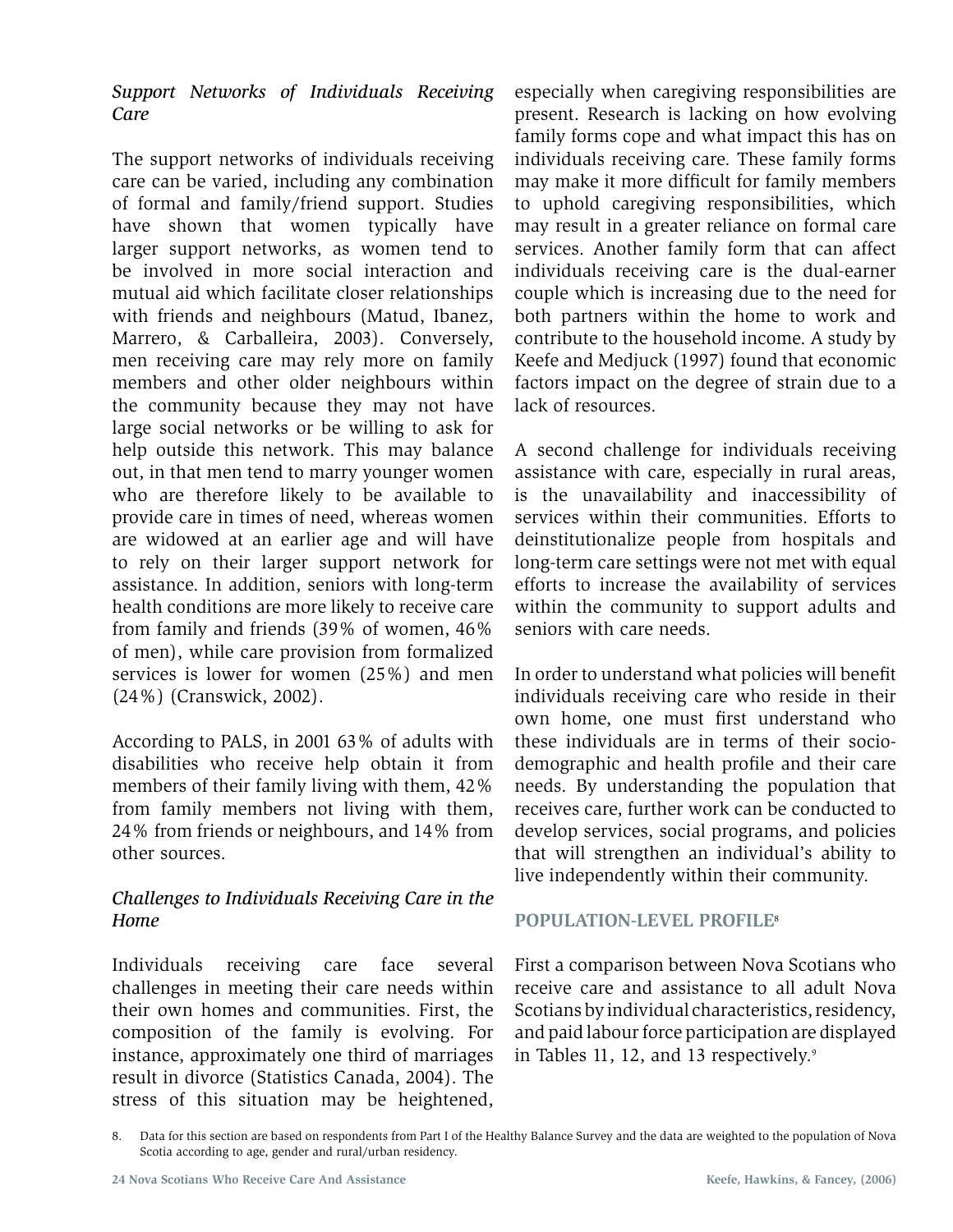*Support Networks of Individuals Receiving Care*

The support networks of individuals receiving care can be varied, including any combination of formal and family/friend support. Studies have shown that women typically have larger support networks, as women tend to be involved in more social interaction and mutual aid which facilitate closer relationships with friends and neighbours (Matud, Ibanez, Marrero, & Carballeira, 2003). Conversely, men receiving care may rely more on family members and other older neighbours within the community because they may not have large social networks or be willing to ask for help outside this network. This may balance out, in that men tend to marry younger women who are therefore likely to be available to provide care in times of need, whereas women are widowed at an earlier age and will have to rely on their larger support network for assistance. In addition, seniors with long-term health conditions are more likely to receive care from family and friends (39% of women, 46% of men), while care provision from formalized services is lower for women (25%) and men (24%) (Cranswick, 2002).

According to PALS, in 2001 63% of adults with disabilities who receive help obtain it from members of their family living with them, 42% from family members not living with them, 24% from friends or neighbours, and 14% from other sources.

*Challenges to Individuals Receiving Care in the Home*

Individuals receiving care face several challenges in meeting their care needs within their own homes and communities. First, the composition of the family is evolving. For instance, approximately one third of marriages result in divorce (Statistics Canada, 2004). The stress of this situation may be heightened, especially when caregiving responsibilities are present. Research is lacking on how evolving family forms cope and what impact this has on individuals receiving care. These family forms may make it more difficult for family members to uphold caregiving responsibilities, which may result in a greater reliance on formal care services. Another family form that can affect individuals receiving care is the dual-earner couple which is increasing due to the need for both partners within the home to work and contribute to the household income. A study by Keefe and Medjuck (1997) found that economic factors impact on the degree of strain due to a lack of resources.

A second challenge for individuals receiving assistance with care, especially in rural areas, is the unavailability and inaccessibility of services within their communities. Efforts to deinstitutionalize people from hospitals and long-term care settings were not met with equal efforts to increase the availability of services within the community to support adults and seniors with care needs.

In order to understand what policies will benefit individuals receiving care who reside in their own home, one must first understand who these individuals are in terms of their socio-demographic and health profile and their care needs. By understanding the population that receives care, further work can be conducted to develop services, social programs, and policies that will strengthen an individual's ability to live independently within their community.

## POPULATION-LEVEL PROFILE[8]

First a comparison between Nova Scotians who receive care and assistance to all adult Nova Scotians by individual characteristics, residency, and paid labour force participation are displayed in Tables 11, 12, and 13 respectively.[9]

8. Data for this section are based on respondents from Part I of the Healthy Balance Survey and the data are weighted to the population of Nova Scotia according to age, gender and rural/urban residency.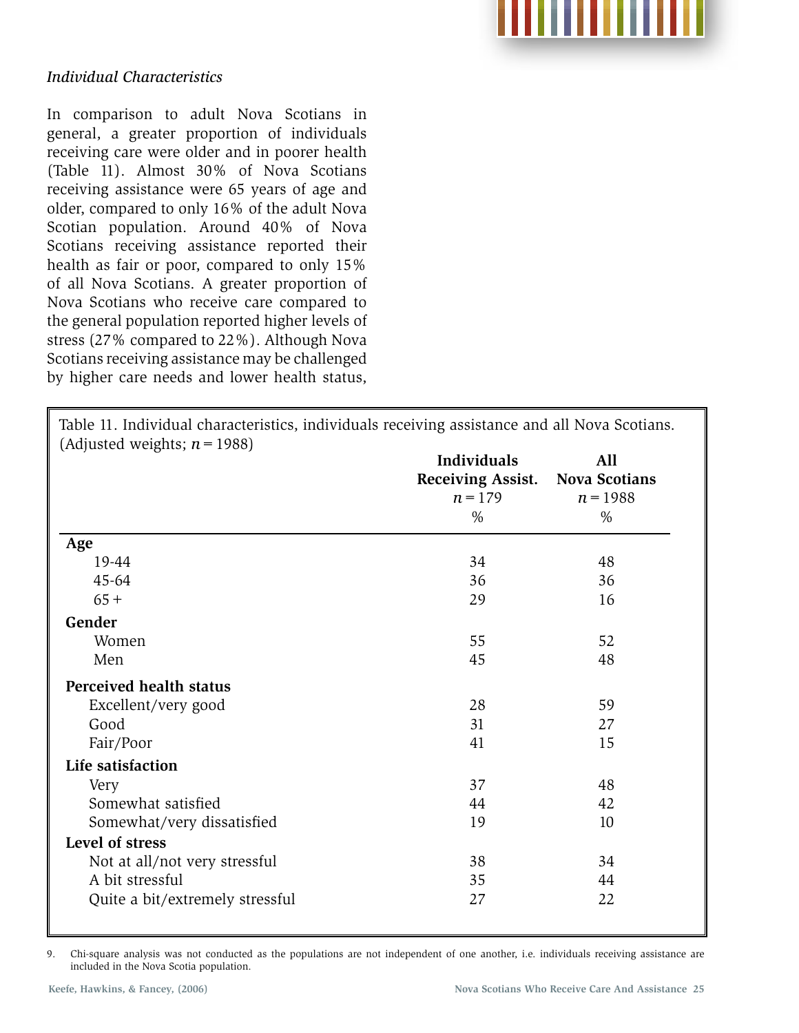*Individual Characteristics*

In comparison to adult Nova Scotians in general, a greater proportion of individuals receiving care were older and in poorer health (Table 11). Almost 30% of Nova Scotians receiving assistance were 65 years of age and older, compared to only 16% of the adult Nova Scotian population. Around 40% of Nova Scotians receiving assistance reported their health as fair or poor, compared to only 15% of all Nova Scotians. A greater proportion of Nova Scotians who receive care compared to the general population reported higher levels of stress (27% compared to 22%). Although Nova Scotians receiving assistance may be challenged by higher care needs and lower health status,

Table 11. Individual characteristics, individuals receiving assistance and all Nova Scotians. (Adjusted weights; $n = 1988$)

| | Individuals Receiving Assist. $n = 179$ % | All Nova Scotians $n = 1988$ % |
|---|---|---|
| **Age** | | |
| 19-44 | 34 | 48 |
| 45-64 | 36 | 36 |
| 65 + | 29 | 16 |
| **Gender** | | |
| Women | 55 | 52 |
| Men | 45 | 48 |
| **Perceived health status** | | |
| Excellent/very good | 28 | 59 |
| Good | 31 | 27 |
| Fair/Poor | 41 | 15 |
| **Life satisfaction** | | |
| Very | 37 | 48 |
| Somewhat satisfied | 44 | 42 |
| Somewhat/very dissatisfied | 19 | 10 |
| **Level of stress** | | |
| Not at all/not very stressful | 38 | 34 |
| A bit stressful | 35 | 44 |
| Quite a bit/extremely stressful | 27 | 22 |

9. Chi-square analysis was not conducted as the populations are not independent of one another, i.e. individuals receiving assistance are included in the Nova Scotia population.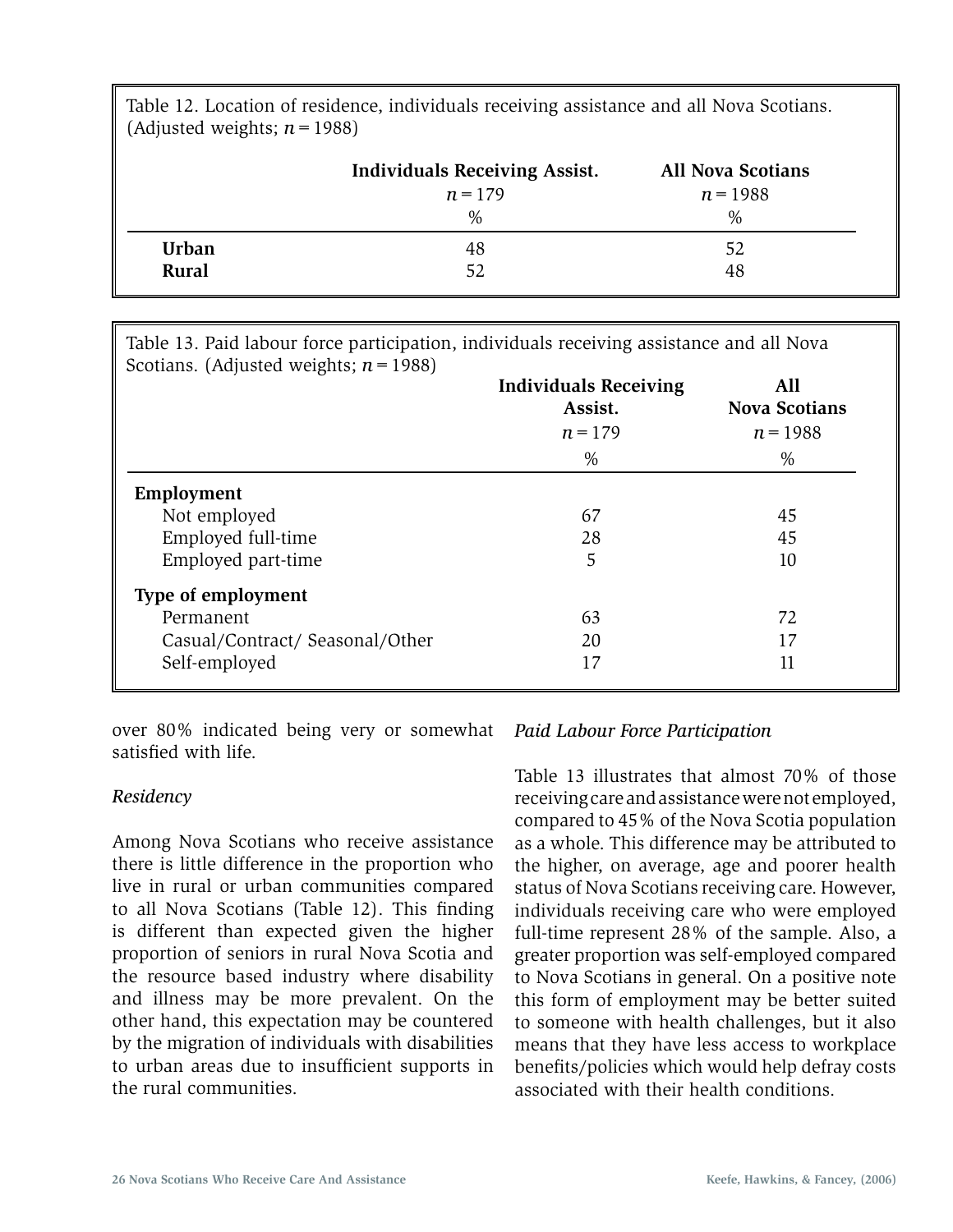Table 12. Location of residence, individuals receiving assistance and all Nova Scotians. (Adjusted weights; *n* = 1988)

| | Individuals Receiving Assist. *n* = 179 % | All Nova Scotians *n* = 1988 % |
|---|---|---|
| **Urban** | 48 | 52 |
| **Rural** | 52 | 48 |

Table 13. Paid labour force participation, individuals receiving assistance and all Nova Scotians. (Adjusted weights; *n* = 1988)

| | Individuals Receiving Assist. *n* = 179 % | All Nova Scotians *n* = 1988 % |
|---|---|---|
| **Employment** | | |
| Not employed | 67 | 45 |
| Employed full-time | 28 | 45 |
| Employed part-time | 5 | 10 |
| **Type of employment** | | |
| Permanent | 63 | 72 |
| Casual/Contract/ Seasonal/Other | 20 | 17 |
| Self-employed | 17 | 11 |

over 80% indicated being very or somewhat satisfied with life.

*Residency*

Among Nova Scotians who receive assistance there is little difference in the proportion who live in rural or urban communities compared to all Nova Scotians (Table 12). This finding is different than expected given the higher proportion of seniors in rural Nova Scotia and the resource based industry where disability and illness may be more prevalent. On the other hand, this expectation may be countered by the migration of individuals with disabilities to urban areas due to insufficient supports in the rural communities.

*Paid Labour Force Participation*

Table 13 illustrates that almost 70% of those receiving care and assistance were not employed, compared to 45% of the Nova Scotia population as a whole. This difference may be attributed to the higher, on average, age and poorer health status of Nova Scotians receiving care. However, individuals receiving care who were employed full-time represent 28% of the sample. Also, a greater proportion was self-employed compared to Nova Scotians in general. On a positive note this form of employment may be better suited to someone with health challenges, but it also means that they have less access to workplace benefits/policies which would help defray costs associated with their health conditions.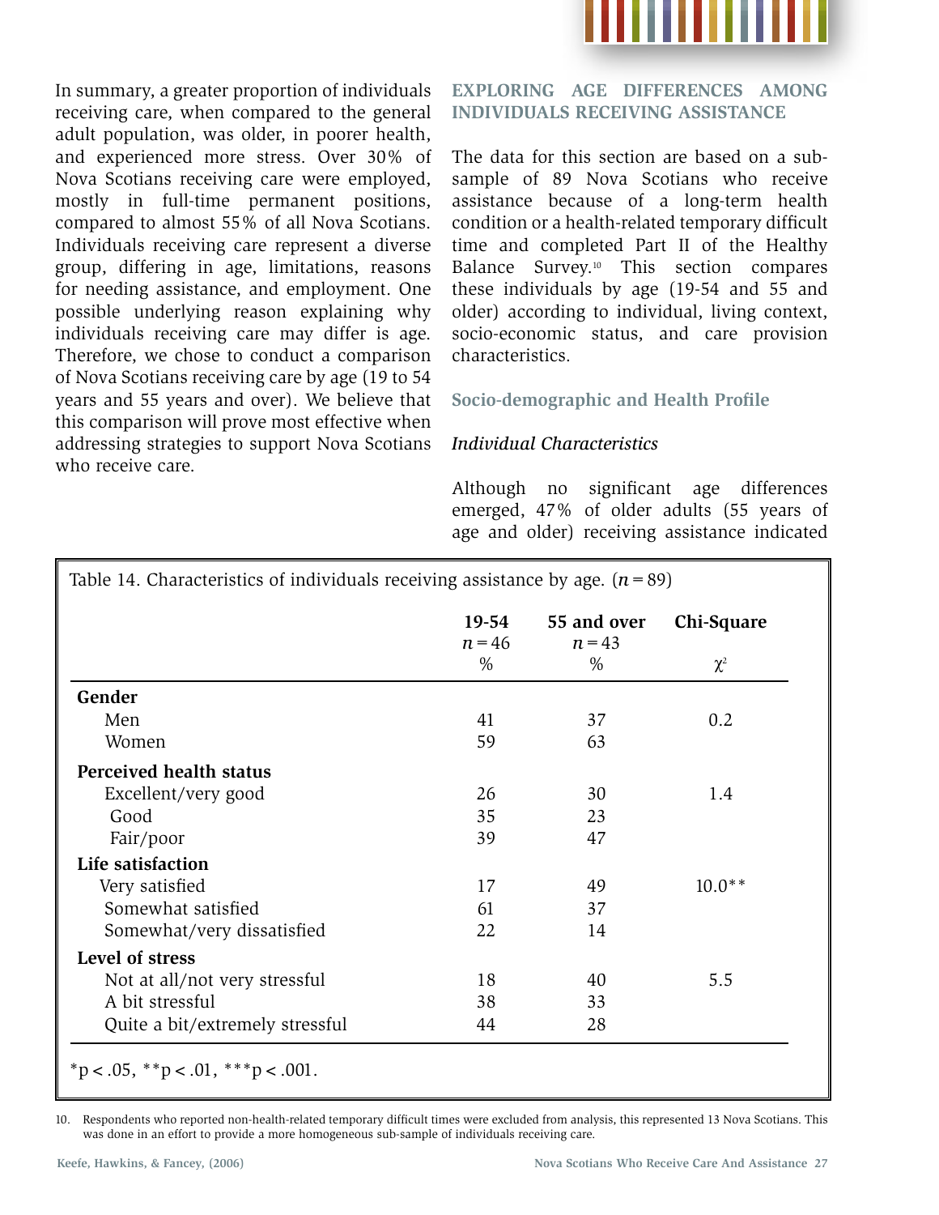In summary, a greater proportion of individuals receiving care, when compared to the general adult population, was older, in poorer health, and experienced more stress. Over 30% of Nova Scotians receiving care were employed, mostly in full-time permanent positions, compared to almost 55% of all Nova Scotians. Individuals receiving care represent a diverse group, differing in age, limitations, reasons for needing assistance, and employment. One possible underlying reason explaining why individuals receiving care may differ is age. Therefore, we chose to conduct a comparison of Nova Scotians receiving care by age (19 to 54 years and 55 years and over). We believe that this comparison will prove most effective when addressing strategies to support Nova Scotians who receive care.

## EXPLORING AGE DIFFERENCES AMONG INDIVIDUALS RECEIVING ASSISTANCE

The data for this section are based on a sub-sample of 89 Nova Scotians who receive assistance because of a long-term health condition or a health-related temporary difficult time and completed Part II of the Healthy Balance Survey.[10] This section compares these individuals by age (19-54 and 55 and older) according to individual, living context, socio-economic status, and care provision characteristics.

### Socio-demographic and Health Profile

*Individual Characteristics*

Although no significant age differences emerged, 47% of older adults (55 years of age and older) receiving assistance indicated

Table 14. Characteristics of individuals receiving assistance by age. ($n = 89$)

| | 19-54 $n = 46$ % | 55 and over $n = 43$ % | Chi-Square $\chi^2$ |
|---|---|---|---|
| **Gender** | | | |
| Men | 41 | 37 | 0.2 |
| Women | 59 | 63 | |
| **Perceived health status** | | | |
| Excellent/very good | 26 | 30 | 1.4 |
| Good | 35 | 23 | |
| Fair/poor | 39 | 47 | |
| **Life satisfaction** | | | |
| Very satisfied | 17 | 49 | 10.0** |
| Somewhat satisfied | 61 | 37 | |
| Somewhat/very dissatisfied | 22 | 14 | |
| **Level of stress** | | | |
| Not at all/not very stressful | 18 | 40 | 5.5 |
| A bit stressful | 38 | 33 | |
| Quite a bit/extremely stressful | 44 | 28 | |

*p < .05, **p < .01, ***p < .001.

10. Respondents who reported non-health-related temporary difficult times were excluded from analysis, this represented 13 Nova Scotians. This was done in an effort to provide a more homogeneous sub-sample of individuals receiving care.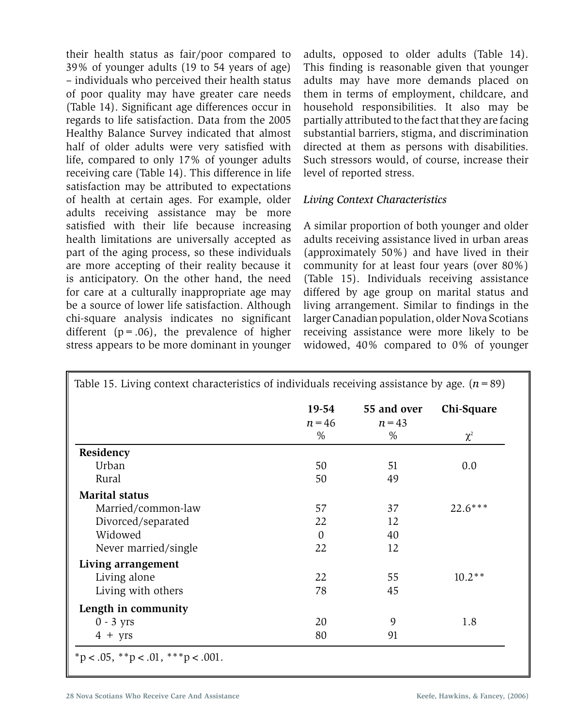their health status as fair/poor compared to 39% of younger adults (19 to 54 years of age) – individuals who perceived their health status of poor quality may have greater care needs (Table 14). Significant age differences occur in regards to life satisfaction. Data from the 2005 Healthy Balance Survey indicated that almost half of older adults were very satisfied with life, compared to only 17% of younger adults receiving care (Table 14). This difference in life satisfaction may be attributed to expectations of health at certain ages. For example, older adults receiving assistance may be more satisfied with their life because increasing health limitations are universally accepted as part of the aging process, so these individuals are more accepting of their reality because it is anticipatory. On the other hand, the need for care at a culturally inappropriate age may be a source of lower life satisfaction. Although chi-square analysis indicates no significant different ($p = .06$), the prevalence of higher stress appears to be more dominant in younger adults, opposed to older adults (Table 14). This finding is reasonable given that younger adults may have more demands placed on them in terms of employment, childcare, and household responsibilities. It also may be partially attributed to the fact that they are facing substantial barriers, stigma, and discrimination directed at them as persons with disabilities. Such stressors would, of course, increase their level of reported stress.

*Living Context Characteristics*

A similar proportion of both younger and older adults receiving assistance lived in urban areas (approximately 50%) and have lived in their community for at least four years (over 80%) (Table 15). Individuals receiving assistance differed by age group on marital status and living arrangement. Similar to findings in the larger Canadian population, older Nova Scotians receiving assistance were more likely to be widowed, 40% compared to 0% of younger

Table 15. Living context characteristics of individuals receiving assistance by age. ($n = 89$)

| | 19-54 $n = 46$ % | 55 and over $n = 43$ % | Chi-Square $\chi^2$ |
|---|---|---|---|
| **Residency** | | | |
| Urban | 50 | 51 | 0.0 |
| Rural | 50 | 49 | |
| **Marital status** | | | |
| Married/common-law | 57 | 37 | 22.6*** |
| Divorced/separated | 22 | 12 | |
| Widowed | 0 | 40 | |
| Never married/single | 22 | 12 | |
| **Living arrangement** | | | |
| Living alone | 22 | 55 | 10.2** |
| Living with others | 78 | 45 | |
| **Length in community** | | | |
| 0 - 3 yrs | 20 | 9 | 1.8 |
| 4 + yrs | 80 | 91 | |

*p < .05, **p < .01, ***p < .001.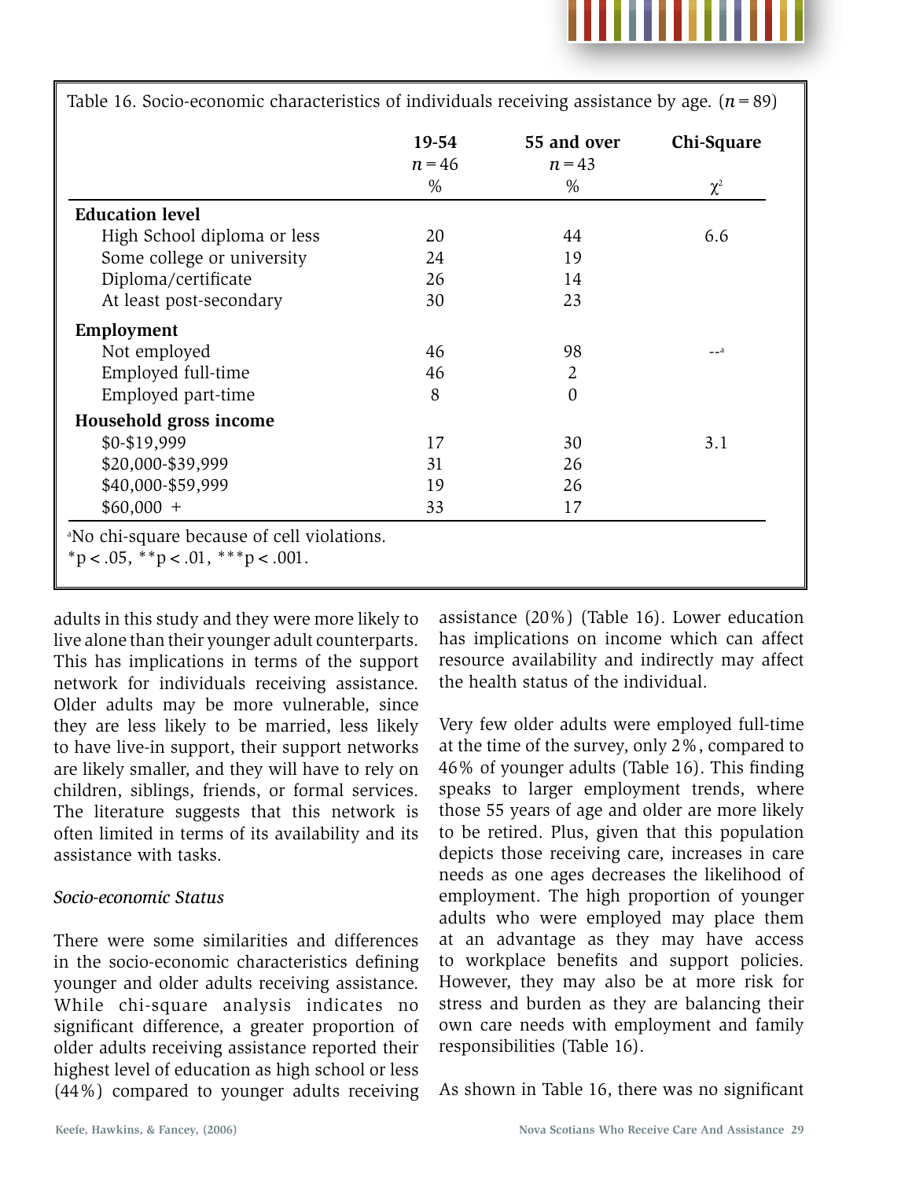Table 16. Socio-economic characteristics of individuals receiving assistance by age. ($n = 89$)

| | 19-54 $n = 46$ % | 55 and over $n = 43$ % | Chi-Square $\chi^2$ |
|---|---|---|---|
| **Education level** | | | |
| High School diploma or less | 20 | 44 | 6.6 |
| Some college or university | 24 | 19 | |
| Diploma/certificate | 26 | 14 | |
| At least post-secondary | 30 | 23 | |
| **Employment** | | | |
| Not employed | 46 | 98 | --[a] |
| Employed full-time | 46 | 2 | |
| Employed part-time | 8 | 0 | |
| **Household gross income** | | | |
| $0-$19,999 | 17 | 30 | 3.1 |
| $20,000-$39,999 | 31 | 26 | |
| $40,000-$59,999 | 19 | 26 | |
| $60,000 + | 33 | 17 | |

[a]No chi-square because of cell violations.
*p < .05, **p < .01, ***p < .001.

adults in this study and they were more likely to live alone than their younger adult counterparts. This has implications in terms of the support network for individuals receiving assistance. Older adults may be more vulnerable, since they are less likely to be married, less likely to have live-in support, their support networks are likely smaller, and they will have to rely on children, siblings, friends, or formal services. The literature suggests that this network is often limited in terms of its availability and its assistance with tasks.

*Socio-economic Status*

There were some similarities and differences in the socio-economic characteristics defining younger and older adults receiving assistance. While chi-square analysis indicates no significant difference, a greater proportion of older adults receiving assistance reported their highest level of education as high school or less (44%) compared to younger adults receiving assistance (20%) (Table 16). Lower education has implications on income which can affect resource availability and indirectly may affect the health status of the individual.

Very few older adults were employed full-time at the time of the survey, only 2%, compared to 46% of younger adults (Table 16). This finding speaks to larger employment trends, where those 55 years of age and older are more likely to be retired. Plus, given that this population depicts those receiving care, increases in care needs as one ages decreases the likelihood of employment. The high proportion of younger adults who were employed may place them at an advantage as they may have access to workplace benefits and support policies. However, they may also be at more risk for stress and burden as they are balancing their own care needs with employment and family responsibilities (Table 16).

As shown in Table 16, there was no significant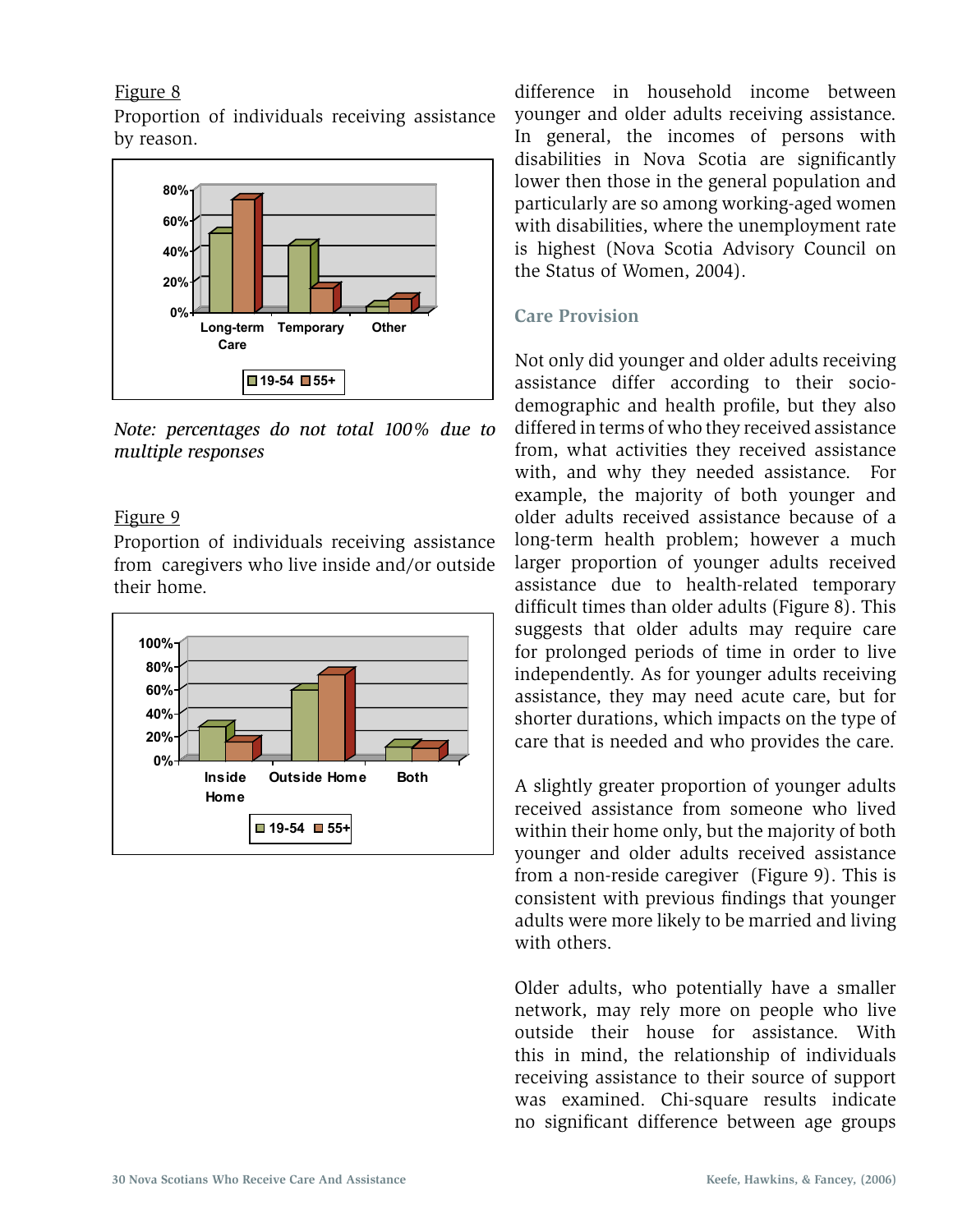Figure 8

Proportion of individuals receiving assistance by reason.

*Note: percentages do not total 100% due to multiple responses*

Figure 9

Proportion of individuals receiving assistance from caregivers who live inside and/or outside their home.

difference in household income between younger and older adults receiving assistance. In general, the incomes of persons with disabilities in Nova Scotia are significantly lower then those in the general population and particularly are so among working-aged women with disabilities, where the unemployment rate is highest (Nova Scotia Advisory Council on the Status of Women, 2004).

## Care Provision

Not only did younger and older adults receiving assistance differ according to their socio-demographic and health profile, but they also differed in terms of who they received assistance from, what activities they received assistance with, and why they needed assistance. For example, the majority of both younger and older adults received assistance because of a long-term health problem; however a much larger proportion of younger adults received assistance due to health-related temporary difficult times than older adults (Figure 8). This suggests that older adults may require care for prolonged periods of time in order to live independently. As for younger adults receiving assistance, they may need acute care, but for shorter durations, which impacts on the type of care that is needed and who provides the care.

A slightly greater proportion of younger adults received assistance from someone who lived within their home only, but the majority of both younger and older adults received assistance from a non-reside caregiver (Figure 9). This is consistent with previous findings that younger adults were more likely to be married and living with others.

Older adults, who potentially have a smaller network, may rely more on people who live outside their house for assistance. With this in mind, the relationship of individuals receiving assistance to their source of support was examined. Chi-square results indicate no significant difference between age groups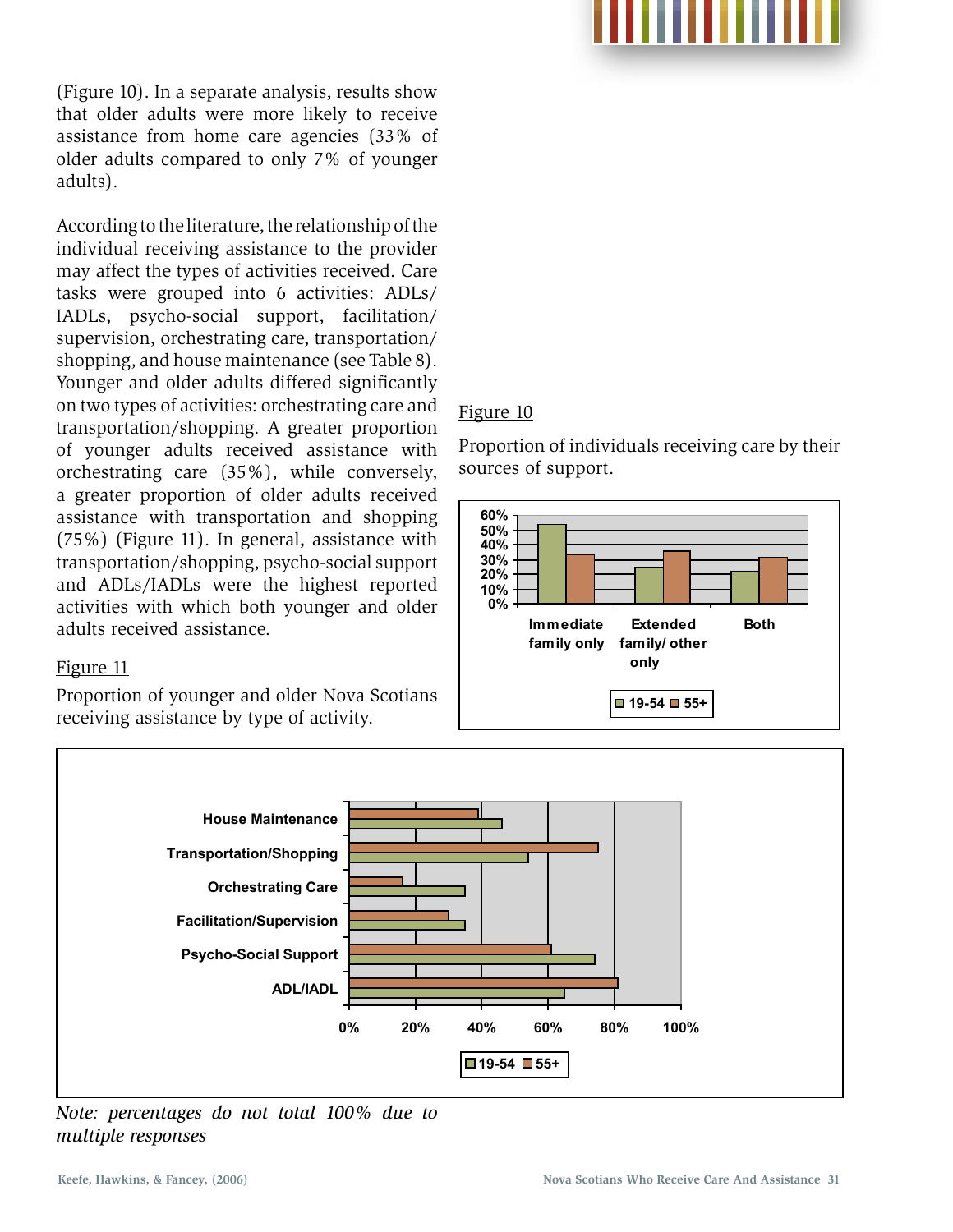(Figure 10). In a separate analysis, results show that older adults were more likely to receive assistance from home care agencies (33% of older adults compared to only 7% of younger adults).

According to the literature, the relationship of the individual receiving assistance to the provider may affect the types of activities received. Care tasks were grouped into 6 activities: ADLs/IADLs, psycho-social support, facilitation/supervision, orchestrating care, transportation/shopping, and house maintenance (see Table 8). Younger and older adults differed significantly on two types of activities: orchestrating care and transportation/shopping. A greater proportion of younger adults received assistance with orchestrating care (35%), while conversely, a greater proportion of older adults received assistance with transportation and shopping (75%) (Figure 11). In general, assistance with transportation/shopping, psycho-social support and ADLs/IADLs were the highest reported activities with which both younger and older adults received assistance.

Figure 10

Proportion of individuals receiving care by their sources of support.

Figure 11

Proportion of younger and older Nova Scotians receiving assistance by type of activity.

*Note: percentages do not total 100% due to multiple responses*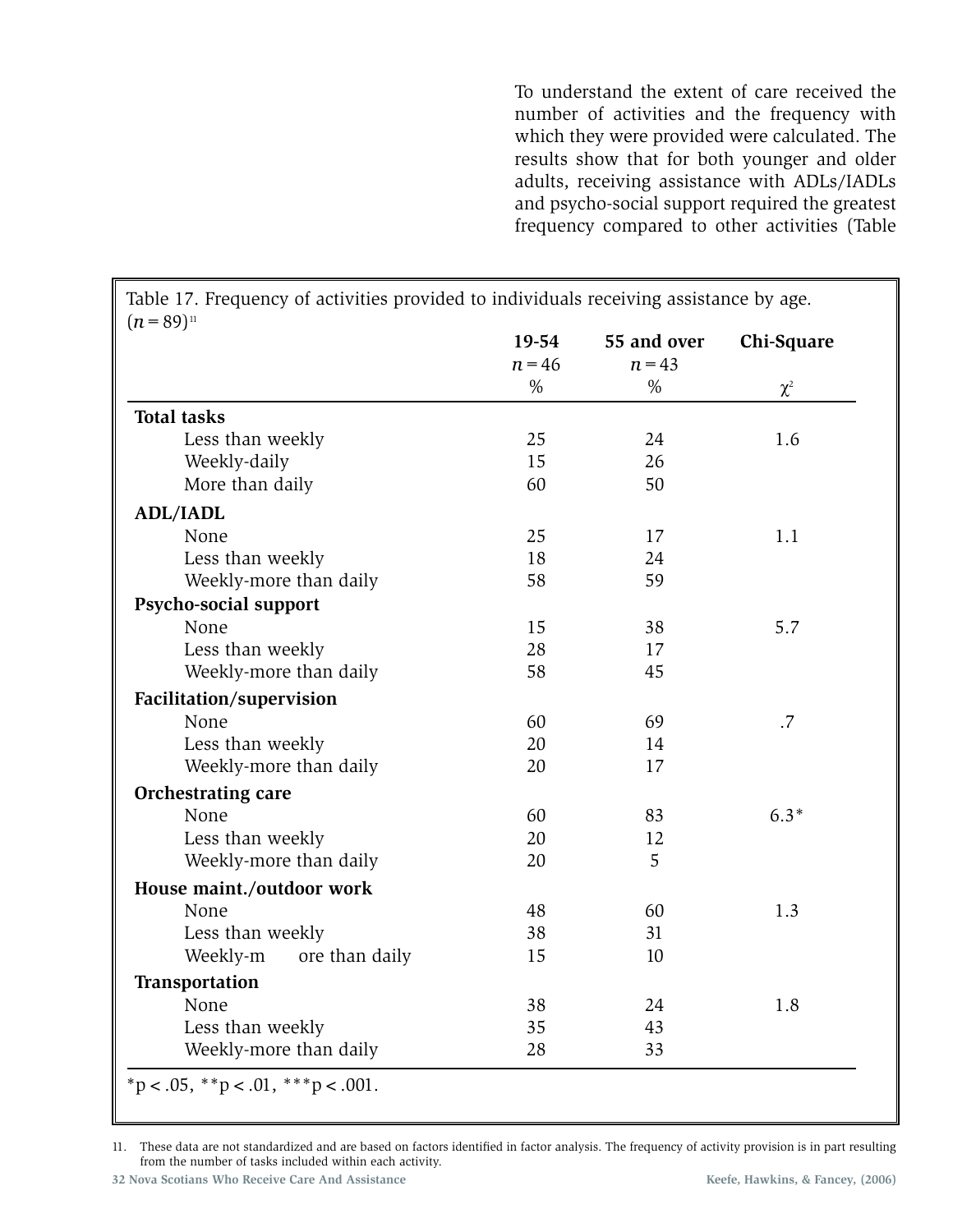To understand the extent of care received the number of activities and the frequency with which they were provided were calculated. The results show that for both younger and older adults, receiving assistance with ADLs/IADLs and psycho-social support required the greatest frequency compared to other activities (Table

Table 17. Frequency of activities provided to individuals receiving assistance by age. ($n = 89$)[11]

| | 19-54 $n = 46$ % | 55 and over $n = 43$ % | Chi-Square $\chi^2$ |
|---|---|---|---|
| **Total tasks** | | | |
| Less than weekly | 25 | 24 | 1.6 |
| Weekly-daily | 15 | 26 | |
| More than daily | 60 | 50 | |
| **ADL/IADL** | | | |
| None | 25 | 17 | 1.1 |
| Less than weekly | 18 | 24 | |
| Weekly-more than daily | 58 | 59 | |
| **Psycho-social support** | | | |
| None | 15 | 38 | 5.7 |
| Less than weekly | 28 | 17 | |
| Weekly-more than daily | 58 | 45 | |
| **Facilitation/supervision** | | | |
| None | 60 | 69 | .7 |
| Less than weekly | 20 | 14 | |
| Weekly-more than daily | 20 | 17 | |
| **Orchestrating care** | | | |
| None | 60 | 83 | 6.3* |
| Less than weekly | 20 | 12 | |
| Weekly-more than daily | 20 | 5 | |
| **House maint./outdoor work** | | | |
| None | 48 | 60 | 1.3 |
| Less than weekly | 38 | 31 | |
| Weekly-more than daily | 15 | 10 | |
| **Transportation** | | | |
| None | 38 | 24 | 1.8 |
| Less than weekly | 35 | 43 | |
| Weekly-more than daily | 28 | 33 | |

*p < .05, **p < .01, ***p < .001.

11. These data are not standardized and are based on factors identified in factor analysis. The frequency of activity provision is in part resulting from the number of tasks included within each activity.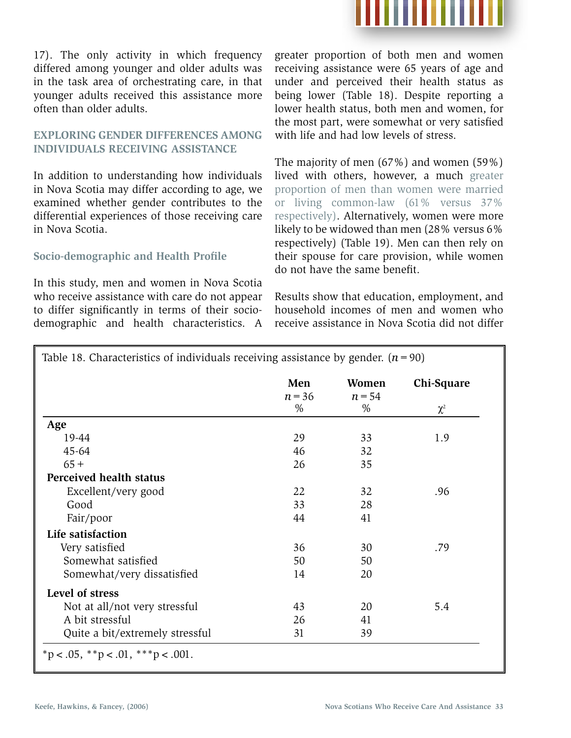17). The only activity in which frequency differed among younger and older adults was in the task area of orchestrating care, in that younger adults received this assistance more often than older adults.

## EXPLORING GENDER DIFFERENCES AMONG INDIVIDUALS RECEIVING ASSISTANCE

In addition to understanding how individuals in Nova Scotia may differ according to age, we examined whether gender contributes to the differential experiences of those receiving care in Nova Scotia.

### Socio-demographic and Health Profile

In this study, men and women in Nova Scotia who receive assistance with care do not appear to differ significantly in terms of their socio-demographic and health characteristics. A greater proportion of both men and women receiving assistance were 65 years of age and under and perceived their health status as being lower (Table 18). Despite reporting a lower health status, both men and women, for the most part, were somewhat or very satisfied with life and had low levels of stress.

The majority of men (67%) and women (59%) lived with others, however, a much greater proportion of men than women were married or living common-law (61% versus 37% respectively). Alternatively, women were more likely to be widowed than men (28% versus 6% respectively) (Table 19). Men can then rely on their spouse for care provision, while women do not have the same benefit.

Results show that education, employment, and household incomes of men and women who receive assistance in Nova Scotia did not differ

Table 18. Characteristics of individuals receiving assistance by gender. ($n = 90$)

| | Men $n = 36$ % | Women $n = 54$ % | Chi-Square $\chi^2$ |
|---|---|---|---|
| **Age** | | | |
| 19-44 | 29 | 33 | 1.9 |
| 45-64 | 46 | 32 | |
| 65 + | 26 | 35 | |
| **Perceived health status** | | | |
| Excellent/very good | 22 | 32 | .96 |
| Good | 33 | 28 | |
| Fair/poor | 44 | 41 | |
| **Life satisfaction** | | | |
| Very satisfied | 36 | 30 | .79 |
| Somewhat satisfied | 50 | 50 | |
| Somewhat/very dissatisfied | 14 | 20 | |
| **Level of stress** | | | |
| Not at all/not very stressful | 43 | 20 | 5.4 |
| A bit stressful | 26 | 41 | |
| Quite a bit/extremely stressful | 31 | 39 | |

*p < .05, **p < .01, ***p < .001.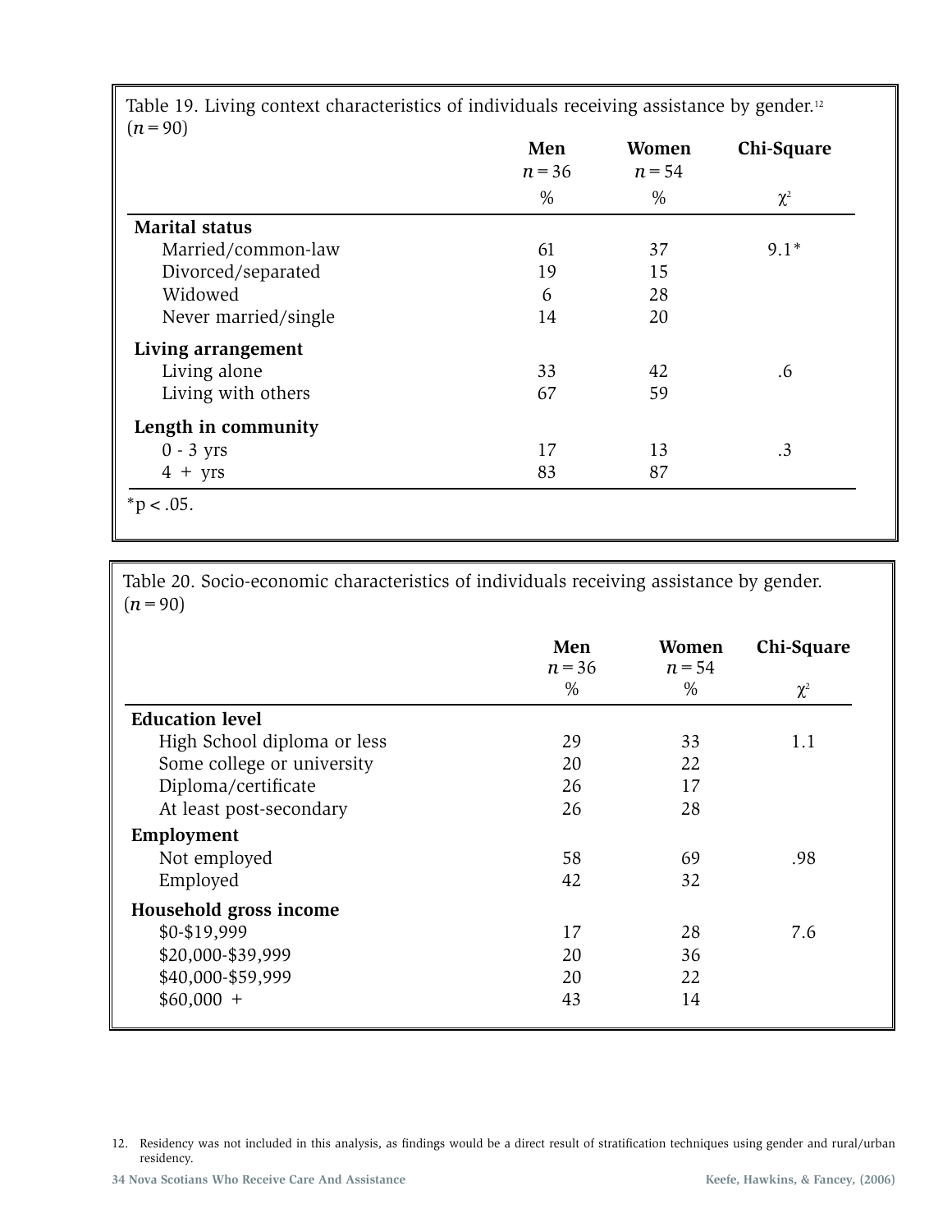Table 19. Living context characteristics of individuals receiving assistance by gender.[12] ($n = 90$)

| | Men $n = 36$ % | Women $n = 54$ % | Chi-Square $\chi^2$ |
|---|---|---|---|
| **Marital status** | | | |
| Married/common-law | 61 | 37 | 9.1* |
| Divorced/separated | 19 | 15 | |
| Widowed | 6 | 28 | |
| Never married/single | 14 | 20 | |
| **Living arrangement** | | | |
| Living alone | 33 | 42 | .6 |
| Living with others | 67 | 59 | |
| **Length in community** | | | |
| 0 - 3 yrs | 17 | 13 | .3 |
| 4 + yrs | 83 | 87 | |

*p < .05.

Table 20. Socio-economic characteristics of individuals receiving assistance by gender. ($n = 90$)

| | Men $n = 36$ % | Women $n = 54$ % | Chi-Square $\chi^2$ |
|---|---|---|---|
| **Education level** | | | |
| High School diploma or less | 29 | 33 | 1.1 |
| Some college or university | 20 | 22 | |
| Diploma/certificate | 26 | 17 | |
| At least post-secondary | 26 | 28 | |
| **Employment** | | | |
| Not employed | 58 | 69 | .98 |
| Employed | 42 | 32 | |
| **Household gross income** | | | |
| $0-$19,999 | 17 | 28 | 7.6 |
| $20,000-$39,999 | 20 | 36 | |
| $40,000-$59,999 | 20 | 22 | |
| $60,000 + | 43 | 14 | |

12. Residency was not included in this analysis, as findings would be a direct result of stratification techniques using gender and rural/urban residency.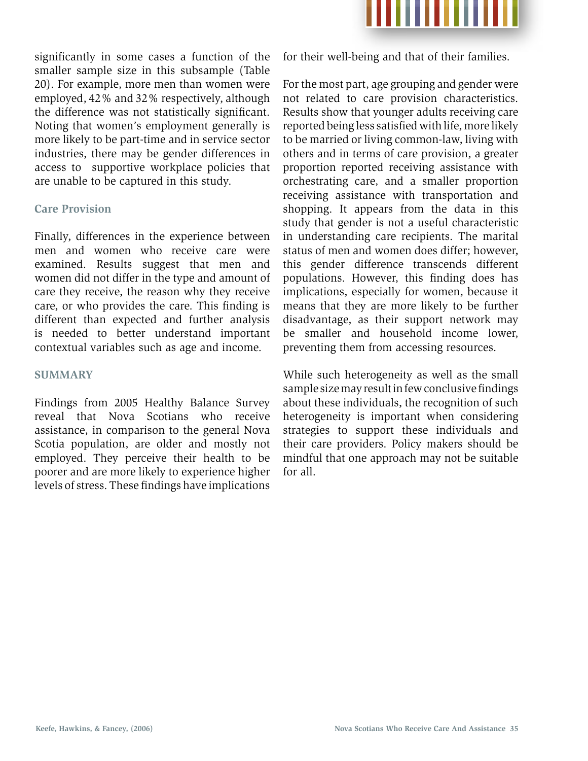significantly in some cases a function of the smaller sample size in this subsample (Table 20). For example, more men than women were employed, 42% and 32% respectively, although the difference was not statistically significant. Noting that women's employment generally is more likely to be part-time and in service sector industries, there may be gender differences in access to supportive workplace policies that are unable to be captured in this study.

### Care Provision

Finally, differences in the experience between men and women who receive care were examined. Results suggest that men and women did not differ in the type and amount of care they receive, the reason why they receive care, or who provides the care. This finding is different than expected and further analysis is needed to better understand important contextual variables such as age and income.

## SUMMARY

Findings from 2005 Healthy Balance Survey reveal that Nova Scotians who receive assistance, in comparison to the general Nova Scotia population, are older and mostly not employed. They perceive their health to be poorer and are more likely to experience higher levels of stress. These findings have implications for their well-being and that of their families.

For the most part, age grouping and gender were not related to care provision characteristics. Results show that younger adults receiving care reported being less satisfied with life, more likely to be married or living common-law, living with others and in terms of care provision, a greater proportion reported receiving assistance with orchestrating care, and a smaller proportion receiving assistance with transportation and shopping. It appears from the data in this study that gender is not a useful characteristic in understanding care recipients. The marital status of men and women does differ; however, this gender difference transcends different populations. However, this finding does has implications, especially for women, because it means that they are more likely to be further disadvantage, as their support network may be smaller and household income lower, preventing them from accessing resources.

While such heterogeneity as well as the small sample size may result in few conclusive findings about these individuals, the recognition of such heterogeneity is important when considering strategies to support these individuals and their care providers. Policy makers should be mindful that one approach may not be suitable for all.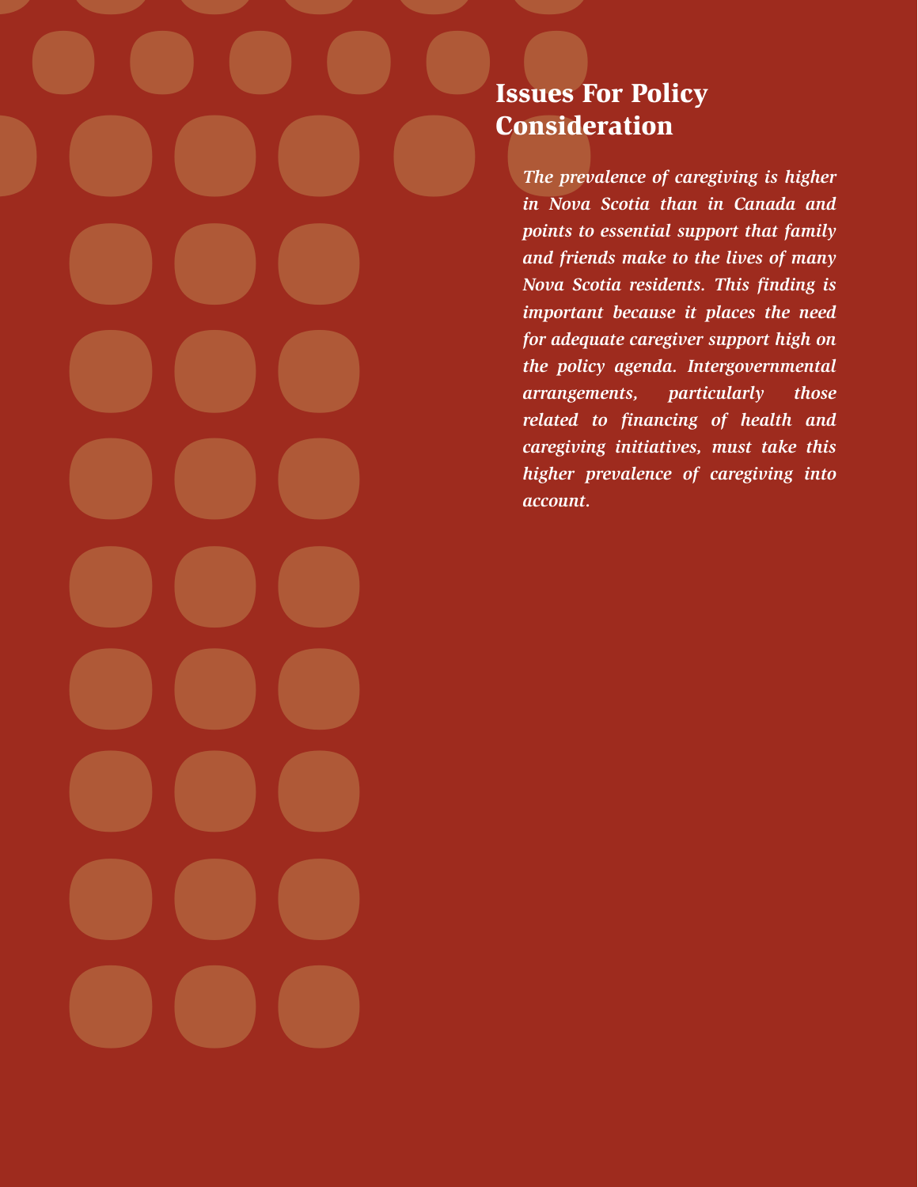## Issues For Policy Consideration

*The prevalence of caregiving is higher in Nova Scotia than in Canada and points to essential support that family and friends make to the lives of many Nova Scotia residents. This finding is important because it places the need for adequate caregiver support high on the policy agenda. Intergovernmental arrangements, particularly those related to financing of health and caregiving initiatives, must take this higher prevalence of caregiving into account.*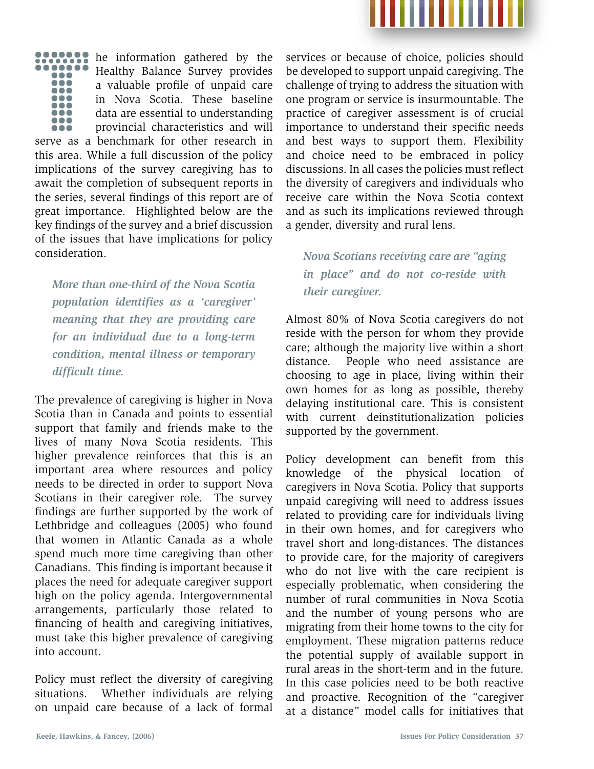The information gathered by the Healthy Balance Survey provides a valuable profile of unpaid care in Nova Scotia. These baseline data are essential to understanding provincial characteristics and will serve as a benchmark for other research in this area. While a full discussion of the policy implications of the survey caregiving has to await the completion of subsequent reports in the series, several findings of this report are of great importance. Highlighted below are the key findings of the survey and a brief discussion of the issues that have implications for policy consideration.

*More than one-third of the Nova Scotia population identifies as a 'caregiver' meaning that they are providing care for an individual due to a long-term condition, mental illness or temporary difficult time.*

The prevalence of caregiving is higher in Nova Scotia than in Canada and points to essential support that family and friends make to the lives of many Nova Scotia residents. This higher prevalence reinforces that this is an important area where resources and policy needs to be directed in order to support Nova Scotians in their caregiver role. The survey findings are further supported by the work of Lethbridge and colleagues (2005) who found that women in Atlantic Canada as a whole spend much more time caregiving than other Canadians. This finding is important because it places the need for adequate caregiver support high on the policy agenda. Intergovernmental arrangements, particularly those related to financing of health and caregiving initiatives, must take this higher prevalence of caregiving into account.

Policy must reflect the diversity of caregiving situations. Whether individuals are relying on unpaid care because of a lack of formal services or because of choice, policies should be developed to support unpaid caregiving. The challenge of trying to address the situation with one program or service is insurmountable. The practice of caregiver assessment is of crucial importance to understand their specific needs and best ways to support them. Flexibility and choice need to be embraced in policy discussions. In all cases the policies must reflect the diversity of caregivers and individuals who receive care within the Nova Scotia context and as such its implications reviewed through a gender, diversity and rural lens.

*Nova Scotians receiving care are "aging in place" and do not co-reside with their caregiver.*

Almost 80% of Nova Scotia caregivers do not reside with the person for whom they provide care; although the majority live within a short distance. People who need assistance are choosing to age in place, living within their own homes for as long as possible, thereby delaying institutional care. This is consistent with current deinstitutionalization policies supported by the government.

Policy development can benefit from this knowledge of the physical location of caregivers in Nova Scotia. Policy that supports unpaid caregiving will need to address issues related to providing care for individuals living in their own homes, and for caregivers who travel short and long-distances. The distances to provide care, for the majority of caregivers who do not live with the care recipient is especially problematic, when considering the number of rural communities in Nova Scotia and the number of young persons who are migrating from their home towns to the city for employment. These migration patterns reduce the potential supply of available support in rural areas in the short-term and in the future. In this case policies need to be both reactive and proactive. Recognition of the "caregiver at a distance" model calls for initiatives that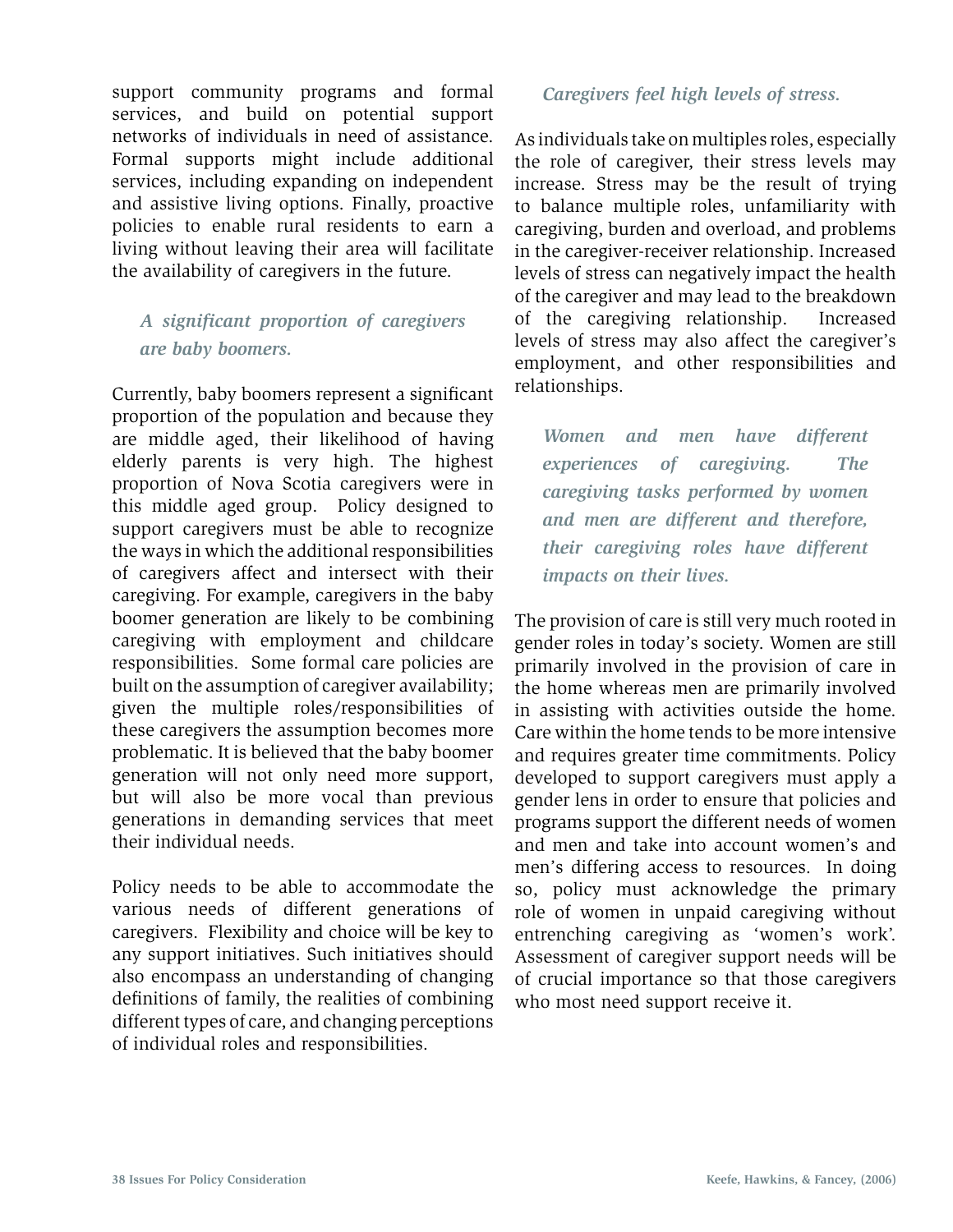support community programs and formal services, and build on potential support networks of individuals in need of assistance. Formal supports might include additional services, including expanding on independent and assistive living options. Finally, proactive policies to enable rural residents to earn a living without leaving their area will facilitate the availability of caregivers in the future.

***A significant proportion of caregivers are baby boomers.***

Currently, baby boomers represent a significant proportion of the population and because they are middle aged, their likelihood of having elderly parents is very high. The highest proportion of Nova Scotia caregivers were in this middle aged group. Policy designed to support caregivers must be able to recognize the ways in which the additional responsibilities of caregivers affect and intersect with their caregiving. For example, caregivers in the baby boomer generation are likely to be combining caregiving with employment and childcare responsibilities. Some formal care policies are built on the assumption of caregiver availability; given the multiple roles/responsibilities of these caregivers the assumption becomes more problematic. It is believed that the baby boomer generation will not only need more support, but will also be more vocal than previous generations in demanding services that meet their individual needs.

Policy needs to be able to accommodate the various needs of different generations of caregivers. Flexibility and choice will be key to any support initiatives. Such initiatives should also encompass an understanding of changing definitions of family, the realities of combining different types of care, and changing perceptions of individual roles and responsibilities.

***Caregivers feel high levels of stress.***

As individuals take on multiples roles, especially the role of caregiver, their stress levels may increase. Stress may be the result of trying to balance multiple roles, unfamiliarity with caregiving, burden and overload, and problems in the caregiver-receiver relationship. Increased levels of stress can negatively impact the health of the caregiver and may lead to the breakdown of the caregiving relationship. Increased levels of stress may also affect the caregiver's employment, and other responsibilities and relationships.

***Women and men have different experiences of caregiving. The caregiving tasks performed by women and men are different and therefore, their caregiving roles have different impacts on their lives.***

The provision of care is still very much rooted in gender roles in today's society. Women are still primarily involved in the provision of care in the home whereas men are primarily involved in assisting with activities outside the home. Care within the home tends to be more intensive and requires greater time commitments. Policy developed to support caregivers must apply a gender lens in order to ensure that policies and programs support the different needs of women and men and take into account women's and men's differing access to resources. In doing so, policy must acknowledge the primary role of women in unpaid caregiving without entrenching caregiving as 'women's work'. Assessment of caregiver support needs will be of crucial importance so that those caregivers who most need support receive it.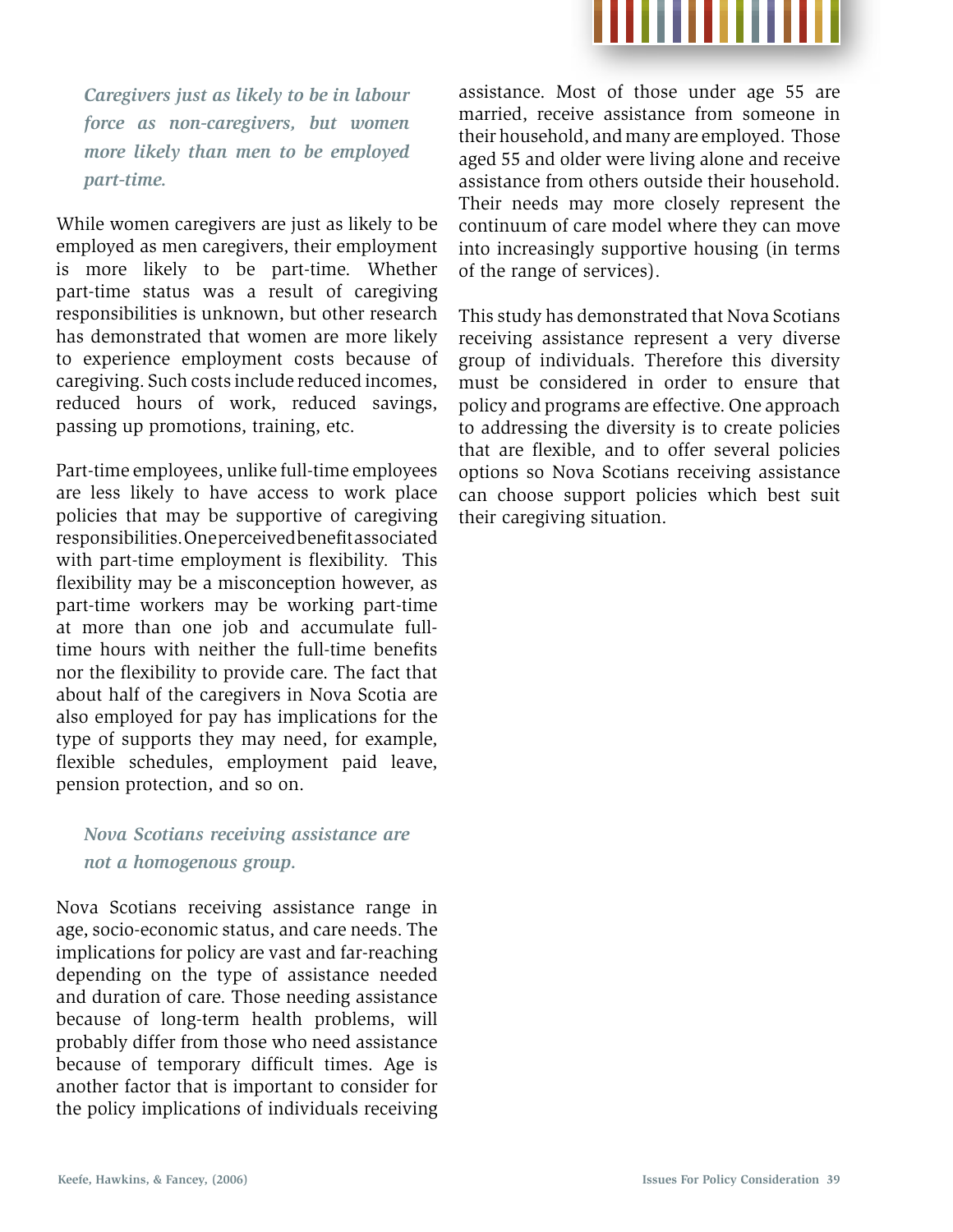*Caregivers just as likely to be in labour force as non-caregivers, but women more likely than men to be employed part-time.*

While women caregivers are just as likely to be employed as men caregivers, their employment is more likely to be part-time. Whether part-time status was a result of caregiving responsibilities is unknown, but other research has demonstrated that women are more likely to experience employment costs because of caregiving. Such costs include reduced incomes, reduced hours of work, reduced savings, passing up promotions, training, etc.

Part-time employees, unlike full-time employees are less likely to have access to work place policies that may be supportive of caregiving responsibilities. One perceived benefit associated with part-time employment is flexibility. This flexibility may be a misconception however, as part-time workers may be working part-time at more than one job and accumulate full-time hours with neither the full-time benefits nor the flexibility to provide care. The fact that about half of the caregivers in Nova Scotia are also employed for pay has implications for the type of supports they may need, for example, flexible schedules, employment paid leave, pension protection, and so on.

*Nova Scotians receiving assistance are not a homogenous group.*

Nova Scotians receiving assistance range in age, socio-economic status, and care needs. The implications for policy are vast and far-reaching depending on the type of assistance needed and duration of care. Those needing assistance because of long-term health problems, will probably differ from those who need assistance because of temporary difficult times. Age is another factor that is important to consider for the policy implications of individuals receiving assistance. Most of those under age 55 are married, receive assistance from someone in their household, and many are employed. Those aged 55 and older were living alone and receive assistance from others outside their household. Their needs may more closely represent the continuum of care model where they can move into increasingly supportive housing (in terms of the range of services).

This study has demonstrated that Nova Scotians receiving assistance represent a very diverse group of individuals. Therefore this diversity must be considered in order to ensure that policy and programs are effective. One approach to addressing the diversity is to create policies that are flexible, and to offer several policies options so Nova Scotians receiving assistance can choose support policies which best suit their caregiving situation.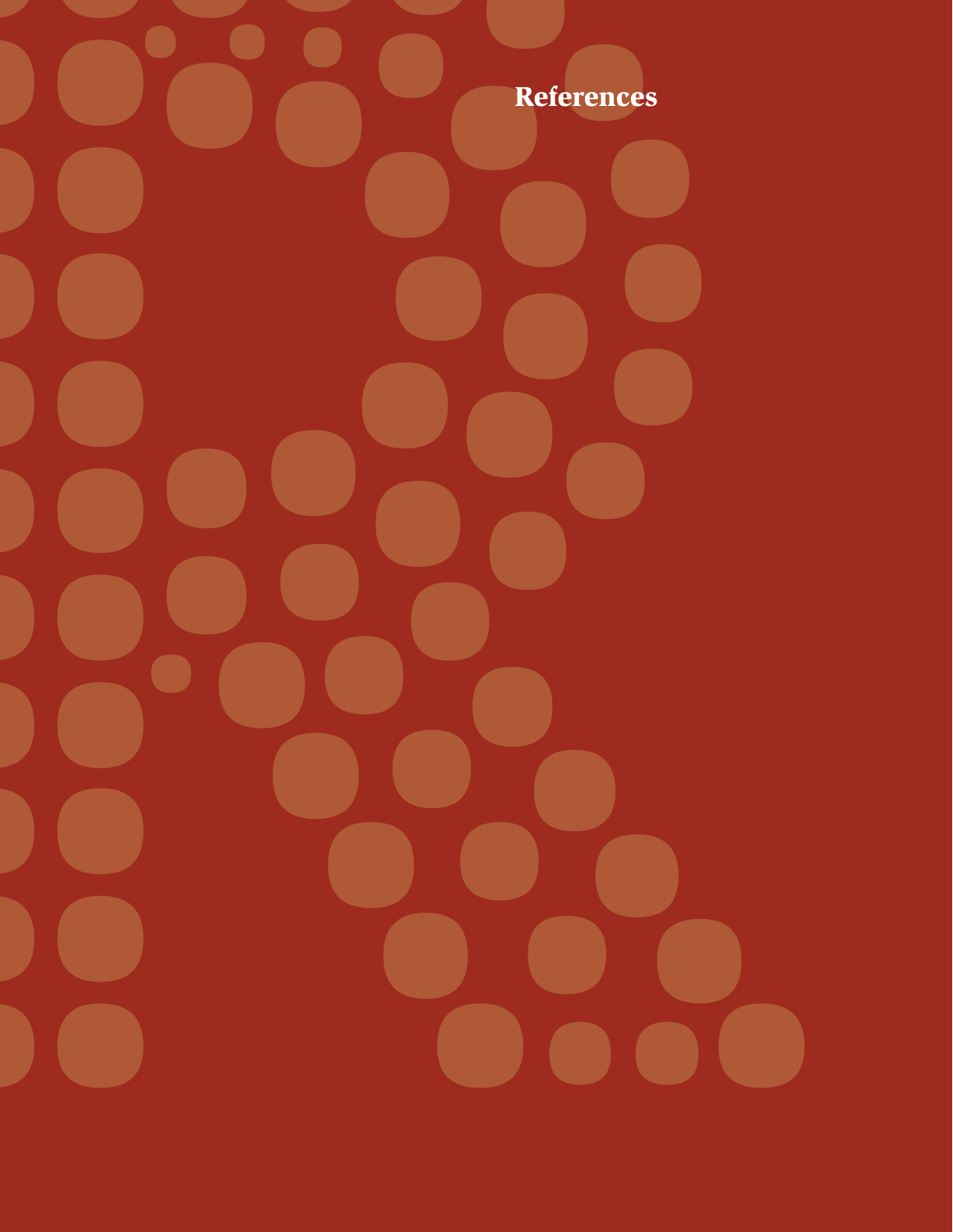# References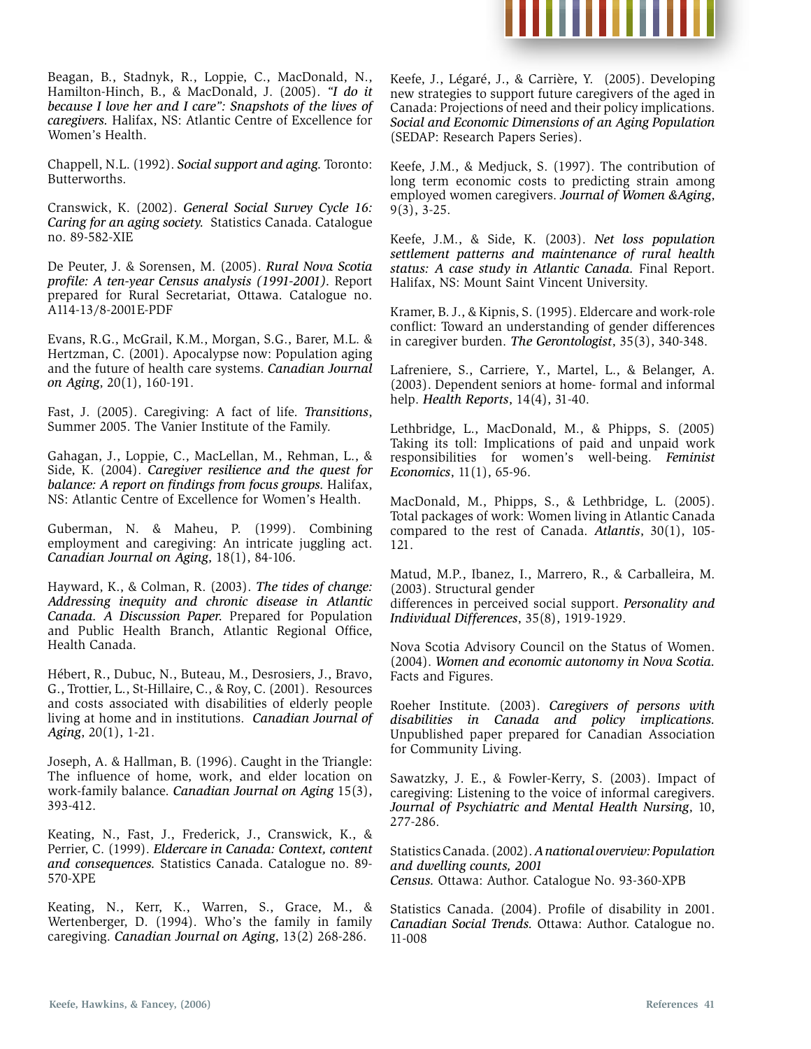Beagan, B., Stadnyk, R., Loppie, C., MacDonald, N., Hamilton-Hinch, B., & MacDonald, J. (2005). *"I do it because I love her and I care": Snapshots of the lives of caregivers.* Halifax, NS: Atlantic Centre of Excellence for Women's Health.

Chappell, N.L. (1992). *Social support and aging.* Toronto: Butterworths.

Cranswick, K. (2002). *General Social Survey Cycle 16: Caring for an aging society.* Statistics Canada. Catalogue no. 89-582-XIE

De Peuter, J. & Sorensen, M. (2005). *Rural Nova Scotia profile: A ten-year Census analysis (1991-2001).* Report prepared for Rural Secretariat, Ottawa. Catalogue no. A114-13/8-2001E-PDF

Evans, R.G., McGrail, K.M., Morgan, S.G., Barer, M.L. & Hertzman, C. (2001). Apocalypse now: Population aging and the future of health care systems. *Canadian Journal on Aging*, 20(1), 160-191.

Fast, J. (2005). Caregiving: A fact of life. *Transitions*, Summer 2005. The Vanier Institute of the Family.

Gahagan, J., Loppie, C., MacLellan, M., Rehman, L., & Side, K. (2004). *Caregiver resilience and the quest for balance: A report on findings from focus groups.* Halifax, NS: Atlantic Centre of Excellence for Women's Health.

Guberman, N. & Maheu, P. (1999). Combining employment and caregiving: An intricate juggling act. *Canadian Journal on Aging*, 18(1), 84-106.

Hayward, K., & Colman, R. (2003). *The tides of change: Addressing inequity and chronic disease in Atlantic Canada. A Discussion Paper.* Prepared for Population and Public Health Branch, Atlantic Regional Office, Health Canada.

Hébert, R., Dubuc, N., Buteau, M., Desrosiers, J., Bravo, G., Trottier, L., St-Hillaire, C., & Roy, C. (2001). Resources and costs associated with disabilities of elderly people living at home and in institutions. *Canadian Journal of Aging*, 20(1), 1-21.

Joseph, A. & Hallman, B. (1996). Caught in the Triangle: The influence of home, work, and elder location on work-family balance. *Canadian Journal on Aging* 15(3), 393-412.

Keating, N., Fast, J., Frederick, J., Cranswick, K., & Perrier, C. (1999). *Eldercare in Canada: Context, content and consequences.* Statistics Canada. Catalogue no. 89-570-XPE

Keating, N., Kerr, K., Warren, S., Grace, M., & Wertenberger, D. (1994). Who's the family in family caregiving. *Canadian Journal on Aging*, 13(2) 268-286.

Keefe, J., Légaré, J., & Carrière, Y. (2005). Developing new strategies to support future caregivers of the aged in Canada: Projections of need and their policy implications. *Social and Economic Dimensions of an Aging Population* (SEDAP: Research Papers Series).

Keefe, J.M., & Medjuck, S. (1997). The contribution of long term economic costs to predicting strain among employed women caregivers. *Journal of Women &Aging*, 9(3), 3-25.

Keefe, J.M., & Side, K. (2003). *Net loss population settlement patterns and maintenance of rural health status: A case study in Atlantic Canada.* Final Report. Halifax, NS: Mount Saint Vincent University.

Kramer, B. J., & Kipnis, S. (1995). Eldercare and work-role conflict: Toward an understanding of gender differences in caregiver burden. *The Gerontologist*, 35(3), 340-348.

Lafreniere, S., Carriere, Y., Martel, L., & Belanger, A. (2003). Dependent seniors at home- formal and informal help. *Health Reports*, 14(4), 31-40.

Lethbridge, L., MacDonald, M., & Phipps, S. (2005) Taking its toll: Implications of paid and unpaid work responsibilities for women's well-being. *Feminist Economics*, 11(1), 65-96.

MacDonald, M., Phipps, S., & Lethbridge, L. (2005). Total packages of work: Women living in Atlantic Canada compared to the rest of Canada. *Atlantis*, 30(1), 105-121.

Matud, M.P., Ibanez, I., Marrero, R., & Carballeira, M. (2003). Structural gender differences in perceived social support. *Personality and Individual Differences*, 35(8), 1919-1929.

Nova Scotia Advisory Council on the Status of Women. (2004). *Women and economic autonomy in Nova Scotia.* Facts and Figures.

Roeher Institute. (2003). *Caregivers of persons with disabilities in Canada and policy implications.* Unpublished paper prepared for Canadian Association for Community Living.

Sawatzky, J. E., & Fowler-Kerry, S. (2003). Impact of caregiving: Listening to the voice of informal caregivers. *Journal of Psychiatric and Mental Health Nursing*, 10, 277-286.

Statistics Canada. (2002). *A national overview: Population and dwelling counts, 2001 Census.* Ottawa: Author. Catalogue No. 93-360-XPB

Statistics Canada. (2004). Profile of disability in 2001. *Canadian Social Trends.* Ottawa: Author. Catalogue no. 11-008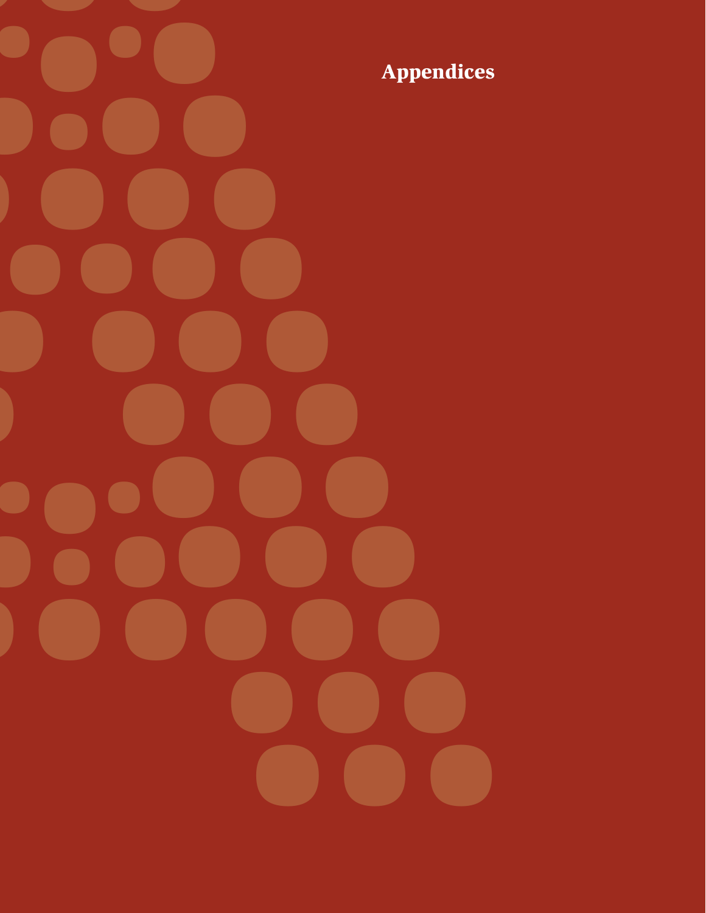# Appendices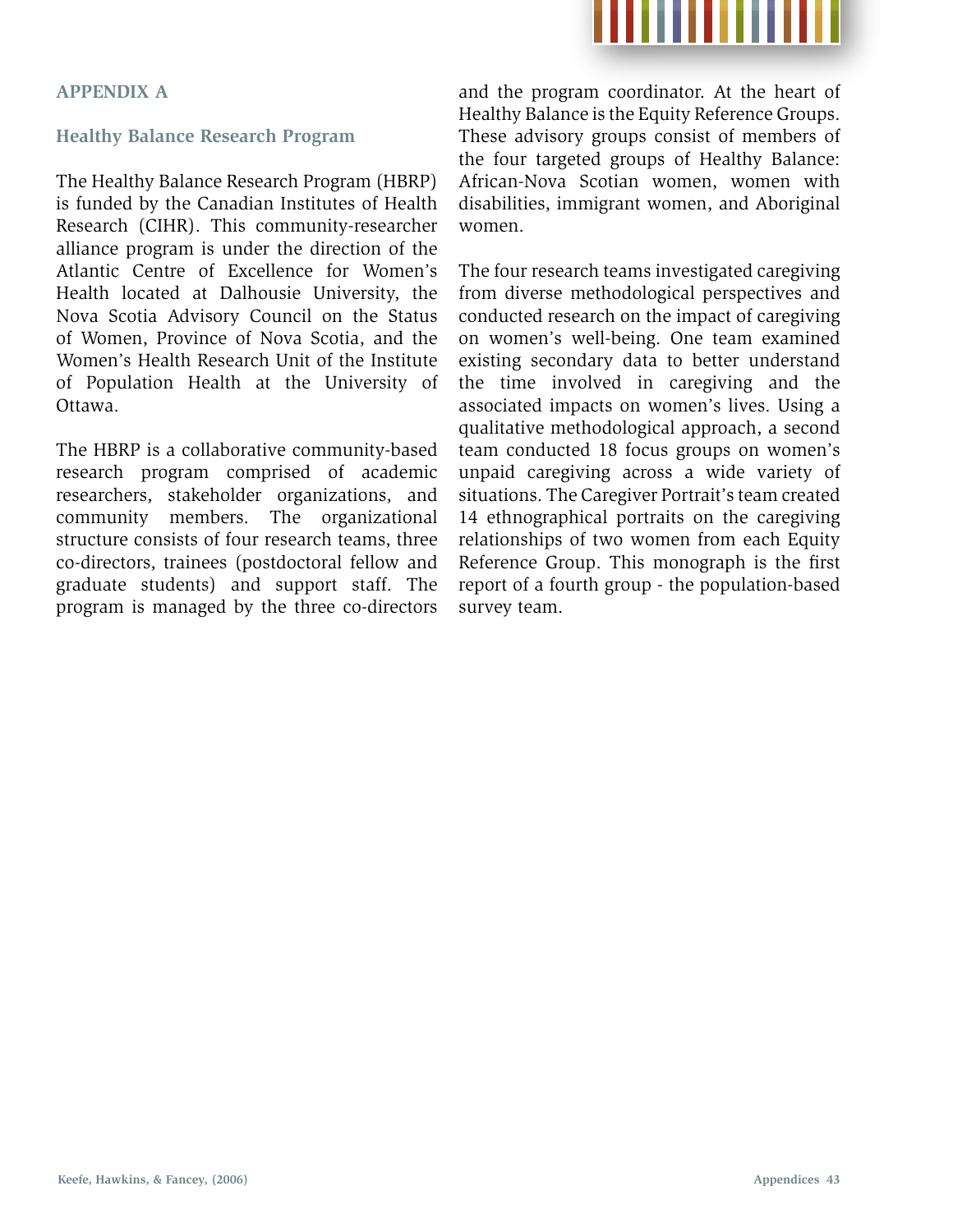## APPENDIX A

### Healthy Balance Research Program

The Healthy Balance Research Program (HBRP) is funded by the Canadian Institutes of Health Research (CIHR). This community-researcher alliance program is under the direction of the Atlantic Centre of Excellence for Women's Health located at Dalhousie University, the Nova Scotia Advisory Council on the Status of Women, Province of Nova Scotia, and the Women's Health Research Unit of the Institute of Population Health at the University of Ottawa.

The HBRP is a collaborative community-based research program comprised of academic researchers, stakeholder organizations, and community members. The organizational structure consists of four research teams, three co-directors, trainees (postdoctoral fellow and graduate students) and support staff. The program is managed by the three co-directors and the program coordinator. At the heart of Healthy Balance is the Equity Reference Groups. These advisory groups consist of members of the four targeted groups of Healthy Balance: African-Nova Scotian women, women with disabilities, immigrant women, and Aboriginal women.

The four research teams investigated caregiving from diverse methodological perspectives and conducted research on the impact of caregiving on women's well-being. One team examined existing secondary data to better understand the time involved in caregiving and the associated impacts on women's lives. Using a qualitative methodological approach, a second team conducted 18 focus groups on women's unpaid caregiving across a wide variety of situations. The Caregiver Portrait's team created 14 ethnographical portraits on the caregiving relationships of two women from each Equity Reference Group. This monograph is the first report of a fourth group - the population-based survey team.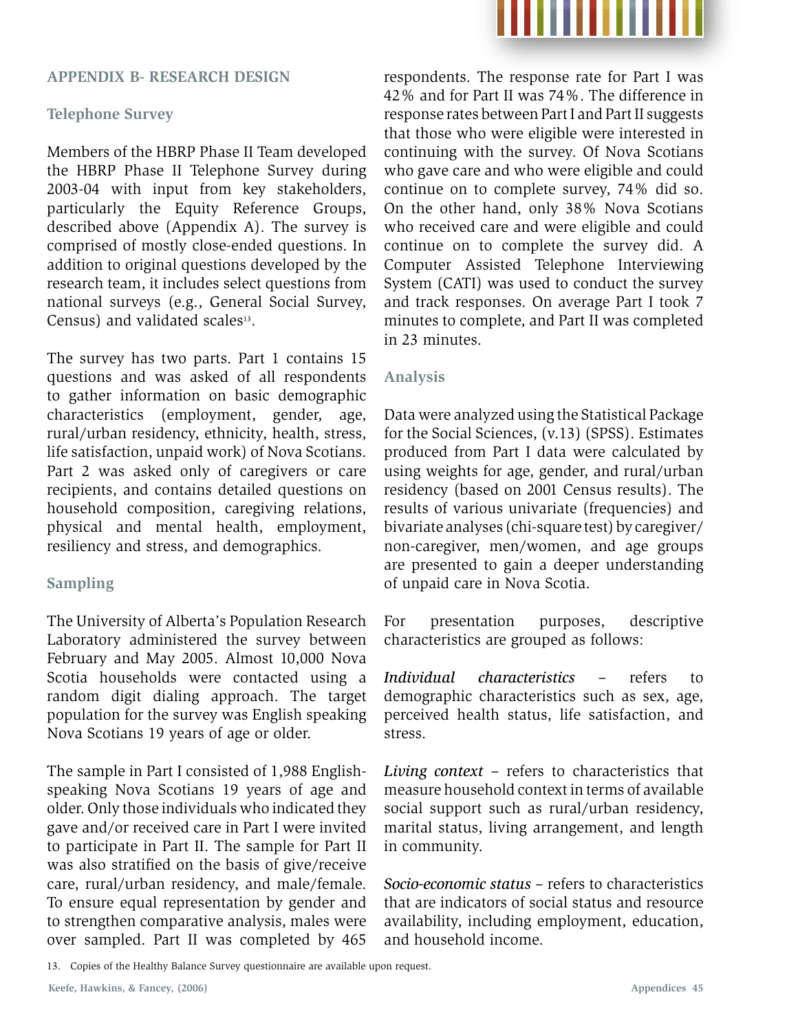## APPENDIX B- RESEARCH DESIGN

### Telephone Survey

Members of the HBRP Phase II Team developed the HBRP Phase II Telephone Survey during 2003-04 with input from key stakeholders, particularly the Equity Reference Groups, described above (Appendix A). The survey is comprised of mostly close-ended questions. In addition to original questions developed by the research team, it includes select questions from national surveys (e.g., General Social Survey, Census) and validated scales[13].

The survey has two parts. Part 1 contains 15 questions and was asked of all respondents to gather information on basic demographic characteristics (employment, gender, age, rural/urban residency, ethnicity, health, stress, life satisfaction, unpaid work) of Nova Scotians. Part 2 was asked only of caregivers or care recipients, and contains detailed questions on household composition, caregiving relations, physical and mental health, employment, resiliency and stress, and demographics.

### Sampling

The University of Alberta's Population Research Laboratory administered the survey between February and May 2005. Almost 10,000 Nova Scotia households were contacted using a random digit dialing approach. The target population for the survey was English speaking Nova Scotians 19 years of age or older.

The sample in Part I consisted of 1,988 English-speaking Nova Scotians 19 years of age and older. Only those individuals who indicated they gave and/or received care in Part I were invited to participate in Part II. The sample for Part II was also stratified on the basis of give/receive care, rural/urban residency, and male/female. To ensure equal representation by gender and to strengthen comparative analysis, males were over sampled. Part II was completed by 465 respondents. The response rate for Part I was 42% and for Part II was 74%. The difference in response rates between Part I and Part II suggests that those who were eligible were interested in continuing with the survey. Of Nova Scotians who gave care and who were eligible and could continue on to complete survey, 74% did so. On the other hand, only 38% Nova Scotians who received care and were eligible and could continue on to complete the survey did. A Computer Assisted Telephone Interviewing System (CATI) was used to conduct the survey and track responses. On average Part I took 7 minutes to complete, and Part II was completed in 23 minutes.

### Analysis

Data were analyzed using the Statistical Package for the Social Sciences, (v.13) (SPSS). Estimates produced from Part I data were calculated by using weights for age, gender, and rural/urban residency (based on 2001 Census results). The results of various univariate (frequencies) and bivariate analyses (chi-square test) by caregiver/non-caregiver, men/women, and age groups are presented to gain a deeper understanding of unpaid care in Nova Scotia.

For presentation purposes, descriptive characteristics are grouped as follows:

*Individual characteristics* – refers to demographic characteristics such as sex, age, perceived health status, life satisfaction, and stress.

*Living context* – refers to characteristics that measure household context in terms of available social support such as rural/urban residency, marital status, living arrangement, and length in community.

*Socio-economic status* – refers to characteristics that are indicators of social status and resource availability, including employment, education, and household income.

13. Copies of the Healthy Balance Survey questionnaire are available upon request.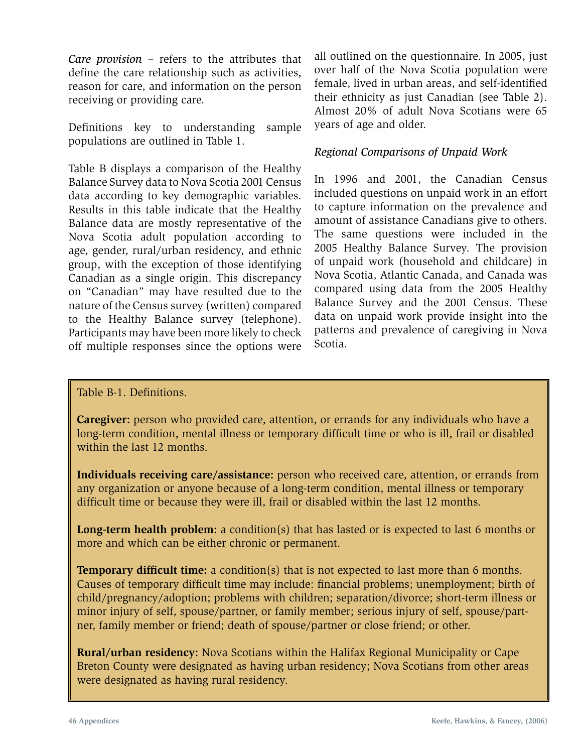*Care provision* – refers to the attributes that define the care relationship such as activities, reason for care, and information on the person receiving or providing care.

Definitions key to understanding sample populations are outlined in Table 1.

Table B displays a comparison of the Healthy Balance Survey data to Nova Scotia 2001 Census data according to key demographic variables. Results in this table indicate that the Healthy Balance data are mostly representative of the Nova Scotia adult population according to age, gender, rural/urban residency, and ethnic group, with the exception of those identifying Canadian as a single origin. This discrepancy on "Canadian" may have resulted due to the nature of the Census survey (written) compared to the Healthy Balance survey (telephone). Participants may have been more likely to check off multiple responses since the options were all outlined on the questionnaire. In 2005, just over half of the Nova Scotia population were female, lived in urban areas, and self-identified their ethnicity as just Canadian (see Table 2). Almost 20% of adult Nova Scotians were 65 years of age and older.

*Regional Comparisons of Unpaid Work*

In 1996 and 2001, the Canadian Census included questions on unpaid work in an effort to capture information on the prevalence and amount of assistance Canadians give to others. The same questions were included in the 2005 Healthy Balance Survey. The provision of unpaid work (household and childcare) in Nova Scotia, Atlantic Canada, and Canada was compared using data from the 2005 Healthy Balance Survey and the 2001 Census. These data on unpaid work provide insight into the patterns and prevalence of caregiving in Nova Scotia.

Table B-1. Definitions.

**Caregiver:** person who provided care, attention, or errands for any individuals who have a long-term condition, mental illness or temporary difficult time or who is ill, frail or disabled within the last 12 months.

**Individuals receiving care/assistance:** person who received care, attention, or errands from any organization or anyone because of a long-term condition, mental illness or temporary difficult time or because they were ill, frail or disabled within the last 12 months.

**Long-term health problem:** a condition(s) that has lasted or is expected to last 6 months or more and which can be either chronic or permanent.

**Temporary difficult time:** a condition(s) that is not expected to last more than 6 months. Causes of temporary difficult time may include: financial problems; unemployment; birth of child/pregnancy/adoption; problems with children; separation/divorce; short-term illness or minor injury of self, spouse/partner, or family member; serious injury of self, spouse/partner, family member or friend; death of spouse/partner or close friend; or other.

**Rural/urban residency:** Nova Scotians within the Halifax Regional Municipality or Cape Breton County were designated as having urban residency; Nova Scotians from other areas were designated as having rural residency.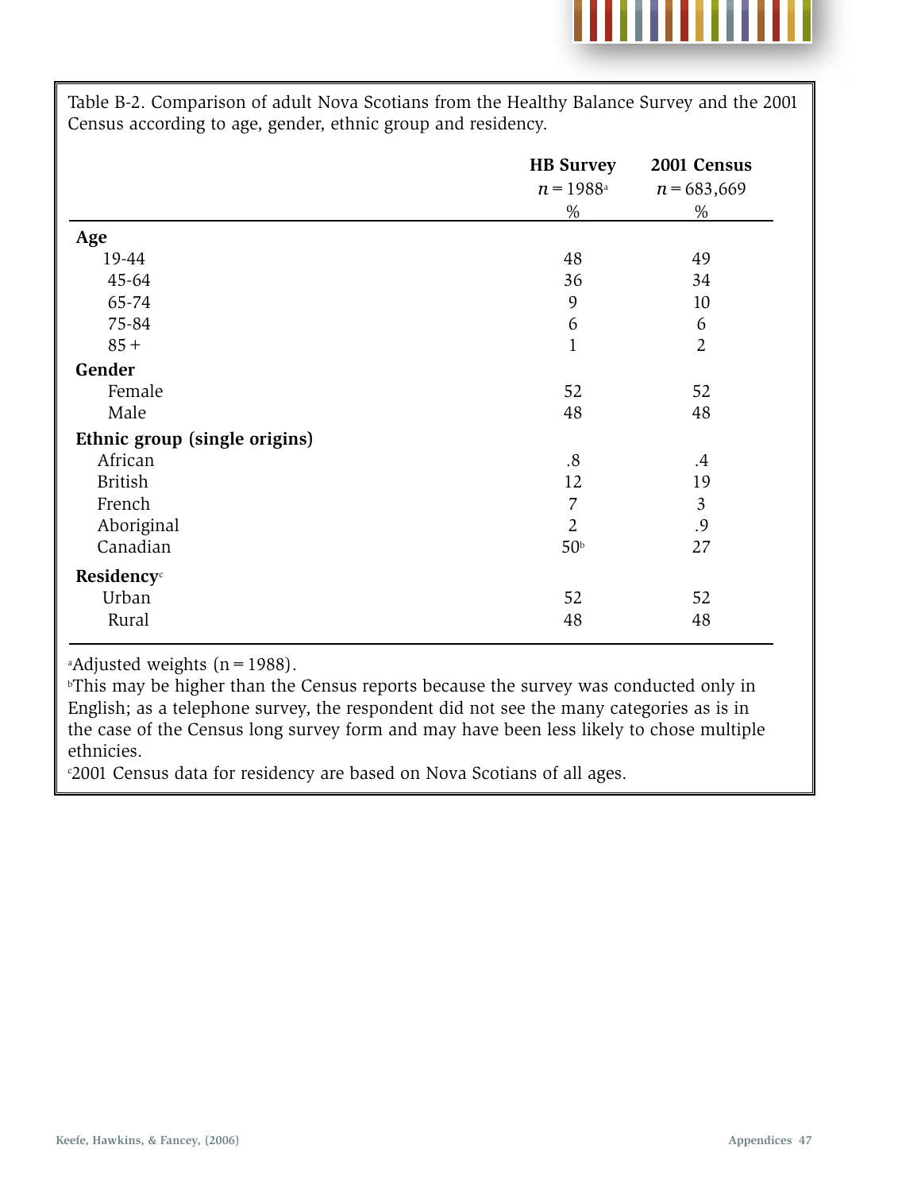Table B-2. Comparison of adult Nova Scotians from the Healthy Balance Survey and the 2001 Census according to age, gender, ethnic group and residency.

| | HB Survey | 2001 Census |
|---|---|---|
| | *n* = 1988[a] | *n* = 683,669 |
| | % | % |
| **Age** | | |
| 19-44 | 48 | 49 |
| 45-64 | 36 | 34 |
| 65-74 | 9 | 10 |
| 75-84 | 6 | 6 |
| 85 + | 1 | 2 |
| **Gender** | | |
| Female | 52 | 52 |
| Male | 48 | 48 |
| **Ethnic group (single origins)** | | |
| African | .8 | .4 |
| British | 12 | 19 |
| French | 7 | 3 |
| Aboriginal | 2 | .9 |
| Canadian | 50[b] | 27 |
| **Residency**[c] | | |
| Urban | 52 | 52 |
| Rural | 48 | 48 |

[a]Adjusted weights (n = 1988).
[b]This may be higher than the Census reports because the survey was conducted only in English; as a telephone survey, the respondent did not see the many categories as is in the case of the Census long survey form and may have been less likely to chose multiple ethnicies.
[c]2001 Census data for residency are based on Nova Scotians of all ages.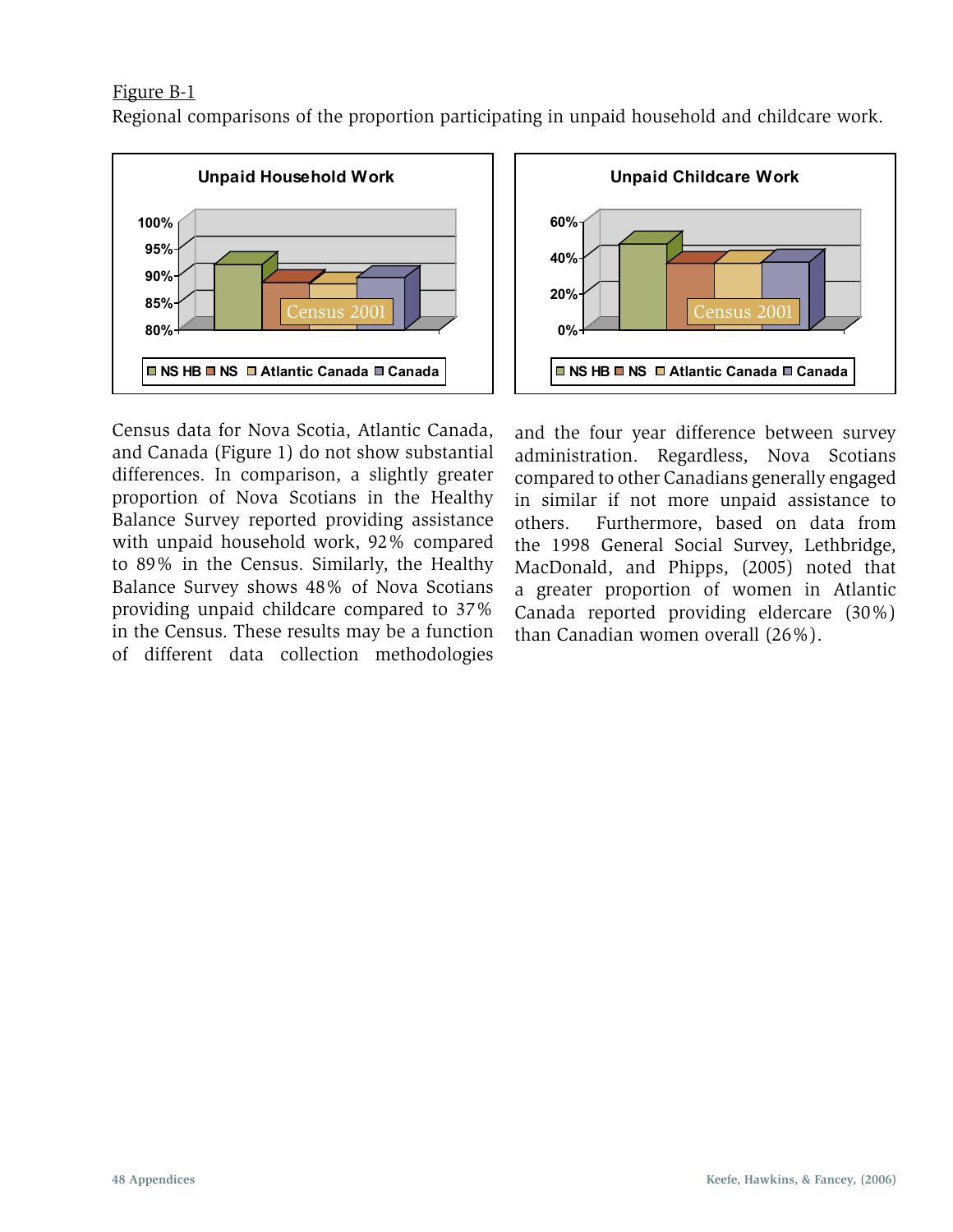Figure B-1

Regional comparisons of the proportion participating in unpaid household and childcare work.

Census data for Nova Scotia, Atlantic Canada, and Canada (Figure 1) do not show substantial differences. In comparison, a slightly greater proportion of Nova Scotians in the Healthy Balance Survey reported providing assistance with unpaid household work, 92% compared to 89% in the Census. Similarly, the Healthy Balance Survey shows 48% of Nova Scotians providing unpaid childcare compared to 37% in the Census. These results may be a function of different data collection methodologies and the four year difference between survey administration. Regardless, Nova Scotians compared to other Canadians generally engaged in similar if not more unpaid assistance to others. Furthermore, based on data from the 1998 General Social Survey, Lethbridge, MacDonald, and Phipps, (2005) noted that a greater proportion of women in Atlantic Canada reported providing eldercare (30%) than Canadian women overall (26%).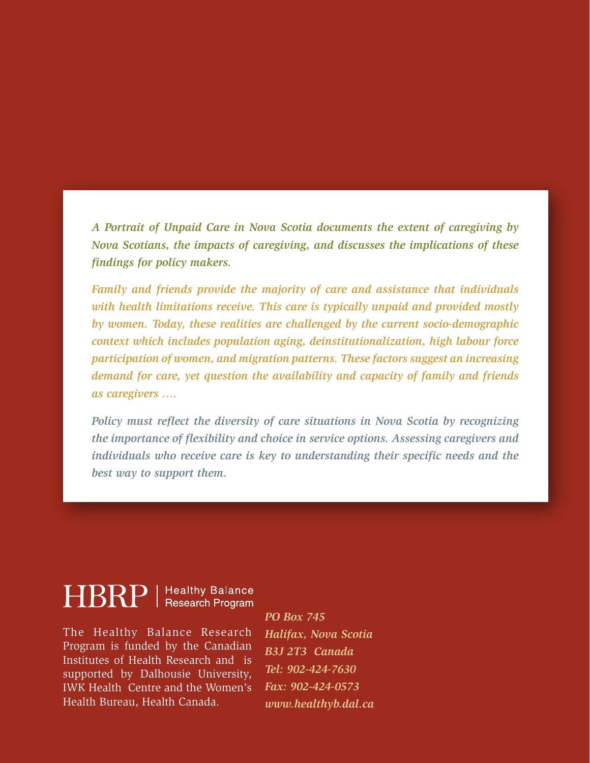*A Portrait of Unpaid Care in Nova Scotia documents the extent of caregiving by Nova Scotians, the impacts of caregiving, and discusses the implications of these findings for policy makers.*

*Family and friends provide the majority of care and assistance that individuals with health limitations receive. This care is typically unpaid and provided mostly by women. Today, these realities are challenged by the current socio-demographic context which includes population aging, deinstitutionalization, high labour force participation of women, and migration patterns. These factors suggest an increasing demand for care, yet question the availability and capacity of family and friends as caregivers ….*

*Policy must reflect the diversity of care situations in Nova Scotia by recognizing the importance of flexibility and choice in service options. Assessing caregivers and individuals who receive care is key to understanding their specific needs and the best way to support them.*

HBRP | Healthy Balance Research Program

The Healthy Balance Research Program is funded by the Canadian Institutes of Health Research and is supported by Dalhousie University, IWK Health Centre and the Women's Health Bureau, Health Canada.

*PO Box 745*
*Halifax, Nova Scotia*
*B3J 2T3 Canada*
*Tel: 902-424-7630*
*Fax: 902-424-0573*
*www.healthyb.dal.ca*